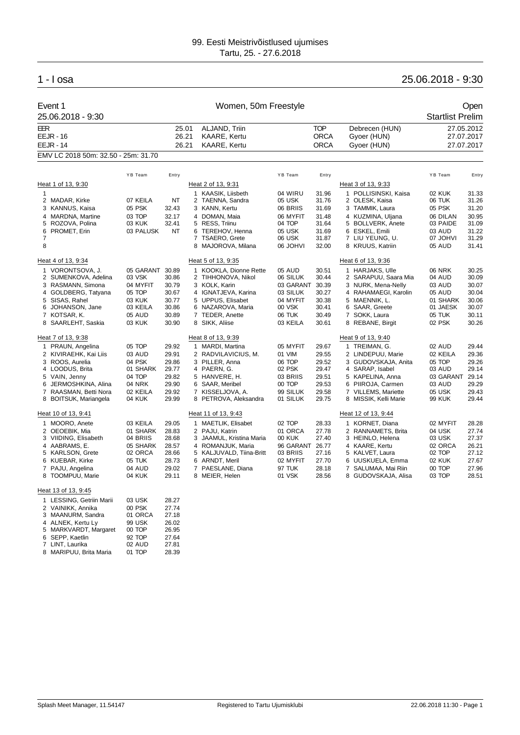# 99. Eesti Meistrivõistlused ujumises
Tartu, 25. - 27.6.2018

## 1 - I osa — 25.06.2018 - 9:30

### Event 1 — Women, 50m Freestyle — Open
25.06.2018 - 9:30 — Startlist Prelim

| | | | | | |
|---|---|---|---|---|---|
| EER | 25.01 | ALJAND, Triin | TOP | Debrecen (HUN) | 27.05.2012 |
| EEJR - 16 | 26.21 | KAARE, Kertu | ORCA | Gyoer (HUN) | 27.07.2017 |
| EEJR - 14 | 26.21 | KAARE, Kertu | ORCA | Gyoer (HUN) | 27.07.2017 |

EMV LC 2018 50m: 32.50 - 25m: 31.70

#### Heat 1 of 13, 9:30

| Lane | Name | YB | Team | Entry |
|---|---|---|---|---|
| 1 | | | | |
| 2 | MADAR, Kirke | 07 | KEILA | NT |
| 3 | KANNUS, Kaisa | 05 | PSK | 32.43 |
| 4 | MARDNA, Martine | 03 | TOP | 32.17 |
| 5 | ROZOVA, Polina | 03 | KUK | 32.41 |
| 6 | PROMET, Erin | 03 | PALUSK | NT |
| 7 | | | | |
| 8 | | | | |

#### Heat 2 of 13, 9:31

| Lane | Name | YB | Team | Entry |
|---|---|---|---|---|
| 1 | KAASIK, Liisbeth | 04 | WIRU | 31.96 |
| 2 | TAENNA, Sandra | 05 | USK | 31.76 |
| 3 | KANN, Kertu | 06 | BRIIS | 31.69 |
| 4 | DOMAN, Maia | 06 | MYFIT | 31.48 |
| 5 | RESS, Triinu | 04 | TOP | 31.64 |
| 6 | TEREHOV, Henna | 05 | USK | 31.69 |
| 7 | TSAERO, Grete | 06 | USK | 31.87 |
| 8 | MAJOROVA, Milana | 06 | JOHVI | 32.00 |

#### Heat 3 of 13, 9:33

| Lane | Name | YB | Team | Entry |
|---|---|---|---|---|
| 1 | POLLISINSKI, Kaisa | 02 | KUK | 31.33 |
| 2 | OLESK, Kaisa | 06 | TUK | 31.26 |
| 3 | TAMMIK, Laura | 05 | PSK | 31.20 |
| 4 | KUZMINA, Uljana | 06 | DILAN | 30.95 |
| 5 | BOLLVERK, Anete | 03 | PAIDE | 31.09 |
| 6 | ESKEL, Emili | 03 | AUD | 31.22 |
| 7 | LIU YEUNG, U. | 07 | JOHVI | 31.29 |
| 8 | KRUUS, Katriin | 05 | AUD | 31.41 |

#### Heat 4 of 13, 9:34

| Lane | Name | YB | Team | Entry |
|---|---|---|---|---|
| 1 | VORONTSOVA, J. | 05 | GARANT | 30.89 |
| 2 | SUMENKOVA, Adelina | 03 | VSK | 30.86 |
| 3 | RASMANN, Simona | 04 | MYFIT | 30.79 |
| 4 | GOLDBERG, Tatyana | 05 | TOP | 30.67 |
| 5 | SISAS, Rahel | 03 | KUK | 30.77 |
| 6 | JOHANSON, Jane | 03 | KEILA | 30.86 |
| 7 | KOTSAR, K. | 05 | AUD | 30.89 |
| 8 | SAARLEHT, Saskia | 03 | KUK | 30.90 |

#### Heat 5 of 13, 9:35

| Lane | Name | YB | Team | Entry |
|---|---|---|---|---|
| 1 | KOOKLA, Dionne Rette | 05 | AUD | 30.51 |
| 2 | TIHHONOVA, Nikol | 06 | SILUK | 30.44 |
| 3 | KOLK, Karin | 03 | GARANT | 30.39 |
| 4 | IGNATJEVA, Karina | 03 | SILUK | 30.27 |
| 5 | UPPUS, Elisabet | 04 | MYFIT | 30.38 |
| 6 | NAZAROVA, Maria | 00 | VSK | 30.41 |
| 7 | TEDER, Anette | 06 | TUK | 30.49 |
| 8 | SIKK, Aliise | 03 | KEILA | 30.61 |

#### Heat 6 of 13, 9:36

| Lane | Name | YB | Team | Entry |
|---|---|---|---|---|
| 1 | HARJAKS, Ulle | 06 | NRK | 30.25 |
| 2 | SARAPUU, Saara Mia | 04 | AUD | 30.09 |
| 3 | NURK, Mena-Nelly | 03 | AUD | 30.07 |
| 4 | RAHAMAEGI, Karolin | 05 | AUD | 30.04 |
| 5 | MAENNIK, L. | 01 | SHARK | 30.06 |
| 6 | SAAR, Greete | 01 | JAESK | 30.07 |
| 7 | SOKK, Laura | 05 | TUK | 30.11 |
| 8 | REBANE, Birgit | 02 | PSK | 30.26 |

#### Heat 7 of 13, 9:38

| Lane | Name | YB | Team | Entry |
|---|---|---|---|---|
| 1 | PRAUN, Angelina | 05 | TOP | 29.92 |
| 2 | KIVIRAEHK, Kai Liis | 03 | AUD | 29.91 |
| 3 | ROOS, Aurelia | 04 | PSK | 29.86 |
| 4 | LOODUS, Brita | 01 | SHARK | 29.77 |
| 5 | VAIN, Jenny | 04 | TOP | 29.82 |
| 6 | JERMOSHKINA, Alina | 04 | NRK | 29.90 |
| 7 | RAASMAN, Betti Nora | 02 | KEILA | 29.92 |
| 8 | BOITSUK, Mariangela | 04 | KUK | 29.99 |

#### Heat 8 of 13, 9:39

| Lane | Name | YB | Team | Entry |
|---|---|---|---|---|
| 1 | MARDI, Martina | 05 | MYFIT | 29.67 |
| 2 | RADVILAVICIUS, M. | 01 | VIM | 29.55 |
| 3 | PILLER, Anna | 06 | TOP | 29.52 |
| 4 | PAERN, G. | 02 | PSK | 29.47 |
| 5 | HANVERE, H. | 03 | BRIIS | 29.51 |
| 6 | SAAR, Meribel | 00 | TOP | 29.53 |
| 7 | KISSELJOVA, A. | 99 | SILUK | 29.58 |
| 8 | PETROVA, Aleksandra | 01 | SILUK | 29.75 |

#### Heat 9 of 13, 9:40

| Lane | Name | YB | Team | Entry |
|---|---|---|---|---|
| 1 | TREIMAN, G. | 02 | AUD | 29.44 |
| 2 | LINDEPUU, Marie | 02 | KEILA | 29.36 |
| 3 | GUDOVSKAJA, Anita | 05 | TOP | 29.26 |
| 4 | SARAP, Isabel | 03 | AUD | 29.14 |
| 5 | KAPELINA, Anna | 03 | GARANT | 29.14 |
| 6 | PIIROJA, Carmen | 03 | AUD | 29.29 |
| 7 | VILLEMS, Mariette | 05 | USK | 29.43 |
| 8 | MISSIK, Kelli Marie | 99 | KUK | 29.44 |

#### Heat 10 of 13, 9:41

| Lane | Name | YB | Team | Entry |
|---|---|---|---|---|
| 1 | MOORO, Anete | 03 | KEILA | 29.05 |
| 2 | OEOEBIK, Mia | 01 | SHARK | 28.83 |
| 3 | VIIDING, Elisabeth | 04 | BRIIS | 28.68 |
| 4 | AABRAMS, E. | 05 | SHARK | 28.57 |
| 5 | KARLSON, Grete | 02 | ORCA | 28.66 |
| 6 | KUEBAR, Kirke | 05 | TUK | 28.73 |
| 7 | PAJU, Angelina | 04 | AUD | 29.02 |
| 8 | TOOMPUU, Marie | 04 | KUK | 29.11 |

#### Heat 11 of 13, 9:43

| Lane | Name | YB | Team | Entry |
|---|---|---|---|---|
| 1 | MAETLIK, Elisabet | 02 | TOP | 28.33 |
| 2 | PAJU, Katrin | 01 | ORCA | 27.78 |
| 3 | JAAMUL, Kristina Maria | 00 | KUK | 27.40 |
| 4 | ROMANJUK, Maria | 96 | GARANT | 26.77 |
| 5 | KALJUVALD, Tiina-Britt | 03 | BRIIS | 27.16 |
| 6 | ARNDT, Meril | 02 | MYFIT | 27.70 |
| 7 | PAESLANE, Diana | 97 | TUK | 28.18 |
| 8 | MEIER, Helen | 01 | VSK | 28.56 |

#### Heat 12 of 13, 9:44

| Lane | Name | YB | Team | Entry |
|---|---|---|---|---|
| 1 | KORNET, Diana | 02 | MYFIT | 28.28 |
| 2 | RANNAMETS, Brita | 04 | USK | 27.74 |
| 3 | HEINLO, Helena | 03 | USK | 27.37 |
| 4 | KAARE, Kertu | 02 | ORCA | 26.21 |
| 5 | KALVET, Laura | 02 | TOP | 27.12 |
| 6 | UUSKUELA, Emma | 02 | KUK | 27.67 |
| 7 | SALUMAA, Mai Riin | 00 | TOP | 27.96 |
| 8 | GUDOVSKAJA, Alisa | 03 | TOP | 28.51 |

#### Heat 13 of 13, 9:45

| Lane | Name | YB | Team | Entry |
|---|---|---|---|---|
| 1 | LESSING, Getriin Marii | 03 | USK | 28.27 |
| 2 | VAINIKK, Annika | 00 | PSK | 27.74 |
| 3 | MAANURM, Sandra | 01 | ORCA | 27.18 |
| 4 | ALNEK, Kertu Ly | 99 | USK | 26.02 |
| 5 | MARKVARDT, Margaret | 00 | TOP | 26.95 |
| 6 | SEPP, Kaetlin | 92 | TOP | 27.64 |
| 7 | LINT, Laurika | 02 | AUD | 27.81 |
| 8 | MARIPUU, Brita Maria | 01 | TOP | 28.39 |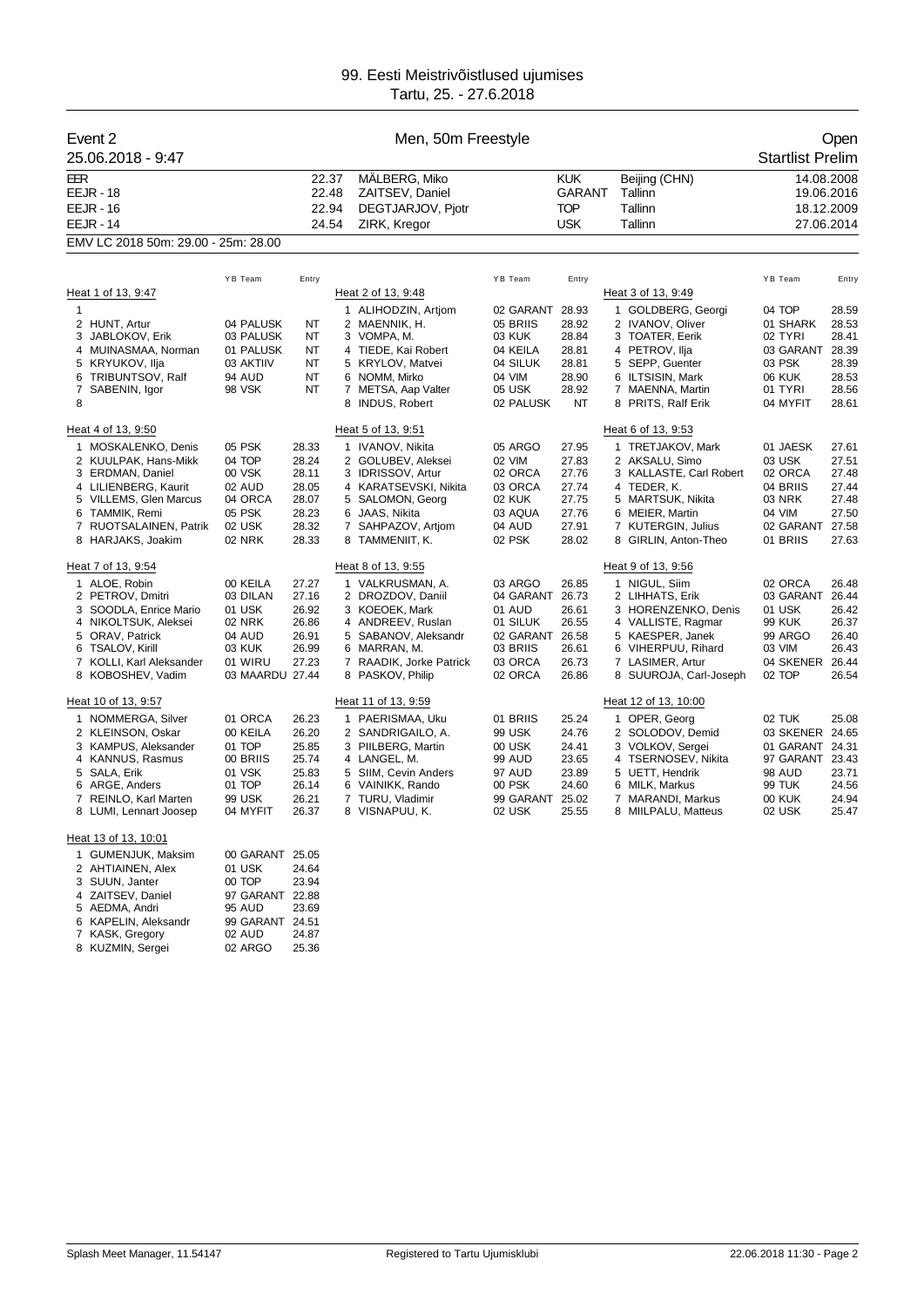# 99. Eesti Meistrivõistlused ujumises
Tartu, 25. - 27.6.2018

## Event 2 — Men, 50m Freestyle — Open

25.06.2018 - 9:47 — Startlist Prelim

| | | | | | |
|---|---|---|---|---|---|
| EER | 22.37 | MÄLBERG, Miko | KUK | Beijing (CHN) | 14.08.2008 |
| EEJR - 18 | 22.48 | ZAITSEV, Daniel | GARANT | Tallinn | 19.06.2016 |
| EEJR - 16 | 22.94 | DEGTJARJOV, Pjotr | TOP | Tallinn | 18.12.2009 |
| EEJR - 14 | 24.54 | ZIRK, Kregor | USK | Tallinn | 27.06.2014 |

EMV LC 2018 50m: 29.00 - 25m: 28.00

### Heat 1 of 13, 9:47

| Lane | Name | YB | Team | Entry |
|---|---|---|---|---|
| 1 | | | | |
| 2 | HUNT, Artur | 04 | PALUSK | NT |
| 3 | JABLOKOV, Erik | 03 | PALUSK | NT |
| 4 | MUINASMAA, Norman | 01 | PALUSK | NT |
| 5 | KRYUKOV, Ilja | 03 | AKTIIV | NT |
| 6 | TRIBUNTSOV, Ralf | 94 | AUD | NT |
| 7 | SABENIN, Igor | 98 | VSK | NT |
| 8 | | | | |

### Heat 2 of 13, 9:48

| Lane | Name | YB | Team | Entry |
|---|---|---|---|---|
| 1 | ALIHODZIN, Artjom | 02 | GARANT | 28.93 |
| 2 | MAENNIK, H. | 05 | BRIIS | 28.92 |
| 3 | VOMPA, M. | 03 | KUK | 28.84 |
| 4 | TIEDE, Kai Robert | 04 | KEILA | 28.81 |
| 5 | KRYLOV, Matvei | 04 | SILUK | 28.81 |
| 6 | NOMM, Mirko | 04 | VIM | 28.90 |
| 7 | METSA, Aap Valter | 05 | USK | 28.92 |
| 8 | INDUS, Robert | 02 | PALUSK | NT |

### Heat 3 of 13, 9:49

| Lane | Name | YB | Team | Entry |
|---|---|---|---|---|
| 1 | GOLDBERG, Georgi | 04 | TOP | 28.59 |
| 2 | IVANOV, Oliver | 01 | SHARK | 28.53 |
| 3 | TOATER, Eerik | 02 | TYRI | 28.41 |
| 4 | PETROV, Ilja | 03 | GARANT | 28.39 |
| 5 | SEPP, Guenter | 03 | PSK | 28.39 |
| 6 | ILTSISIN, Mark | 06 | KUK | 28.53 |
| 7 | MAENNA, Martin | 01 | TYRI | 28.56 |
| 8 | PRITS, Ralf Erik | 04 | MYFIT | 28.61 |

### Heat 4 of 13, 9:50

| Lane | Name | YB | Team | Entry |
|---|---|---|---|---|
| 1 | MOSKALENKO, Denis | 05 | PSK | 28.33 |
| 2 | KUULPAK, Hans-Mikk | 04 | TOP | 28.24 |
| 3 | ERDMAN, Daniel | 00 | VSK | 28.11 |
| 4 | LILIENBERG, Kaurit | 02 | AUD | 28.05 |
| 5 | VILLEMS, Glen Marcus | 04 | ORCA | 28.07 |
| 6 | TAMMIK, Remi | 05 | PSK | 28.23 |
| 7 | RUOTSALAINEN, Patrik | 02 | USK | 28.32 |
| 8 | HARJAKS, Joakim | 02 | NRK | 28.33 |

### Heat 5 of 13, 9:51

| Lane | Name | YB | Team | Entry |
|---|---|---|---|---|
| 1 | IVANOV, Nikita | 05 | ARGO | 27.95 |
| 2 | GOLUBEV, Aleksei | 02 | VIM | 27.83 |
| 3 | IDRISSOV, Artur | 02 | ORCA | 27.76 |
| 4 | KARATSEVSKI, Nikita | 03 | ORCA | 27.74 |
| 5 | SALOMON, Georg | 02 | KUK | 27.75 |
| 6 | JAAS, Nikita | 03 | AQUA | 27.76 |
| 7 | SAHPAZOV, Artjom | 04 | AUD | 27.91 |
| 8 | TAMMENIIT, K. | 02 | PSK | 28.02 |

### Heat 6 of 13, 9:53

| Lane | Name | YB | Team | Entry |
|---|---|---|---|---|
| 1 | TRETJAKOV, Mark | 01 | JAESK | 27.61 |
| 2 | AKSALU, Simo | 03 | USK | 27.51 |
| 3 | KALLASTE, Carl Robert | 02 | ORCA | 27.48 |
| 4 | TEDER, K. | 04 | BRIIS | 27.44 |
| 5 | MARTSUK, Nikita | 03 | NRK | 27.48 |
| 6 | MEIER, Martin | 04 | VIM | 27.50 |
| 7 | KUTERGIN, Julius | 02 | GARANT | 27.58 |
| 8 | GIRLIN, Anton-Theo | 01 | BRIIS | 27.63 |

### Heat 7 of 13, 9:54

| Lane | Name | YB | Team | Entry |
|---|---|---|---|---|
| 1 | ALOE, Robin | 00 | KEILA | 27.27 |
| 2 | PETROV, Dmitri | 03 | DILAN | 27.16 |
| 3 | SOODLA, Enrice Mario | 01 | USK | 26.92 |
| 4 | NIKOLTSUK, Aleksei | 02 | NRK | 26.86 |
| 5 | ORAV, Patrick | 04 | AUD | 26.91 |
| 6 | TSALOV, Kirill | 03 | KUK | 26.99 |
| 7 | KOLLI, Karl Aleksander | 01 | WIRU | 27.23 |
| 8 | KOBOSHEV, Vadim | 03 | MAARDU | 27.44 |

### Heat 8 of 13, 9:55

| Lane | Name | YB | Team | Entry |
|---|---|---|---|---|
| 1 | VALKRUSMAN, A. | 03 | ARGO | 26.85 |
| 2 | DROZDOV, Daniil | 04 | GARANT | 26.73 |
| 3 | KOEOEK, Mark | 01 | AUD | 26.61 |
| 4 | ANDREEV, Ruslan | 01 | SILUK | 26.55 |
| 5 | SABANOV, Aleksandr | 02 | GARANT | 26.58 |
| 6 | MARRAN, M. | 03 | BRIIS | 26.61 |
| 7 | RAADIK, Jorke Patrick | 03 | ORCA | 26.73 |
| 8 | PASKOV, Philip | 02 | ORCA | 26.86 |

### Heat 9 of 13, 9:56

| Lane | Name | YB | Team | Entry |
|---|---|---|---|---|
| 1 | NIGUL, Siim | 02 | ORCA | 26.48 |
| 2 | LIHHATS, Erik | 03 | GARANT | 26.44 |
| 3 | HORENZENKO, Denis | 01 | USK | 26.42 |
| 4 | VALLISTE, Ragmar | 99 | KUK | 26.37 |
| 5 | KAESPER, Janek | 99 | ARGO | 26.40 |
| 6 | VIHERPUU, Rihard | 03 | VIM | 26.43 |
| 7 | LASIMER, Artur | 04 | SKENER | 26.44 |
| 8 | SUUROJA, Carl-Joseph | 02 | TOP | 26.54 |

### Heat 10 of 13, 9:57

| Lane | Name | YB | Team | Entry |
|---|---|---|---|---|
| 1 | NOMMERGA, Silver | 01 | ORCA | 26.23 |
| 2 | KLEINSON, Oskar | 00 | KEILA | 26.20 |
| 3 | KAMPUS, Aleksander | 01 | TOP | 25.85 |
| 4 | KANNUS, Rasmus | 00 | BRIIS | 25.74 |
| 5 | SALA, Erik | 01 | VSK | 25.83 |
| 6 | ARGE, Anders | 01 | TOP | 26.14 |
| 7 | REINLO, Karl Marten | 99 | USK | 26.21 |
| 8 | LUMI, Lennart Joosep | 04 | MYFIT | 26.37 |

### Heat 11 of 13, 9:59

| Lane | Name | YB | Team | Entry |
|---|---|---|---|---|
| 1 | PAERISMAA, Uku | 01 | BRIIS | 25.24 |
| 2 | SANDRIGAILO, A. | 99 | USK | 24.76 |
| 3 | PIILBERG, Martin | 00 | USK | 24.41 |
| 4 | LANGEL, M. | 99 | AUD | 23.65 |
| 5 | SIIM, Cevin Anders | 97 | AUD | 23.89 |
| 6 | VAINIKK, Rando | 00 | PSK | 24.60 |
| 7 | TURU, Vladimir | 99 | GARANT | 25.02 |
| 8 | VISNAPUU, K. | 02 | USK | 25.55 |

### Heat 12 of 13, 10:00

| Lane | Name | YB | Team | Entry |
|---|---|---|---|---|
| 1 | OPER, Georg | 02 | TUK | 25.08 |
| 2 | SOLODOV, Demid | 03 | SKENER | 24.65 |
| 3 | VOLKOV, Sergei | 01 | GARANT | 24.31 |
| 4 | TSERNOSEV, Nikita | 97 | GARANT | 23.43 |
| 5 | UETT, Hendrik | 98 | AUD | 23.71 |
| 6 | MILK, Markus | 99 | TUK | 24.56 |
| 7 | MARANDI, Markus | 00 | KUK | 24.94 |
| 8 | MIILPALU, Matteus | 02 | USK | 25.47 |

### Heat 13 of 13, 10:01

| Lane | Name | YB | Team | Entry |
|---|---|---|---|---|
| 1 | GUMENJUK, Maksim | 00 | GARANT | 25.05 |
| 2 | AHTIAINEN, Alex | 01 | USK | 24.64 |
| 3 | SUUN, Janter | 00 | TOP | 23.94 |
| 4 | ZAITSEV, Daniel | 97 | GARANT | 22.88 |
| 5 | AEDMA, Andri | 95 | AUD | 23.69 |
| 6 | KAPELIN, Aleksandr | 99 | GARANT | 24.51 |
| 7 | KASK, Gregory | 02 | AUD | 24.87 |
| 8 | KUZMIN, Sergei | 02 | ARGO | 25.36 |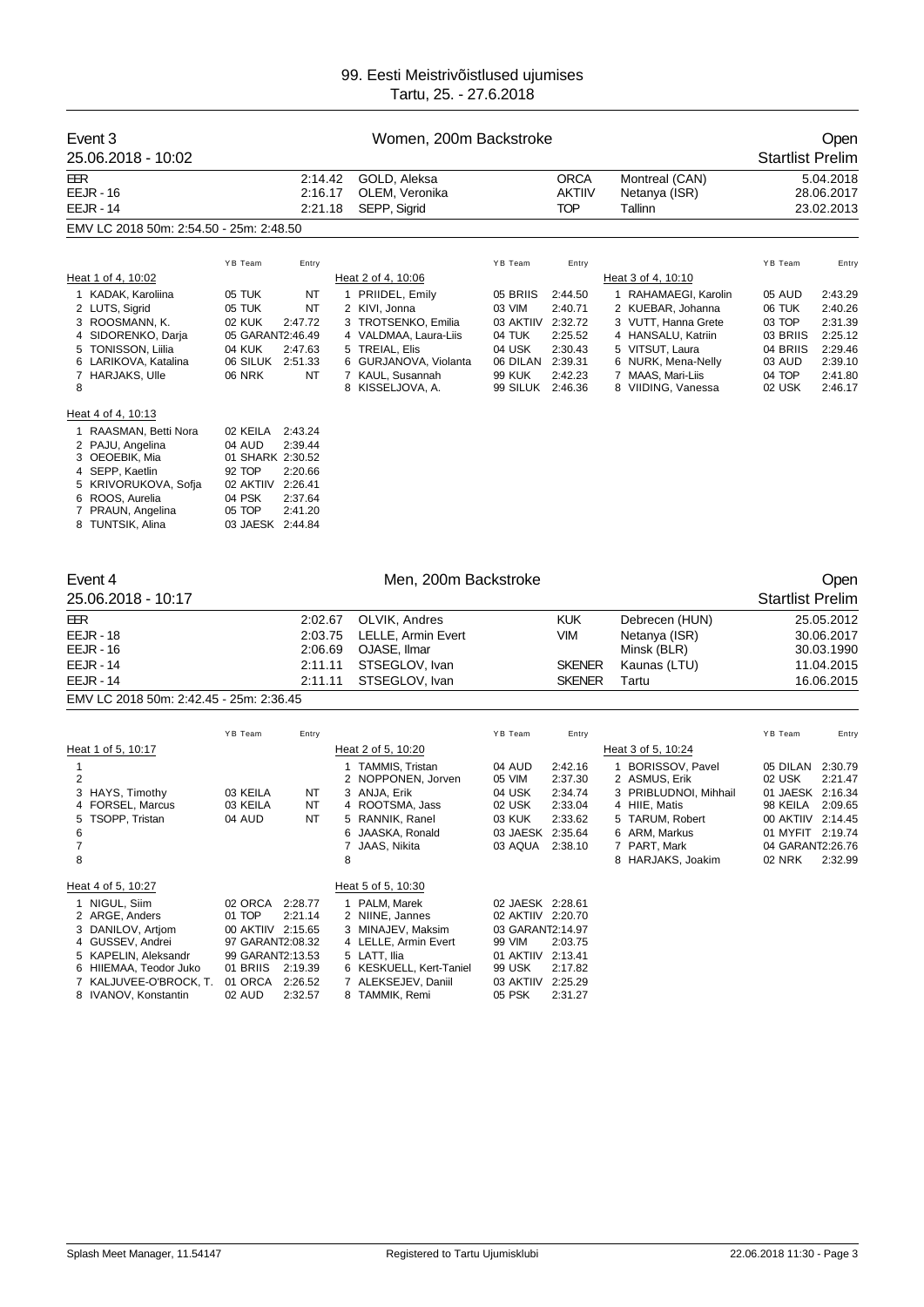# 99. Eesti Meistrivõistlused ujumises

Tartu, 25. - 27.6.2018

## Event 3 — Women, 200m Backstroke — Open

25.06.2018 - 10:02 — Startlist Prelim

| | Time | Name | Team | Place | Date |
|---|---|---|---|---|---|
| EER | 2:14.42 | GOLD, Aleksa | ORCA | Montreal (CAN) | 5.04.2018 |
| EEJR - 16 | 2:16.17 | OLEM, Veronika | AKTIIV | Netanya (ISR) | 28.06.2017 |
| EEJR - 14 | 2:21.18 | SEPP, Sigrid | TOP | Tallinn | 23.02.2013 |

EMV LC 2018 50m: 2:54.50 - 25m: 2:48.50

### Heat 1 of 4, 10:02

| Lane | Name | YB | Team | Entry |
|---|---|---|---|---|
| 1 | KADAK, Karoliina | 05 | TUK | NT |
| 2 | LUTS, Sigrid | 05 | TUK | NT |
| 3 | ROOSMANN, K. | 02 | KUK | 2:47.72 |
| 4 | SIDORENKO, Darja | 05 | GARANT | 2:46.49 |
| 5 | TONISSON, Liilia | 04 | KUK | 2:47.63 |
| 6 | LARIKOVA, Katalina | 06 | SILUK | 2:51.33 |
| 7 | HARJAKS, Ulle | 06 | NRK | NT |
| 8 | | | | |

### Heat 2 of 4, 10:06

| Lane | Name | YB | Team | Entry |
|---|---|---|---|---|
| 1 | PRIIDEL, Emily | 05 | BRIIS | 2:44.50 |
| 2 | KIVI, Jonna | 03 | VIM | 2:40.71 |
| 3 | TROTSENKO, Emilia | 03 | AKTIIV | 2:32.72 |
| 4 | VALDMAA, Laura-Liis | 04 | TUK | 2:25.52 |
| 5 | TREIAL, Elis | 04 | USK | 2:30.43 |
| 6 | GURJANOVA, Violanta | 06 | DILAN | 2:39.31 |
| 7 | KAUL, Susannah | 99 | KUK | 2:42.23 |
| 8 | KISSELJOVA, A. | 99 | SILUK | 2:46.36 |

### Heat 3 of 4, 10:10

| Lane | Name | YB | Team | Entry |
|---|---|---|---|---|
| 1 | RAHAMAEGI, Karolin | 05 | AUD | 2:43.29 |
| 2 | KUEBAR, Johanna | 06 | TUK | 2:40.26 |
| 3 | VUTT, Hanna Grete | 03 | TOP | 2:31.39 |
| 4 | HANSALU, Katriin | 03 | BRIIS | 2:25.12 |
| 5 | VITSUT, Laura | 04 | BRIIS | 2:29.46 |
| 6 | NURK, Mena-Nelly | 03 | AUD | 2:39.10 |
| 7 | MAAS, Mari-Liis | 04 | TOP | 2:41.80 |
| 8 | VIIDING, Vanessa | 02 | USK | 2:46.17 |

### Heat 4 of 4, 10:13

| Lane | Name | YB | Team | Entry |
|---|---|---|---|---|
| 1 | RAASMAN, Betti Nora | 02 | KEILA | 2:43.24 |
| 2 | PAJU, Angelina | 04 | AUD | 2:39.44 |
| 3 | OEOEBIK, Mia | 01 | SHARK | 2:30.52 |
| 4 | SEPP, Kaetlin | 92 | TOP | 2:20.66 |
| 5 | KRIVORUKOVA, Sofja | 02 | AKTIIV | 2:26.41 |
| 6 | ROOS, Aurelia | 04 | PSK | 2:37.64 |
| 7 | PRAUN, Angelina | 05 | TOP | 2:41.20 |
| 8 | TUNTSIK, Alina | 03 | JAESK | 2:44.84 |

## Event 4 — Men, 200m Backstroke — Open

25.06.2018 - 10:17 — Startlist Prelim

| | Time | Name | Team | Place | Date |
|---|---|---|---|---|---|
| EER | 2:02.67 | OLVIK, Andres | KUK | Debrecen (HUN) | 25.05.2012 |
| EEJR - 18 | 2:03.75 | LELLE, Armin Evert | VIM | Netanya (ISR) | 30.06.2017 |
| EEJR - 16 | 2:06.69 | OJASE, Ilmar | | Minsk (BLR) | 30.03.1990 |
| EEJR - 14 | 2:11.11 | STSEGLOV, Ivan | SKENER | Kaunas (LTU) | 11.04.2015 |
| EEJR - 14 | 2:11.11 | STSEGLOV, Ivan | SKENER | Tartu | 16.06.2015 |

EMV LC 2018 50m: 2:42.45 - 25m: 2:36.45

### Heat 1 of 5, 10:17

| Lane | Name | YB | Team | Entry |
|---|---|---|---|---|
| 1 | | | | |
| 2 | | | | |
| 3 | HAYS, Timothy | 03 | KEILA | NT |
| 4 | FORSEL, Marcus | 03 | KEILA | NT |
| 5 | TSOPP, Tristan | 04 | AUD | NT |
| 6 | | | | |
| 7 | | | | |
| 8 | | | | |

### Heat 2 of 5, 10:20

| Lane | Name | YB | Team | Entry |
|---|---|---|---|---|
| 1 | TAMMIS, Tristan | 04 | AUD | 2:42.16 |
| 2 | NOPPONEN, Jorven | 05 | VIM | 2:37.30 |
| 3 | ANJA, Erik | 04 | USK | 2:34.74 |
| 4 | ROOTSMA, Jass | 02 | USK | 2:33.04 |
| 5 | RANNIK, Ranel | 03 | KUK | 2:33.62 |
| 6 | JAASKA, Ronald | 03 | JAESK | 2:35.64 |
| 7 | JAAS, Nikita | 03 | AQUA | 2:38.10 |
| 8 | | | | |

### Heat 3 of 5, 10:24

| Lane | Name | YB | Team | Entry |
|---|---|---|---|---|
| 1 | BORISSOV, Pavel | 05 | DILAN | 2:30.79 |
| 2 | ASMUS, Erik | 02 | USK | 2:21.47 |
| 3 | PRIBLUDNOI, Mihhail | 01 | JAESK | 2:16.34 |
| 4 | HIIE, Matis | 98 | KEILA | 2:09.65 |
| 5 | TARUM, Robert | 00 | AKTIIV | 2:14.45 |
| 6 | ARM, Markus | 01 | MYFIT | 2:19.74 |
| 7 | PART, Mark | 04 | GARANT | 2:26.76 |
| 8 | HARJAKS, Joakim | 02 | NRK | 2:32.99 |

### Heat 4 of 5, 10:27

| Lane | Name | YB | Team | Entry |
|---|---|---|---|---|
| 1 | NIGUL, Siim | 02 | ORCA | 2:28.77 |
| 2 | ARGE, Anders | 01 | TOP | 2:21.14 |
| 3 | DANILOV, Artjom | 00 | AKTIIV | 2:15.65 |
| 4 | GUSSEV, Andrei | 97 | GARANT | 2:08.32 |
| 5 | KAPELIN, Aleksandr | 99 | GARANT | 2:13.53 |
| 6 | HIIEMAA, Teodor Juko | 01 | BRIIS | 2:19.39 |
| 7 | KALJUVEE-O'BROCK, T. | 01 | ORCA | 2:26.52 |
| 8 | IVANOV, Konstantin | 02 | AUD | 2:32.57 |

### Heat 5 of 5, 10:30

| Lane | Name | YB | Team | Entry |
|---|---|---|---|---|
| 1 | PALM, Marek | 02 | JAESK | 2:28.61 |
| 2 | NIINE, Jannes | 02 | AKTIIV | 2:20.70 |
| 3 | MINAJEV, Maksim | 03 | GARANT | 2:14.97 |
| 4 | LELLE, Armin Evert | 99 | VIM | 2:03.75 |
| 5 | LATT, Ilia | 01 | AKTIIV | 2:13.41 |
| 6 | KESKUELL, Kert-Taniel | 99 | USK | 2:17.82 |
| 7 | ALEKSEJEV, Daniil | 03 | AKTIIV | 2:25.29 |
| 8 | TAMMIK, Remi | 05 | PSK | 2:31.27 |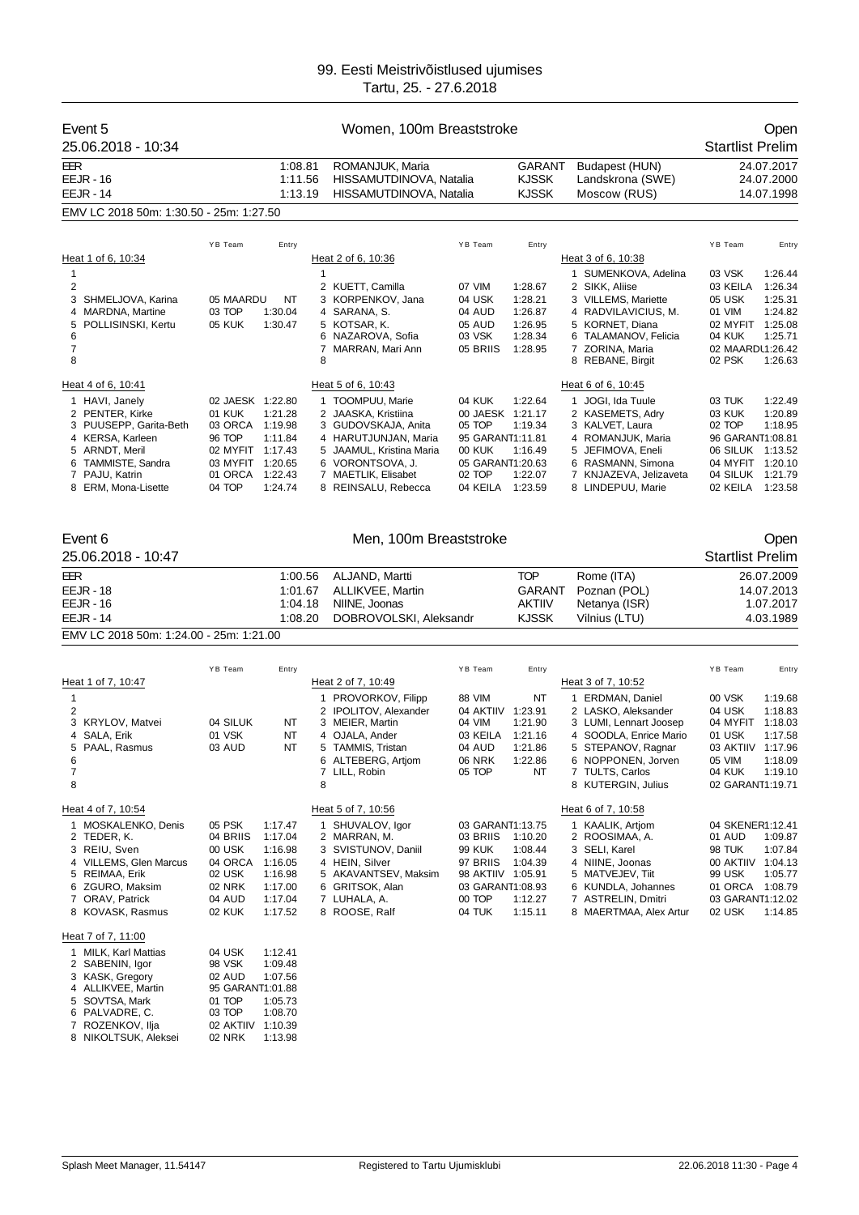# 99. Eesti Meistrivõistlused ujumises

Tartu, 25. - 27.6.2018

## Event 5 — Women, 100m Breaststroke — Open

25.06.2018 - 10:34 — Startlist Prelim

| | | | | | |
|---|---|---|---|---|---|
| EER | 1:08.81 | ROMANJUK, Maria | GARANT | Budapest (HUN) | 24.07.2017 |
| EEJR - 16 | 1:11.56 | HISSAMUTDINOVA, Natalia | KJSSK | Landskrona (SWE) | 24.07.2000 |
| EEJR - 14 | 1:13.19 | HISSAMUTDINOVA, Natalia | KJSSK | Moscow (RUS) | 14.07.1998 |

EMV LC 2018 50m: 1:30.50 - 25m: 1:27.50

### Heat 1 of 6, 10:34

| Lane | Name | YB | Team | Entry |
|---|---|---|---|---|
| 1 | | | | |
| 2 | | | | |
| 3 | SHMELJOVA, Karina | 05 | MAARDU | NT |
| 4 | MARDNA, Martine | 03 | TOP | 1:30.04 |
| 5 | POLLISINSKI, Kertu | 05 | KUK | 1:30.47 |
| 6 | | | | |
| 7 | | | | |
| 8 | | | | |

### Heat 2 of 6, 10:36

| Lane | Name | YB | Team | Entry |
|---|---|---|---|---|
| 1 | | | | |
| 2 | KUETT, Camilla | 07 | VIM | 1:28.67 |
| 3 | KORPENKOV, Jana | 04 | USK | 1:28.21 |
| 4 | SARANA, S. | 04 | AUD | 1:26.87 |
| 5 | KOTSAR, K. | 05 | AUD | 1:26.95 |
| 6 | NAZAROVA, Sofia | 03 | VSK | 1:28.34 |
| 7 | MARRAN, Mari Ann | 05 | BRIIS | 1:28.95 |
| 8 | | | | |

### Heat 3 of 6, 10:38

| Lane | Name | YB | Team | Entry |
|---|---|---|---|---|
| 1 | SUMENKOVA, Adelina | 03 | VSK | 1:26.44 |
| 2 | SIKK, Aliise | 03 | KEILA | 1:26.34 |
| 3 | VILLEMS, Mariette | 05 | USK | 1:25.31 |
| 4 | RADVILAVICIUS, M. | 01 | VIM | 1:24.82 |
| 5 | KORNET, Diana | 02 | MYFIT | 1:25.08 |
| 6 | TALAMANOV, Felicia | 04 | KUK | 1:25.71 |
| 7 | ZORINA, Maria | 02 | MAARDU | 1:26.42 |
| 8 | REBANE, Birgit | 02 | PSK | 1:26.63 |

### Heat 4 of 6, 10:41

| Lane | Name | YB | Team | Entry |
|---|---|---|---|---|
| 1 | HAVI, Janely | 02 | JAESK | 1:22.80 |
| 2 | PENTER, Kirke | 01 | KUK | 1:21.28 |
| 3 | PUUSEPP, Garita-Beth | 03 | ORCA | 1:19.98 |
| 4 | KERSA, Karleen | 96 | TOP | 1:11.84 |
| 5 | ARNDT, Meril | 02 | MYFIT | 1:17.43 |
| 6 | TAMMISTE, Sandra | 03 | MYFIT | 1:20.65 |
| 7 | PAJU, Katrin | 01 | ORCA | 1:22.43 |
| 8 | ERM, Mona-Lisette | 04 | TOP | 1:24.74 |

### Heat 5 of 6, 10:43

| Lane | Name | YB | Team | Entry |
|---|---|---|---|---|
| 1 | TOOMPUU, Marie | 04 | KUK | 1:22.64 |
| 2 | JAASKA, Kristiina | 00 | JAESK | 1:21.17 |
| 3 | GUDOVSKAJA, Anita | 05 | TOP | 1:19.34 |
| 4 | HARUTJUNJAN, Maria | 95 | GARANT | 1:11.81 |
| 5 | JAAMUL, Kristina Maria | 00 | KUK | 1:16.49 |
| 6 | VORONTSOVA, J. | 05 | GARANT | 1:20.63 |
| 7 | MAETLIK, Elisabet | 02 | TOP | 1:22.07 |
| 8 | REINSALU, Rebecca | 04 | KEILA | 1:23.59 |

### Heat 6 of 6, 10:45

| Lane | Name | YB | Team | Entry |
|---|---|---|---|---|
| 1 | JOGI, Ida Tuule | 03 | TUK | 1:22.49 |
| 2 | KASEMETS, Adry | 03 | KUK | 1:20.89 |
| 3 | KALVET, Laura | 02 | TOP | 1:18.95 |
| 4 | ROMANJUK, Maria | 96 | GARANT | 1:08.81 |
| 5 | JEFIMOVA, Eneli | 06 | SILUK | 1:13.52 |
| 6 | RASMANN, Simona | 04 | MYFIT | 1:20.10 |
| 7 | KNJAZEVA, Jelizaveta | 04 | SILUK | 1:21.79 |
| 8 | LINDEPUU, Marie | 02 | KEILA | 1:23.58 |

## Event 6 — Men, 100m Breaststroke — Open

25.06.2018 - 10:47 — Startlist Prelim

| | | | | | |
|---|---|---|---|---|---|
| EER | 1:00.56 | ALJAND, Martti | TOP | Rome (ITA) | 26.07.2009 |
| EEJR - 18 | 1:01.67 | ALLIKVEE, Martin | GARANT | Poznan (POL) | 14.07.2013 |
| EEJR - 16 | 1:04.18 | NIINE, Joonas | AKTIIV | Netanya (ISR) | 1.07.2017 |
| EEJR - 14 | 1:08.20 | DOBROVOLSKI, Aleksandr | KJSSK | Vilnius (LTU) | 4.03.1989 |

EMV LC 2018 50m: 1:24.00 - 25m: 1:21.00

### Heat 1 of 7, 10:47

| Lane | Name | YB | Team | Entry |
|---|---|---|---|---|
| 1 | | | | |
| 2 | | | | |
| 3 | KRYLOV, Matvei | 04 | SILUK | NT |
| 4 | SALA, Erik | 01 | VSK | NT |
| 5 | PAAL, Rasmus | 03 | AUD | NT |
| 6 | | | | |
| 7 | | | | |
| 8 | | | | |

### Heat 2 of 7, 10:49

| Lane | Name | YB | Team | Entry |
|---|---|---|---|---|
| 1 | PROVORKOV, Filipp | 88 | VIM | NT |
| 2 | IPOLITOV, Alexander | 04 | AKTIIV | 1:23.91 |
| 3 | MEIER, Martin | 04 | VIM | 1:21.90 |
| 4 | OJALA, Ander | 03 | KEILA | 1:21.16 |
| 5 | TAMMIS, Tristan | 04 | AUD | 1:21.86 |
| 6 | ALTEBERG, Artjom | 06 | NRK | 1:22.86 |
| 7 | LILL, Robin | 05 | TOP | NT |
| 8 | | | | |

### Heat 3 of 7, 10:52

| Lane | Name | YB | Team | Entry |
|---|---|---|---|---|
| 1 | ERDMAN, Daniel | 00 | VSK | 1:19.68 |
| 2 | LASKO, Aleksander | 04 | USK | 1:18.83 |
| 3 | LUMI, Lennart Joosep | 04 | MYFIT | 1:18.03 |
| 4 | SOODLA, Enrice Mario | 01 | USK | 1:17.58 |
| 5 | STEPANOV, Ragnar | 03 | AKTIIV | 1:17.96 |
| 6 | NOPPONEN, Jorven | 05 | VIM | 1:18.09 |
| 7 | TULTS, Carlos | 04 | KUK | 1:19.10 |
| 8 | KUTERGIN, Julius | 02 | GARANT | 1:19.71 |

### Heat 4 of 7, 10:54

| Lane | Name | YB | Team | Entry |
|---|---|---|---|---|
| 1 | MOSKALENKO, Denis | 05 | PSK | 1:17.47 |
| 2 | TEDER, K. | 04 | BRIIS | 1:17.04 |
| 3 | REIU, Sven | 00 | USK | 1:16.98 |
| 4 | VILLEMS, Glen Marcus | 04 | ORCA | 1:16.05 |
| 5 | REIMAA, Erik | 02 | USK | 1:16.98 |
| 6 | ZGURO, Maksim | 02 | NRK | 1:17.00 |
| 7 | ORAV, Patrick | 04 | AUD | 1:17.04 |
| 8 | KOVASK, Rasmus | 02 | KUK | 1:17.52 |

### Heat 5 of 7, 10:56

| Lane | Name | YB | Team | Entry |
|---|---|---|---|---|
| 1 | SHUVALOV, Igor | 03 | GARANT | 1:13.75 |
| 2 | MARRAN, M. | 03 | BRIIS | 1:10.20 |
| 3 | SVISTUNOV, Daniil | 99 | KUK | 1:08.44 |
| 4 | HEIN, Silver | 97 | BRIIS | 1:04.39 |
| 5 | AKAVANTSEV, Maksim | 98 | AKTIIV | 1:05.91 |
| 6 | GRITSOK, Alan | 03 | GARANT | 1:08.93 |
| 7 | LUHALA, A. | 00 | TOP | 1:12.27 |
| 8 | ROOSE, Ralf | 04 | TUK | 1:15.11 |

### Heat 6 of 7, 10:58

| Lane | Name | YB | Team | Entry |
|---|---|---|---|---|
| 1 | KAALIK, Artjom | 04 | SKENER | 1:12.41 |
| 2 | ROOSIMAA, A. | 01 | AUD | 1:09.87 |
| 3 | SELI, Karel | 98 | TUK | 1:07.84 |
| 4 | NIINE, Joonas | 00 | AKTIIV | 1:04.13 |
| 5 | MATVEJEV, Tiit | 99 | USK | 1:05.77 |
| 6 | KUNDLA, Johannes | 01 | ORCA | 1:08.79 |
| 7 | ASTRELIN, Dmitri | 03 | GARANT | 1:12.02 |
| 8 | MAERTMAA, Alex Artur | 02 | USK | 1:14.85 |

### Heat 7 of 7, 11:00

| Lane | Name | YB | Team | Entry |
|---|---|---|---|---|
| 1 | MILK, Karl Mattias | 04 | USK | 1:12.41 |
| 2 | SABENIN, Igor | 98 | VSK | 1:09.48 |
| 3 | KASK, Gregory | 02 | AUD | 1:07.56 |
| 4 | ALLIKVEE, Martin | 95 | GARANT | 1:01.88 |
| 5 | SOVTSA, Mark | 01 | TOP | 1:05.73 |
| 6 | PALVADRE, C. | 03 | TOP | 1:08.70 |
| 7 | ROZENKOV, Ilja | 02 | AKTIIV | 1:10.39 |
| 8 | NIKOLTSUK, Aleksei | 02 | NRK | 1:13.98 |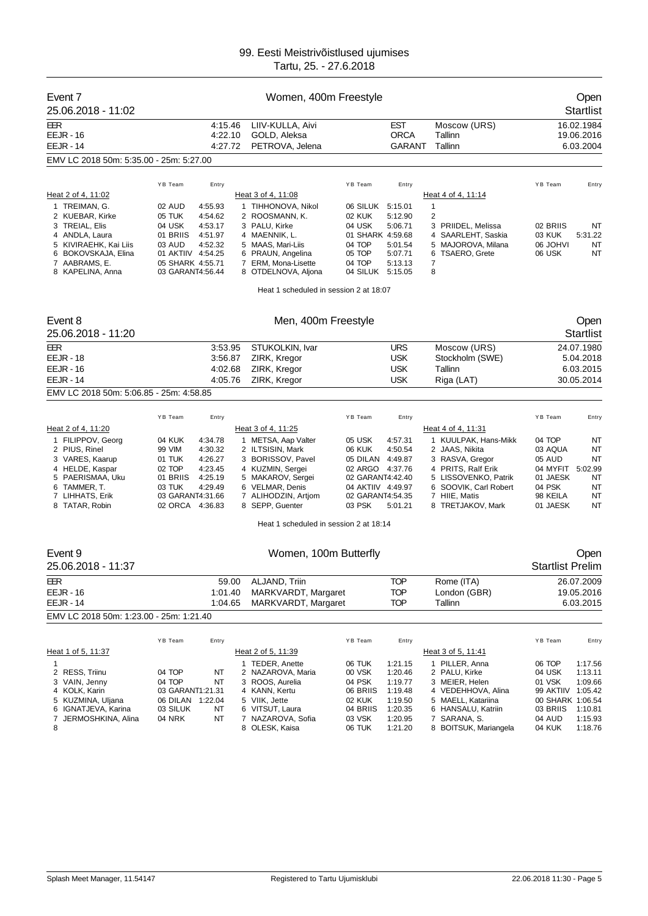# 99. Eesti Meistrivõistlused ujumises

Tartu, 25. - 27.6.2018

## Event 7 — Women, 400m Freestyle — Open

25.06.2018 - 11:02 — Startlist

| | | | | | |
|---|---|---|---|---|---|
| EER | 4:15.46 | LIIV-KULLA, Aivi | EST | Moscow (URS) | 16.02.1984 |
| EEJR - 16 | 4:22.10 | GOLD, Aleksa | ORCA | Tallinn | 19.06.2016 |
| EEJR - 14 | 4:27.72 | PETROVA, Jelena | GARANT | Tallinn | 6.03.2004 |

EMV LC 2018 50m: 5:35.00 - 25m: 5:27.00

**Heat 2 of 4, 11:02**

| Lane | Name | YB | Team | Entry |
|---|---|---|---|---|
| 1 | TREIMAN, G. | 02 | AUD | 4:55.93 |
| 2 | KUEBAR, Kirke | 05 | TUK | 4:54.62 |
| 3 | TREIAL, Elis | 04 | USK | 4:53.17 |
| 4 | ANDLA, Laura | 01 | BRIIS | 4:51.97 |
| 5 | KIVIRAEHK, Kai Liis | 03 | AUD | 4:52.32 |
| 6 | BOKOVSKAJA, Elina | 01 | AKTIIV | 4:54.25 |
| 7 | AABRAMS, E. | 05 | SHARK | 4:55.71 |
| 8 | KAPELINA, Anna | 03 | GARANT | 4:56.44 |

**Heat 3 of 4, 11:08**

| Lane | Name | YB | Team | Entry |
|---|---|---|---|---|
| 1 | TIHHONOVA, Nikol | 06 | SILUK | 5:15.01 |
| 2 | ROOSMANN, K. | 02 | KUK | 5:12.90 |
| 3 | PALU, Kirke | 04 | USK | 5:06.71 |
| 4 | MAENNIK, L. | 01 | SHARK | 4:59.68 |
| 5 | MAAS, Mari-Liis | 04 | TOP | 5:01.54 |
| 6 | PRAUN, Angelina | 05 | TOP | 5:07.71 |
| 7 | ERM, Mona-Lisette | 04 | TOP | 5:13.13 |
| 8 | OTDELNOVA, Aljona | 04 | SILUK | 5:15.05 |

**Heat 4 of 4, 11:14**

| Lane | Name | YB | Team | Entry |
|---|---|---|---|---|
| 1 | | | | |
| 2 | | | | |
| 3 | PRIIDEL, Melissa | 02 | BRIIS | NT |
| 4 | SAARLEHT, Saskia | 03 | KUK | 5:31.22 |
| 5 | MAJOROVA, Milana | 06 | JOHVI | NT |
| 6 | TSAERO, Grete | 06 | USK | NT |
| 7 | | | | |
| 8 | | | | |

Heat 1 scheduled in session 2 at 18:07

## Event 8 — Men, 400m Freestyle — Open

25.06.2018 - 11:20 — Startlist

| | | | | | |
|---|---|---|---|---|---|
| EER | 3:53.95 | STUKOLKIN, Ivar | URS | Moscow (URS) | 24.07.1980 |
| EEJR - 18 | 3:56.87 | ZIRK, Kregor | USK | Stockholm (SWE) | 5.04.2018 |
| EEJR - 16 | 4:02.68 | ZIRK, Kregor | USK | Tallinn | 6.03.2015 |
| EEJR - 14 | 4:05.76 | ZIRK, Kregor | USK | Riga (LAT) | 30.05.2014 |

EMV LC 2018 50m: 5:06.85 - 25m: 4:58.85

**Heat 2 of 4, 11:20**

| Lane | Name | YB | Team | Entry |
|---|---|---|---|---|
| 1 | FILIPPOV, Georg | 04 | KUK | 4:34.78 |
| 2 | PIUS, Rinel | 99 | VIM | 4:30.32 |
| 3 | VARES, Kaarup | 01 | TUK | 4:26.27 |
| 4 | HELDE, Kaspar | 02 | TOP | 4:23.45 |
| 5 | PAERISMAA, Uku | 01 | BRIIS | 4:25.19 |
| 6 | TAMMER, T. | 03 | TUK | 4:29.49 |
| 7 | LIHHATS, Erik | 03 | GARANT | 4:31.66 |
| 8 | TATAR, Robin | 02 | ORCA | 4:36.83 |

**Heat 3 of 4, 11:25**

| Lane | Name | YB | Team | Entry |
|---|---|---|---|---|
| 1 | METSA, Aap Valter | 05 | USK | 4:57.31 |
| 2 | ILTSISIN, Mark | 06 | KUK | 4:50.54 |
| 3 | BORISSOV, Pavel | 05 | DILAN | 4:49.87 |
| 4 | KUZMIN, Sergei | 02 | ARGO | 4:37.76 |
| 5 | MAKAROV, Sergei | 02 | GARANT | 4:42.40 |
| 6 | VELMAR, Denis | 04 | AKTIIV | 4:49.97 |
| 7 | ALIHODZIN, Artjom | 02 | GARANT | 4:54.35 |
| 8 | SEPP, Guenter | 03 | PSK | 5:01.21 |

**Heat 4 of 4, 11:31**

| Lane | Name | YB | Team | Entry |
|---|---|---|---|---|
| 1 | KUULPAK, Hans-Mikk | 04 | TOP | NT |
| 2 | JAAS, Nikita | 03 | AQUA | NT |
| 3 | RASVA, Gregor | 05 | AUD | NT |
| 4 | PRITS, Ralf Erik | 04 | MYFIT | 5:02.99 |
| 5 | LISSOVENKO, Patrik | 01 | JAESK | NT |
| 6 | SOOVIK, Carl Robert | 04 | PSK | NT |
| 7 | HIIE, Matis | 98 | KEILA | NT |
| 8 | TRETJAKOV, Mark | 01 | JAESK | NT |

Heat 1 scheduled in session 2 at 18:14

## Event 9 — Women, 100m Butterfly — Open

25.06.2018 - 11:37 — Startlist Prelim

| | | | | | |
|---|---|---|---|---|---|
| EER | 59.00 | ALJAND, Triin | TOP | Rome (ITA) | 26.07.2009 |
| EEJR - 16 | 1:01.40 | MARKVARDT, Margaret | TOP | London (GBR) | 19.05.2016 |
| EEJR - 14 | 1:04.65 | MARKVARDT, Margaret | TOP | Tallinn | 6.03.2015 |

EMV LC 2018 50m: 1:23.00 - 25m: 1:21.40

**Heat 1 of 5, 11:37**

| Lane | Name | YB | Team | Entry |
|---|---|---|---|---|
| 1 | | | | |
| 2 | RESS, Triinu | 04 | TOP | NT |
| 3 | VAIN, Jenny | 04 | TOP | NT |
| 4 | KOLK, Karin | 03 | GARANT | 1:21.31 |
| 5 | KUZMINA, Uljana | 06 | DILAN | 1:22.04 |
| 6 | IGNATJEVA, Karina | 03 | SILUK | NT |
| 7 | JERMOSHKINA, Alina | 04 | NRK | NT |
| 8 | | | | |

**Heat 2 of 5, 11:39**

| Lane | Name | YB | Team | Entry |
|---|---|---|---|---|
| 1 | TEDER, Anette | 06 | TUK | 1:21.15 |
| 2 | NAZAROVA, Maria | 00 | VSK | 1:20.46 |
| 3 | ROOS, Aurelia | 04 | PSK | 1:19.77 |
| 4 | KANN, Kertu | 06 | BRIIS | 1:19.48 |
| 5 | VIIK, Jette | 02 | KUK | 1:19.50 |
| 6 | VITSUT, Laura | 04 | BRIIS | 1:20.35 |
| 7 | NAZAROVA, Sofia | 03 | VSK | 1:20.95 |
| 8 | OLESK, Kaisa | 06 | TUK | 1:21.20 |

**Heat 3 of 5, 11:41**

| Lane | Name | YB | Team | Entry |
|---|---|---|---|---|
| 1 | PILLER, Anna | 06 | TOP | 1:17.56 |
| 2 | PALU, Kirke | 04 | USK | 1:13.11 |
| 3 | MEIER, Helen | 01 | VSK | 1:09.66 |
| 4 | VEDEHHOVA, Alina | 99 | AKTIIV | 1:05.42 |
| 5 | MAELL, Katariina | 00 | SHARK | 1:06.54 |
| 6 | HANSALU, Katriin | 03 | BRIIS | 1:10.81 |
| 7 | SARANA, S. | 04 | AUD | 1:15.93 |
| 8 | BOITSUK, Mariangela | 04 | KUK | 1:18.76 |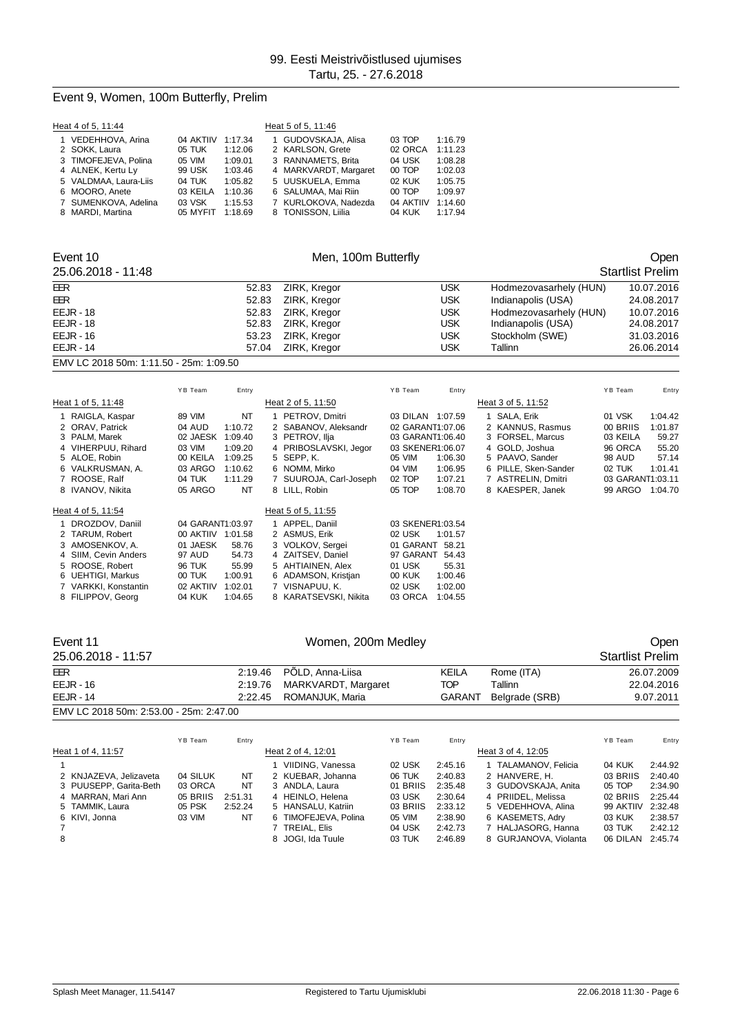# Event 9, Women, 100m Butterfly, Prelim

| Heat 4 of 5, 11:44 | | | Heat 5 of 5, 11:46 | | |
|---|---|---|---|---|---|
| 1 VEDEHHOVA, Arina | 04 AKTIIV | 1:17.34 | 1 GUDOVSKAJA, Alisa | 03 TOP | 1:16.79 |
| 2 SOKK, Laura | 05 TUK | 1:12.06 | 2 KARLSON, Grete | 02 ORCA | 1:11.23 |
| 3 TIMOFEJEVA, Polina | 05 VIM | 1:09.01 | 3 RANNAMETS, Brita | 04 USK | 1:08.28 |
| 4 ALNEK, Kertu Ly | 99 USK | 1:03.46 | 4 MARKVARDT, Margaret | 00 TOP | 1:02.03 |
| 5 VALDMAA, Laura-Liis | 04 TUK | 1:05.82 | 5 UUSKUELA, Emma | 02 KUK | 1:05.75 |
| 6 MOORO, Anete | 03 KEILA | 1:10.36 | 6 SALUMAA, Mai Riin | 00 TOP | 1:09.97 |
| 7 SUMENKOVA, Adelina | 03 VSK | 1:15.53 | 7 KURLOKOVA, Nadezda | 04 AKTIIV | 1:14.60 |
| 8 MARDI, Martina | 05 MYFIT | 1:18.69 | 8 TONISSON, Liilia | 04 KUK | 1:17.94 |

## Event 10 — Men, 100m Butterfly — Open

25.06.2018 - 11:48 — Startlist Prelim

| | | | | | |
|---|---|---|---|---|---|
| EER | 52.83 | ZIRK, Kregor | USK | Hodmezovasarhely (HUN) | 10.07.2016 |
| EER | 52.83 | ZIRK, Kregor | USK | Indianapolis (USA) | 24.08.2017 |
| EEJR - 18 | 52.83 | ZIRK, Kregor | USK | Hodmezovasarhely (HUN) | 10.07.2016 |
| EEJR - 18 | 52.83 | ZIRK, Kregor | USK | Indianapolis (USA) | 24.08.2017 |
| EEJR - 16 | 53.23 | ZIRK, Kregor | USK | Stockholm (SWE) | 31.03.2016 |
| EEJR - 14 | 57.04 | ZIRK, Kregor | USK | Tallinn | 26.06.2014 |

EMV LC 2018 50m: 1:11.50 - 25m: 1:09.50

| Heat 1 of 5, 11:48 | YB Team | Entry | Heat 2 of 5, 11:50 | YB Team | Entry | Heat 3 of 5, 11:52 | YB Team | Entry |
|---|---|---|---|---|---|---|---|---|
| 1 RAIGLA, Kaspar | 89 VIM | NT | 1 PETROV, Dmitri | 03 DILAN | 1:07.59 | 1 SALA, Erik | 01 VSK | 1:04.42 |
| 2 ORAV, Patrick | 04 AUD | 1:10.72 | 2 SABANOV, Aleksandr | 02 GARANT | 1:07.06 | 2 KANNUS, Rasmus | 00 BRIIS | 1:01.87 |
| 3 PALM, Marek | 02 JAESK | 1:09.40 | 3 PETROV, Ilja | 03 GARANT | 1:06.40 | 3 FORSEL, Marcus | 03 KEILA | 59.27 |
| 4 VIHERPUU, Rihard | 03 VIM | 1:09.20 | 4 PRIBOSLAVSKI, Jegor | 03 SKENER | 1:06.07 | 4 GOLD, Joshua | 96 ORCA | 55.20 |
| 5 ALOE, Robin | 00 KEILA | 1:09.25 | 5 SEPP, K. | 05 VIM | 1:06.30 | 5 PAAVO, Sander | 98 AUD | 57.14 |
| 6 VALKRUSMAN, A. | 03 ARGO | 1:10.62 | 6 NOMM, Mirko | 04 VIM | 1:06.95 | 6 PILLE, Sken-Sander | 02 TUK | 1:01.41 |
| 7 ROOSE, Ralf | 04 TUK | 1:11.29 | 7 SUUROJA, Carl-Joseph | 02 TOP | 1:07.21 | 7 ASTRELIN, Dmitri | 03 GARANT | 1:03.11 |
| 8 IVANOV, Nikita | 05 ARGO | NT | 8 LILL, Robin | 05 TOP | 1:08.70 | 8 KAESPER, Janek | 99 ARGO | 1:04.70 |

| Heat 4 of 5, 11:54 | YB Team | Entry | Heat 5 of 5, 11:55 | YB Team | Entry |
|---|---|---|---|---|---|
| 1 DROZDOV, Daniil | 04 GARANT | 1:03.97 | 1 APPEL, Daniil | 03 SKENER | 1:03.54 |
| 2 TARUM, Robert | 00 AKTIIV | 1:01.58 | 2 ASMUS, Erik | 02 USK | 1:01.57 |
| 3 AMOSENKOV, A. | 01 JAESK | 58.76 | 3 VOLKOV, Sergei | 01 GARANT | 58.21 |
| 4 SIIM, Cevin Anders | 97 AUD | 54.73 | 4 ZAITSEV, Daniel | 97 GARANT | 54.43 |
| 5 ROOSE, Robert | 96 TUK | 55.99 | 5 AHTIAINEN, Alex | 01 USK | 55.31 |
| 6 UEHTIGI, Markus | 00 TUK | 1:00.91 | 6 ADAMSON, Kristjan | 00 KUK | 1:00.46 |
| 7 VARKKI, Konstantin | 02 AKTIIV | 1:02.01 | 7 VISNAPUU, K. | 02 USK | 1:02.00 |
| 8 FILIPPOV, Georg | 04 KUK | 1:04.65 | 8 KARATSEVSKI, Nikita | 03 ORCA | 1:04.55 |

## Event 11 — Women, 200m Medley — Open

25.06.2018 - 11:57 — Startlist Prelim

| | | | | | |
|---|---|---|---|---|---|
| EER | 2:19.46 | PÕLD, Anna-Liisa | KEILA | Rome (ITA) | 26.07.2009 |
| EEJR - 16 | 2:19.76 | MARKVARDT, Margaret | TOP | Tallinn | 22.04.2016 |
| EEJR - 14 | 2:22.45 | ROMANJUK, Maria | GARANT | Belgrade (SRB) | 9.07.2011 |

EMV LC 2018 50m: 2:53.00 - 25m: 2:47.00

| Heat 1 of 4, 11:57 | YB Team | Entry | Heat 2 of 4, 12:01 | YB Team | Entry | Heat 3 of 4, 12:05 | YB Team | Entry |
|---|---|---|---|---|---|---|---|---|
| 1 | | | 1 VIIDING, Vanessa | 02 USK | 2:45.16 | 1 TALAMANOV, Felicia | 04 KUK | 2:44.92 |
| 2 KNJAZEVA, Jelizaveta | 04 SILUK | NT | 2 KUEBAR, Johanna | 06 TUK | 2:40.83 | 2 HANVERE, H. | 03 BRIIS | 2:40.40 |
| 3 PUUSEPP, Garita-Beth | 03 ORCA | NT | 3 ANDLA, Laura | 01 BRIIS | 2:35.48 | 3 GUDOVSKAJA, Anita | 05 TOP | 2:34.90 |
| 4 MARRAN, Mari Ann | 05 BRIIS | 2:51.31 | 4 HEINLO, Helena | 03 USK | 2:30.64 | 4 PRIIDEL, Melissa | 02 BRIIS | 2:25.44 |
| 5 TAMMIK, Laura | 05 PSK | 2:52.24 | 5 HANSALU, Katriin | 03 BRIIS | 2:33.12 | 5 VEDEHHOVA, Alina | 99 AKTIIV | 2:32.48 |
| 6 KIVI, Jonna | 03 VIM | NT | 6 TIMOFEJEVA, Polina | 05 VIM | 2:38.90 | 6 KASEMETS, Adry | 03 KUK | 2:38.57 |
| 7 | | | 7 TREIAL, Elis | 04 USK | 2:42.73 | 7 HALJASORG, Hanna | 03 TUK | 2:42.12 |
| 8 | | | 8 JOGI, Ida Tuule | 03 TUK | 2:46.89 | 8 GURJANOVA, Violanta | 06 DILAN | 2:45.74 |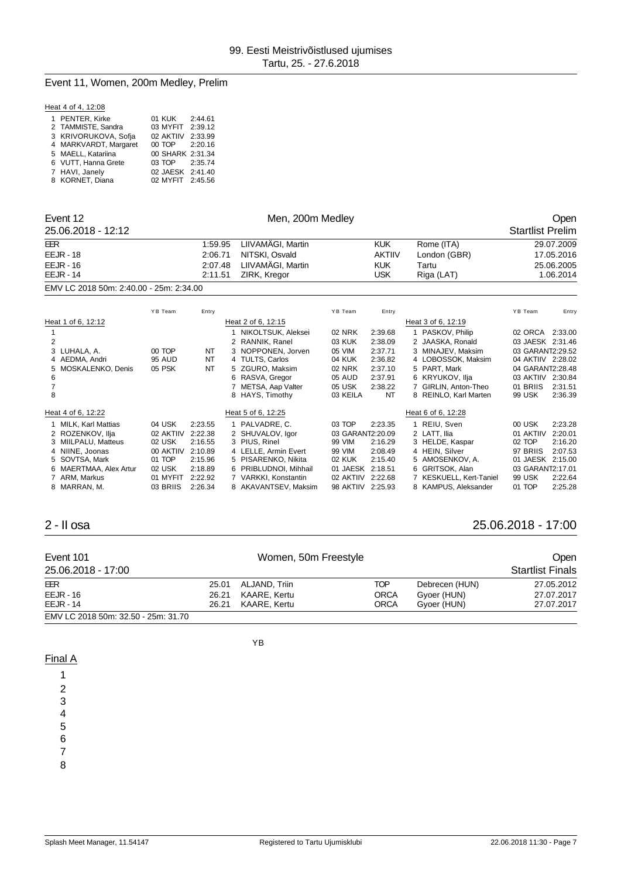## Event 11, Women, 200m Medley, Prelim

Heat 4 of 4, 12:08

| Lane | Name | YB Team | Entry |
|---|---|---|---|
| 1 | PENTER, Kirke | 01 KUK | 2:44.61 |
| 2 | TAMMISTE, Sandra | 03 MYFIT | 2:39.12 |
| 3 | KRIVORUKOVA, Sofja | 02 AKTIIV | 2:33.99 |
| 4 | MARKVARDT, Margaret | 00 TOP | 2:20.16 |
| 5 | MAELL, Katariina | 00 SHARK | 2:31.34 |
| 6 | VUTT, Hanna Grete | 03 TOP | 2:35.74 |
| 7 | HAVI, Janely | 02 JAESK | 2:41.40 |
| 8 | KORNET, Diana | 02 MYFIT | 2:45.56 |

## Event 12 — Men, 200m Medley — Open

25.06.2018 - 12:12 — Startlist Prelim

| | | | | | |
|---|---|---|---|---|---|
| EER | 1:59.95 | LIIVAMÄGI, Martin | KUK | Rome (ITA) | 29.07.2009 |
| EEJR - 18 | 2:06.71 | NITSKI, Osvald | AKTIIV | London (GBR) | 17.05.2016 |
| EEJR - 16 | 2:07.48 | LIIVAMÄGI, Martin | KUK | Tartu | 25.06.2005 |
| EEJR - 14 | 2:11.51 | ZIRK, Kregor | USK | Riga (LAT) | 1.06.2014 |

EMV LC 2018 50m: 2:40.00 - 25m: 2:34.00

Heat 1 of 6, 12:12

| Lane | Name | YB Team | Entry |
|---|---|---|---|
| 1 | | | |
| 2 | | | |
| 3 | LUHALA, A. | 00 TOP | NT |
| 4 | AEDMA, Andri | 95 AUD | NT |
| 5 | MOSKALENKO, Denis | 05 PSK | NT |
| 6 | | | |
| 7 | | | |
| 8 | | | |

Heat 2 of 6, 12:15

| Lane | Name | YB Team | Entry |
|---|---|---|---|
| 1 | NIKOLTSUK, Aleksei | 02 NRK | 2:39.68 |
| 2 | RANNIK, Ranel | 03 KUK | 2:38.09 |
| 3 | NOPPONEN, Jorven | 05 VIM | 2:37.71 |
| 4 | TULTS, Carlos | 04 KUK | 2:36.82 |
| 5 | ZGURO, Maksim | 02 NRK | 2:37.10 |
| 6 | RASVA, Gregor | 05 AUD | 2:37.91 |
| 7 | METSA, Aap Valter | 05 USK | 2:38.22 |
| 8 | HAYS, Timothy | 03 KEILA | NT |

Heat 3 of 6, 12:19

| Lane | Name | YB Team | Entry |
|---|---|---|---|
| 1 | PASKOV, Philip | 02 ORCA | 2:33.00 |
| 2 | JAASKA, Ronald | 03 JAESK | 2:31.46 |
| 3 | MINAJEV, Maksim | 03 GARANT | 2:29.52 |
| 4 | LOBOSSOK, Maksim | 04 AKTIIV | 2:28.02 |
| 5 | PART, Mark | 04 GARANT | 2:28.48 |
| 6 | KRYUKOV, Ilja | 03 AKTIIV | 2:30.84 |
| 7 | GIRLIN, Anton-Theo | 01 BRIIS | 2:31.51 |
| 8 | REINLO, Karl Marten | 99 USK | 2:36.39 |

Heat 4 of 6, 12:22

| Lane | Name | YB Team | Entry |
|---|---|---|---|
| 1 | MILK, Karl Mattias | 04 USK | 2:23.55 |
| 2 | ROZENKOV, Ilja | 02 AKTIIV | 2:22.38 |
| 3 | MIILPALU, Matteus | 02 USK | 2:16.55 |
| 4 | NIINE, Joonas | 00 AKTIIV | 2:10.89 |
| 5 | SOVTSA, Mark | 01 TOP | 2:15.96 |
| 6 | MAERTMAA, Alex Artur | 02 USK | 2:18.89 |
| 7 | ARM, Markus | 01 MYFIT | 2:22.92 |
| 8 | MARRAN, M. | 03 BRIIS | 2:26.34 |

Heat 5 of 6, 12:25

| Lane | Name | YB Team | Entry |
|---|---|---|---|
| 1 | PALVADRE, C. | 03 TOP | 2:23.35 |
| 2 | SHUVALOV, Igor | 03 GARANT | 2:20.09 |
| 3 | PIUS, Rinel | 99 VIM | 2:16.29 |
| 4 | LELLE, Armin Evert | 99 VIM | 2:08.49 |
| 5 | PISARENKO, Nikita | 02 KUK | 2:15.40 |
| 6 | PRIBLUDNOI, Mihhail | 01 JAESK | 2:18.51 |
| 7 | VARKKI, Konstantin | 02 AKTIIV | 2:22.68 |
| 8 | AKAVANTSEV, Maksim | 98 AKTIIV | 2:25.93 |

Heat 6 of 6, 12:28

| Lane | Name | YB Team | Entry |
|---|---|---|---|
| 1 | REIU, Sven | 00 USK | 2:23.28 |
| 2 | LATT, Ilia | 01 AKTIIV | 2:20.01 |
| 3 | HELDE, Kaspar | 02 TOP | 2:16.20 |
| 4 | HEIN, Silver | 97 BRIIS | 2:07.53 |
| 5 | AMOSENKOV, A. | 01 JAESK | 2:15.00 |
| 6 | GRITSOK, Alan | 03 GARANT | 2:17.01 |
| 7 | KESKUELL, Kert-Taniel | 99 USK | 2:22.64 |
| 8 | KAMPUS, Aleksander | 01 TOP | 2:25.28 |

# 2 - II osa — 25.06.2018 - 17:00

## Event 101 — Women, 50m Freestyle — Open

25.06.2018 - 17:00 — Startlist Finals

| | | | | | |
|---|---|---|---|---|---|
| EER | 25.01 | ALJAND, Triin | TOP | Debrecen (HUN) | 27.05.2012 |
| EEJR - 16 | 26.21 | KAARE, Kertu | ORCA | Gyoer (HUN) | 27.07.2017 |
| EEJR - 14 | 26.21 | KAARE, Kertu | ORCA | Gyoer (HUN) | 27.07.2017 |

EMV LC 2018 50m: 32.50 - 25m: 31.70

Final A

| Lane | Name | YB |
|---|---|---|
| 1 | | |
| 2 | | |
| 3 | | |
| 4 | | |
| 5 | | |
| 6 | | |
| 7 | | |
| 8 | | |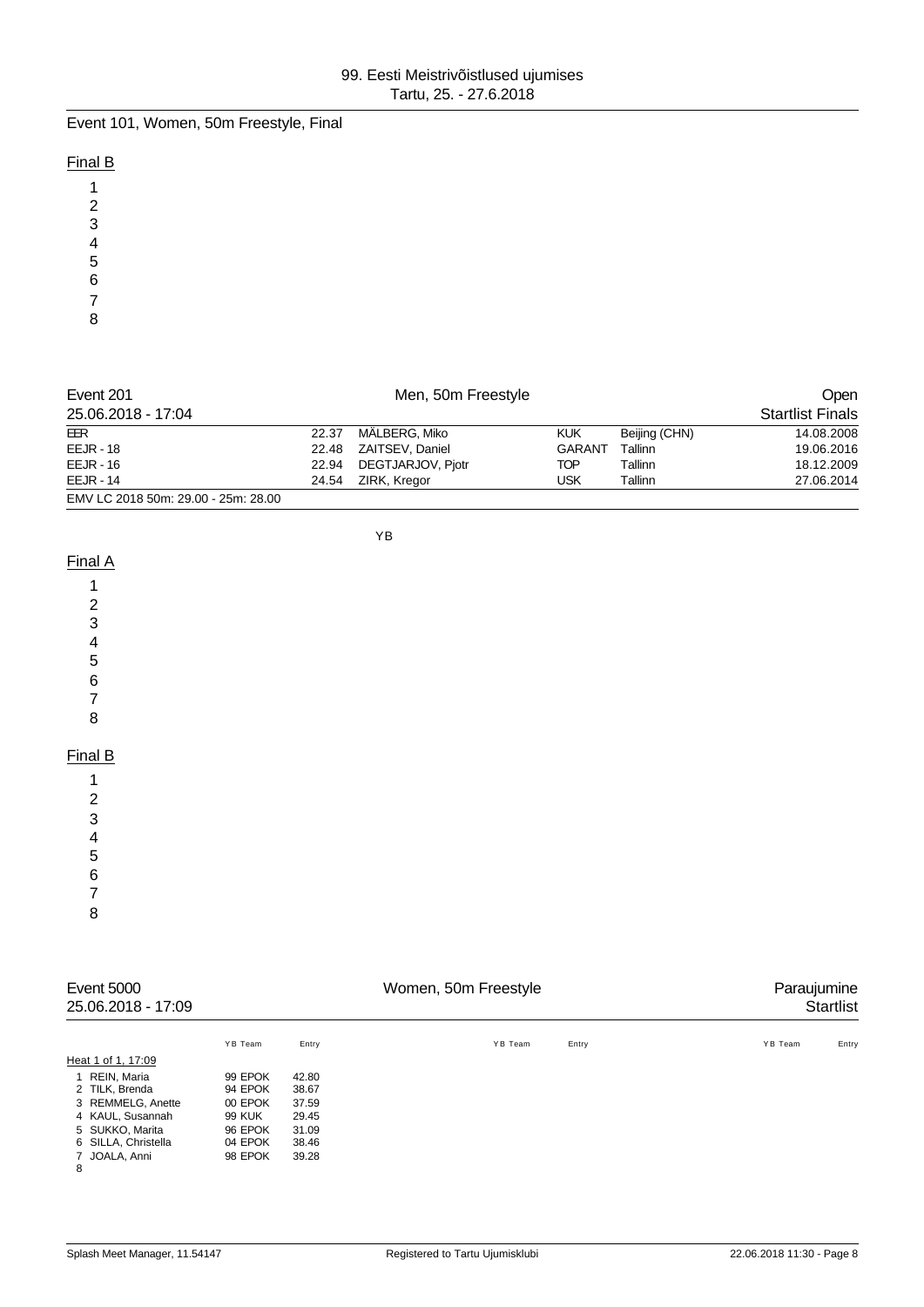# Event 101, Women, 50m Freestyle, Final

## Final B

1
2
3
4
5
6
7
8

## Event 201 — Men, 50m Freestyle — Open

25.06.2018 - 17:04 — Startlist Finals

| | | | | | |
|---|---|---|---|---|---|
| EER | 22.37 | MÄLBERG, Miko | KUK | Beijing (CHN) | 14.08.2008 |
| EEJR - 18 | 22.48 | ZAITSEV, Daniel | GARANT | Tallinn | 19.06.2016 |
| EEJR - 16 | 22.94 | DEGTJARJOV, Pjotr | TOP | Tallinn | 18.12.2009 |
| EEJR - 14 | 24.54 | ZIRK, Kregor | USK | Tallinn | 27.06.2014 |

EMV LC 2018 50m: 29.00 - 25m: 28.00

YB

## Final A

1
2
3
4
5
6
7
8

## Final B

1
2
3
4
5
6
7
8

## Event 5000 — Women, 50m Freestyle — Paraujumine

25.06.2018 - 17:09 — Startlist

Heat 1 of 1, 17:09

| | Name | YB | Team | Entry |
|---|---|---|---|---|
| 1 | REIN, Maria | 99 | EPOK | 42.80 |
| 2 | TILK, Brenda | 94 | EPOK | 38.67 |
| 3 | REMMELG, Anette | 00 | EPOK | 37.59 |
| 4 | KAUL, Susannah | 99 | KUK | 29.45 |
| 5 | SUKKO, Marita | 96 | EPOK | 31.09 |
| 6 | SILLA, Christella | 04 | EPOK | 38.46 |
| 7 | JOALA, Anni | 98 | EPOK | 39.28 |
| 8 | | | | |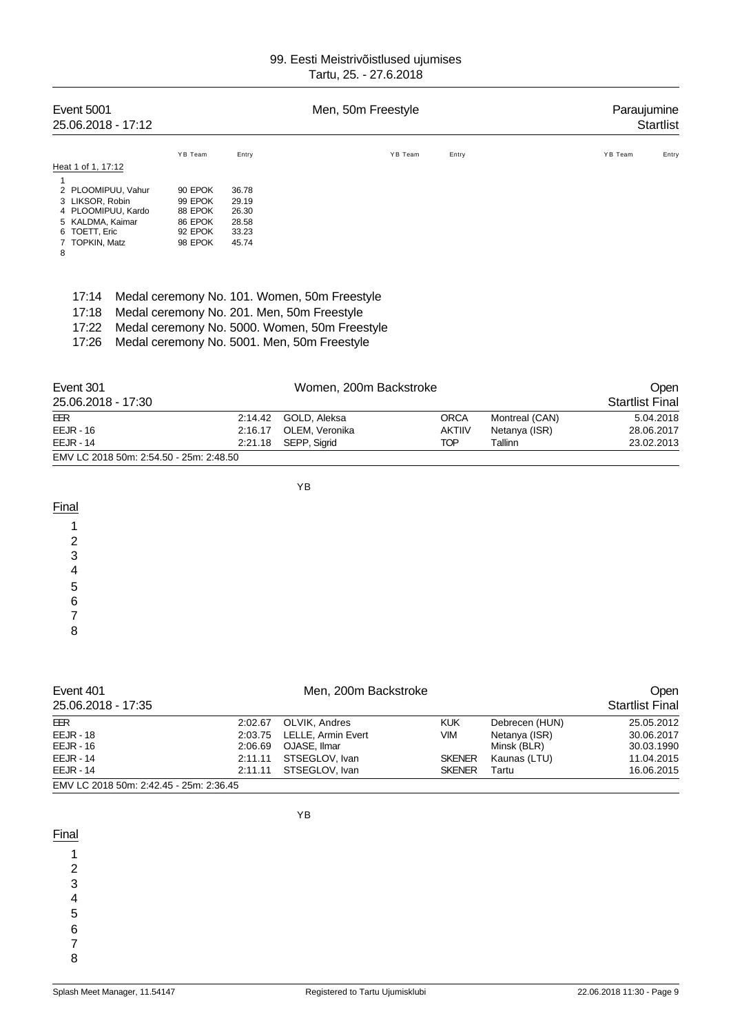99. Eesti Meistrivõistlused ujumises
Tartu, 25. - 27.6.2018

## Event 5001 — Men, 50m Freestyle — Paraujumine Startlist

25.06.2018 - 17:12

Heat 1 of 1, 17:12

| Lane | Name | YB | Team | Entry |
|---|---|---|---|---|
| 1 | | | | |
| 2 | PLOOMIPUU, Vahur | 90 | EPOK | 36.78 |
| 3 | LIKSOR, Robin | 99 | EPOK | 29.19 |
| 4 | PLOOMIPUU, Kardo | 88 | EPOK | 26.30 |
| 5 | KALDMA, Kaimar | 86 | EPOK | 28.58 |
| 6 | TOETT, Eric | 92 | EPOK | 33.23 |
| 7 | TOPKIN, Matz | 98 | EPOK | 45.74 |
| 8 | | | | |

17:14 Medal ceremony No. 101. Women, 50m Freestyle
17:18 Medal ceremony No. 201. Men, 50m Freestyle
17:22 Medal ceremony No. 5000. Women, 50m Freestyle
17:26 Medal ceremony No. 5001. Men, 50m Freestyle

## Event 301 — Women, 200m Backstroke — Open Startlist Final

25.06.2018 - 17:30

| Record | Time | Name | Club | Place | Date |
|---|---|---|---|---|---|
| EER | 2:14.42 | GOLD, Aleksa | ORCA | Montreal (CAN) | 5.04.2018 |
| EEJR - 16 | 2:16.17 | OLEM, Veronika | AKTIIV | Netanya (ISR) | 28.06.2017 |
| EEJR - 14 | 2:21.18 | SEPP, Sigrid | TOP | Tallinn | 23.02.2013 |

EMV LC 2018 50m: 2:54.50 - 25m: 2:48.50

Final

| Lane | Name | YB |
|---|---|---|
| 1 | | |
| 2 | | |
| 3 | | |
| 4 | | |
| 5 | | |
| 6 | | |
| 7 | | |
| 8 | | |

## Event 401 — Men, 200m Backstroke — Open Startlist Final

25.06.2018 - 17:35

| Record | Time | Name | Club | Place | Date |
|---|---|---|---|---|---|
| EER | 2:02.67 | OLVIK, Andres | KUK | Debrecen (HUN) | 25.05.2012 |
| EEJR - 18 | 2:03.75 | LELLE, Armin Evert | VIM | Netanya (ISR) | 30.06.2017 |
| EEJR - 16 | 2:06.69 | OJASE, Ilmar | | Minsk (BLR) | 30.03.1990 |
| EEJR - 14 | 2:11.11 | STSEGLOV, Ivan | SKENER | Kaunas (LTU) | 11.04.2015 |
| EEJR - 14 | 2:11.11 | STSEGLOV, Ivan | SKENER | Tartu | 16.06.2015 |

EMV LC 2018 50m: 2:42.45 - 25m: 2:36.45

Final

| Lane | Name | YB |
|---|---|---|
| 1 | | |
| 2 | | |
| 3 | | |
| 4 | | |
| 5 | | |
| 6 | | |
| 7 | | |
| 8 | | |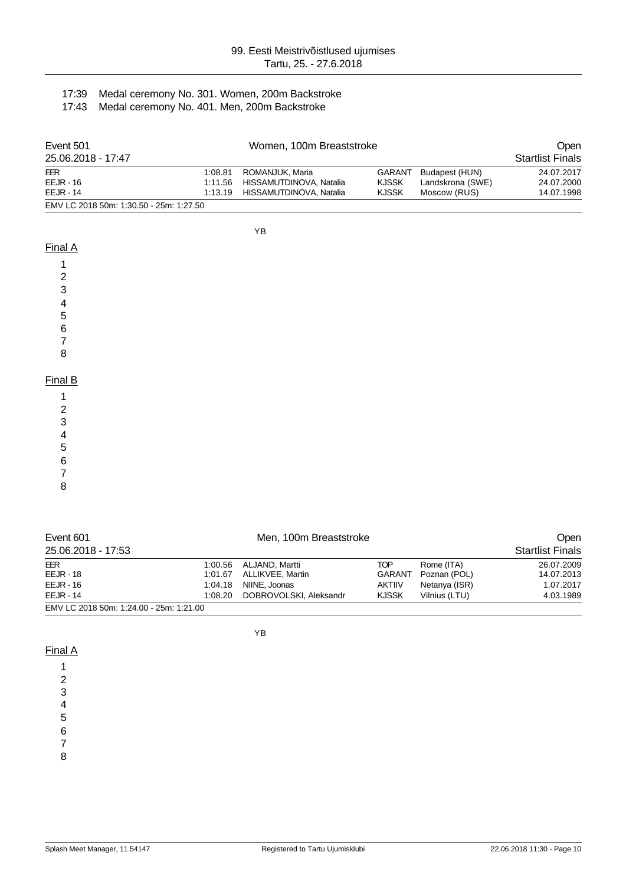17:39 Medal ceremony No. 301. Women, 200m Backstroke

17:43 Medal ceremony No. 401. Men, 200m Backstroke

## Event 501 — Women, 100m Breaststroke — Open

25.06.2018 - 17:47 — Startlist Finals

| | | | | | |
|---|---|---|---|---|---|
| EER | 1:08.81 | ROMANJUK, Maria | GARANT | Budapest (HUN) | 24.07.2017 |
| EEJR - 16 | 1:11.56 | HISSAMUTDINOVA, Natalia | KJSSK | Landskrona (SWE) | 24.07.2000 |
| EEJR - 14 | 1:13.19 | HISSAMUTDINOVA, Natalia | KJSSK | Moscow (RUS) | 14.07.1998 |

EMV LC 2018 50m: 1:30.50 - 25m: 1:27.50

YB

Final A

1
2
3
4
5
6
7
8

Final B

1
2
3
4
5
6
7
8

## Event 601 — Men, 100m Breaststroke — Open

25.06.2018 - 17:53 — Startlist Finals

| | | | | | |
|---|---|---|---|---|---|
| EER | 1:00.56 | ALJAND, Martti | TOP | Rome (ITA) | 26.07.2009 |
| EEJR - 18 | 1:01.67 | ALLIKVEE, Martin | GARANT | Poznan (POL) | 14.07.2013 |
| EEJR - 16 | 1:04.18 | NIINE, Joonas | AKTIIV | Netanya (ISR) | 1.07.2017 |
| EEJR - 14 | 1:08.20 | DOBROVOLSKI, Aleksandr | KJSSK | Vilnius (LTU) | 4.03.1989 |

EMV LC 2018 50m: 1:24.00 - 25m: 1:21.00

YB

Final A

1
2
3
4
5
6
7
8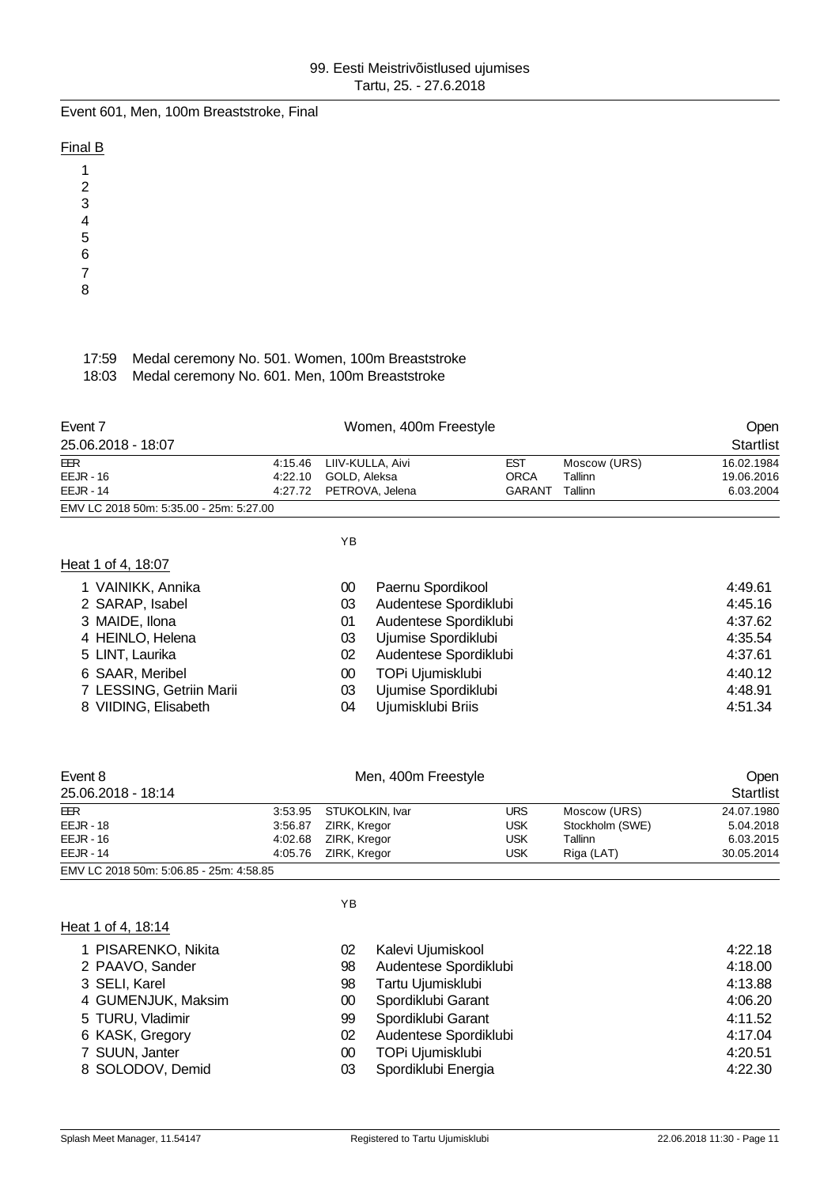99. Eesti Meistrivõistlused ujumises
Tartu, 25. - 27.6.2018

## Event 601, Men, 100m Breaststroke, Final

### Final B

1
2
3
4
5
6
7
8

17:59 Medal ceremony No. 501. Women, 100m Breaststroke
18:03 Medal ceremony No. 601. Men, 100m Breaststroke

## Event 7 — Women, 400m Freestyle — Open

25.06.2018 - 18:07 — Startlist

| | | | | | |
|---|---|---|---|---|---|
| EER | 4:15.46 | LIIV-KULLA, Aivi | EST | Moscow (URS) | 16.02.1984 |
| EEJR - 16 | 4:22.10 | GOLD, Aleksa | ORCA | Tallinn | 19.06.2016 |
| EEJR - 14 | 4:27.72 | PETROVA, Jelena | GARANT | Tallinn | 6.03.2004 |

EMV LC 2018 50m: 5:35.00 - 25m: 5:27.00

### Heat 1 of 4, 18:07

| | Name | YB | Club | Time |
|---|---|---|---|---|
| 1 | VAINIKK, Annika | 00 | Paernu Spordikool | 4:49.61 |
| 2 | SARAP, Isabel | 03 | Audentese Spordiklubi | 4:45.16 |
| 3 | MAIDE, Ilona | 01 | Audentese Spordiklubi | 4:37.62 |
| 4 | HEINLO, Helena | 03 | Ujumise Spordiklubi | 4:35.54 |
| 5 | LINT, Laurika | 02 | Audentese Spordiklubi | 4:37.61 |
| 6 | SAAR, Meribel | 00 | TOPi Ujumisklubi | 4:40.12 |
| 7 | LESSING, Getriin Marii | 03 | Ujumise Spordiklubi | 4:48.91 |
| 8 | VIIDING, Elisabeth | 04 | Ujumisklubi Briis | 4:51.34 |

## Event 8 — Men, 400m Freestyle — Open

25.06.2018 - 18:14 — Startlist

| | | | | | |
|---|---|---|---|---|---|
| EER | 3:53.95 | STUKOLKIN, Ivar | URS | Moscow (URS) | 24.07.1980 |
| EEJR - 18 | 3:56.87 | ZIRK, Kregor | USK | Stockholm (SWE) | 5.04.2018 |
| EEJR - 16 | 4:02.68 | ZIRK, Kregor | USK | Tallinn | 6.03.2015 |
| EEJR - 14 | 4:05.76 | ZIRK, Kregor | USK | Riga (LAT) | 30.05.2014 |

EMV LC 2018 50m: 5:06.85 - 25m: 4:58.85

### Heat 1 of 4, 18:14

| | Name | YB | Club | Time |
|---|---|---|---|---|
| 1 | PISARENKO, Nikita | 02 | Kalevi Ujumiskool | 4:22.18 |
| 2 | PAAVO, Sander | 98 | Audentese Spordiklubi | 4:18.00 |
| 3 | SELI, Karel | 98 | Tartu Ujumisklubi | 4:13.88 |
| 4 | GUMENJUK, Maksim | 00 | Spordiklubi Garant | 4:06.20 |
| 5 | TURU, Vladimir | 99 | Spordiklubi Garant | 4:11.52 |
| 6 | KASK, Gregory | 02 | Audentese Spordiklubi | 4:17.04 |
| 7 | SUUN, Janter | 00 | TOPi Ujumisklubi | 4:20.51 |
| 8 | SOLODOV, Demid | 03 | Spordiklubi Energia | 4:22.30 |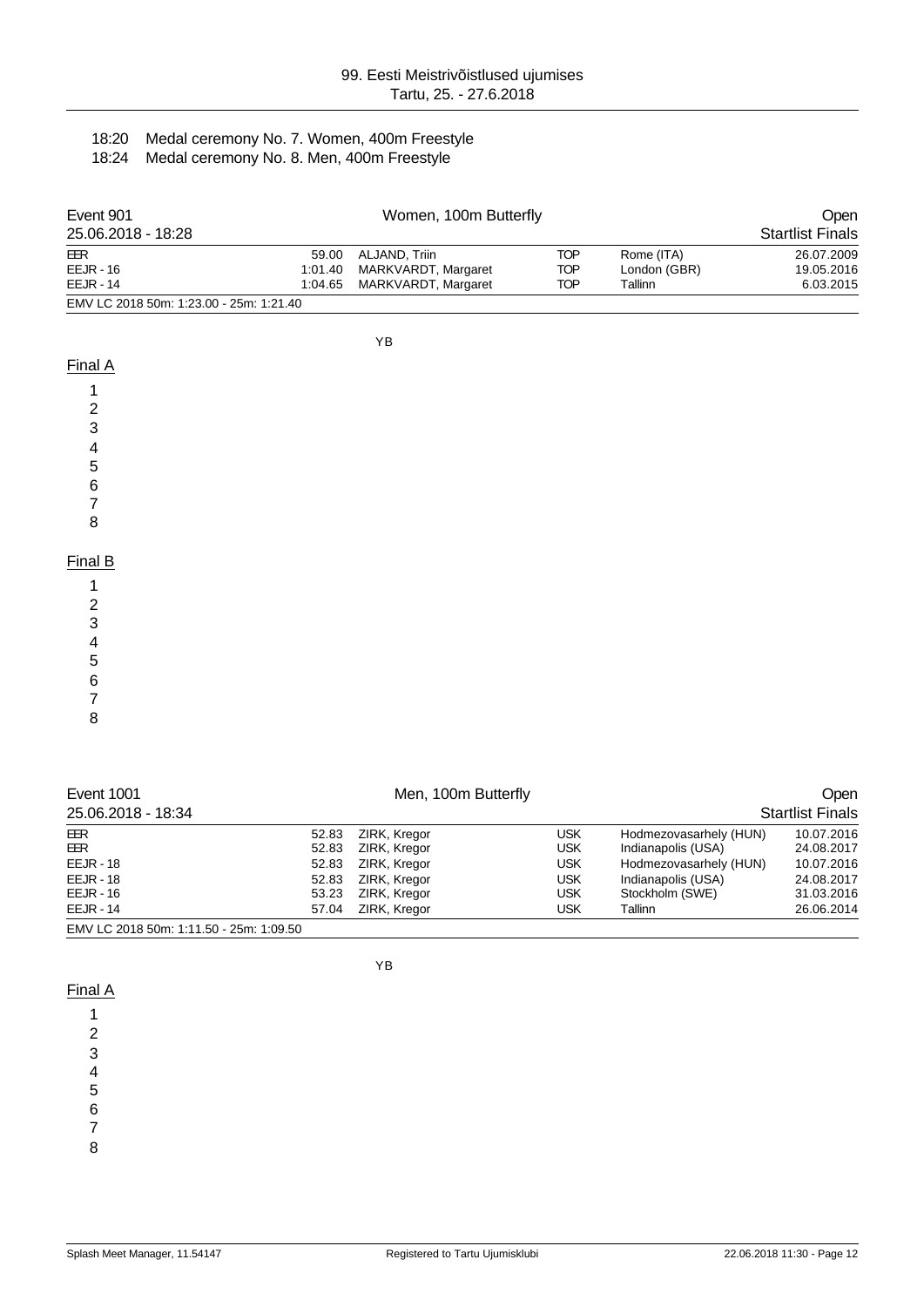- 18:20 Medal ceremony No. 7. Women, 400m Freestyle
- 18:24 Medal ceremony No. 8. Men, 400m Freestyle

## Event 901 — Women, 100m Butterfly — Open

25.06.2018 - 18:28 — Startlist Finals

| | | | | | |
|---|---|---|---|---|---|
| EER | 59.00 | ALJAND, Triin | TOP | Rome (ITA) | 26.07.2009 |
| EEJR - 16 | 1:01.40 | MARKVARDT, Margaret | TOP | London (GBR) | 19.05.2016 |
| EEJR - 14 | 1:04.65 | MARKVARDT, Margaret | TOP | Tallinn | 6.03.2015 |

EMV LC 2018 50m: 1:23.00 - 25m: 1:21.40

YB

### Final A

1
2
3
4
5
6
7
8

### Final B

1
2
3
4
5
6
7
8

## Event 1001 — Men, 100m Butterfly — Open

25.06.2018 - 18:34 — Startlist Finals

| | | | | | |
|---|---|---|---|---|---|
| EER | 52.83 | ZIRK, Kregor | USK | Hodmezovasarhely (HUN) | 10.07.2016 |
| EER | 52.83 | ZIRK, Kregor | USK | Indianapolis (USA) | 24.08.2017 |
| EEJR - 18 | 52.83 | ZIRK, Kregor | USK | Hodmezovasarhely (HUN) | 10.07.2016 |
| EEJR - 18 | 52.83 | ZIRK, Kregor | USK | Indianapolis (USA) | 24.08.2017 |
| EEJR - 16 | 53.23 | ZIRK, Kregor | USK | Stockholm (SWE) | 31.03.2016 |
| EEJR - 14 | 57.04 | ZIRK, Kregor | USK | Tallinn | 26.06.2014 |

EMV LC 2018 50m: 1:11.50 - 25m: 1:09.50

YB

### Final A

1
2
3
4
5
6
7
8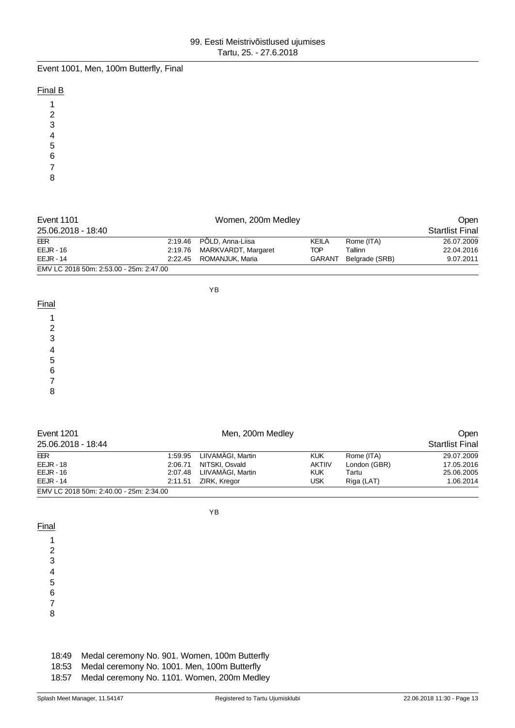Event 1001, Men, 100m Butterfly, Final

Final B

1
2
3
4
5
6
7
8

| Event 1101 | | Women, 200m Medley | | | Open |
|---|---|---|---|---|---|
| 25.06.2018 - 18:40 | | | | | Startlist Final |
| EER | 2:19.46 | PÕLD, Anna-Liisa | KEILA | Rome (ITA) | 26.07.2009 |
| EEJR - 16 | 2:19.76 | MARKVARDT, Margaret | TOP | Tallinn | 22.04.2016 |
| EEJR - 14 | 2:22.45 | ROMANJUK, Maria | GARANT | Belgrade (SRB) | 9.07.2011 |

EMV LC 2018 50m: 2:53.00 - 25m: 2:47.00

YB

Final

1
2
3
4
5
6
7
8

| Event 1201 | | Men, 200m Medley | | | Open |
|---|---|---|---|---|---|
| 25.06.2018 - 18:44 | | | | | Startlist Final |
| EER | 1:59.95 | LIIVAMÄGI, Martin | KUK | Rome (ITA) | 29.07.2009 |
| EEJR - 18 | 2:06.71 | NITSKI, Osvald | AKTIIV | London (GBR) | 17.05.2016 |
| EEJR - 16 | 2:07.48 | LIIVAMÄGI, Martin | KUK | Tartu | 25.06.2005 |
| EEJR - 14 | 2:11.51 | ZIRK, Kregor | USK | Riga (LAT) | 1.06.2014 |

EMV LC 2018 50m: 2:40.00 - 25m: 2:34.00

YB

Final

1
2
3
4
5
6
7
8

18:49 Medal ceremony No. 901. Women, 100m Butterfly
18:53 Medal ceremony No. 1001. Men, 100m Butterfly
18:57 Medal ceremony No. 1101. Women, 200m Medley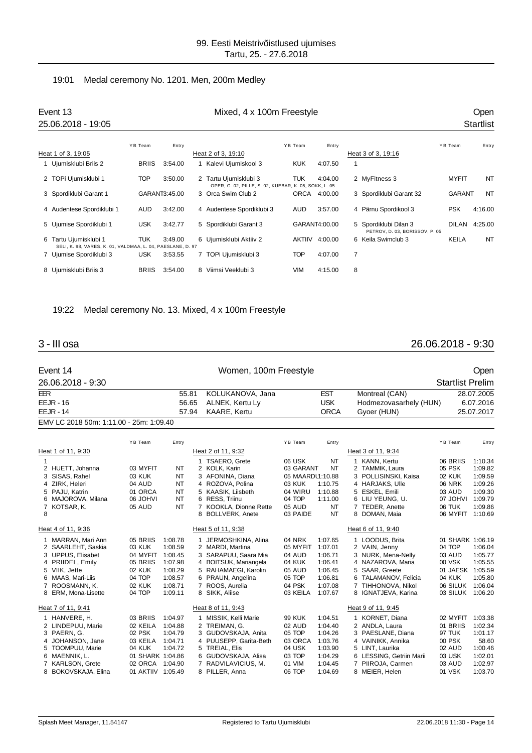19:01 Medal ceremony No. 1201. Men, 200m Medley

## Event 13 — Mixed, 4 x 100m Freestyle — Open

25.06.2018 - 19:05 — Startlist

**Heat 1 of 3, 19:05**

| | Team | Club | Entry |
|---|---|---|---|
| 1 | Ujumisklubi Briis 2 | BRIIS | 3:54.00 |
| 2 | TOPi Ujumisklubi 1 | TOP | 3:50.00 |
| 3 | Spordiklubi Garant 1 | GARANT | 3:45.00 |
| 4 | Audentese Spordiklubi 1 | AUD | 3:42.00 |
| 5 | Ujumise Spordiklubi 1 | USK | 3:42.77 |
| 6 | Tartu Ujumisklubi 1 (SELI, K. 98, VARES, K. 01, VALDMAA, L. 04, PAESLANE, D. 97) | TUK | 3:49.00 |
| 7 | Ujumise Spordiklubi 3 | USK | 3:53.55 |
| 8 | Ujumisklubi Briis 3 | BRIIS | 3:54.00 |

**Heat 2 of 3, 19:10**

| | Team | Club | Entry |
|---|---|---|---|
| 1 | Kalevi Ujumiskool 3 | KUK | 4:07.50 |
| 2 | Tartu Ujumisklubi 3 (OPER, G. 02, PILLE, S. 02, KUEBAR, K. 05, SOKK, L. 05) | TUK | 4:04.00 |
| 3 | Orca Swim Club 2 | ORCA | 4:00.00 |
| 4 | Audentese Spordiklubi 3 | AUD | 3:57.00 |
| 5 | Spordiklubi Garant 3 | GARANT | 4:00.00 |
| 6 | Ujumisklubi Aktiiv 2 | AKTIIV | 4:00.00 |
| 7 | TOPi Ujumisklubi 3 | TOP | 4:07.00 |
| 8 | Viimsi Veeklubi 3 | VIM | 4:15.00 |

**Heat 3 of 3, 19:16**

| | Team | Club | Entry |
|---|---|---|---|
| 1 | | | |
| 2 | MyFitness 3 | MYFIT | NT |
| 3 | Spordiklubi Garant 32 | GARANT | NT |
| 4 | Pärnu Spordikool 3 | PSK | 4:16.00 |
| 5 | Spordiklubi Dilan 3 (PETROV, D. 03, BORISSOV, P. 05) | DILAN | 4:25.00 |
| 6 | Keila Swimclub 3 | KEILA | NT |
| 7 | | | |
| 8 | | | |

19:22 Medal ceremony No. 13. Mixed, 4 x 100m Freestyle

# 3 - III osa — 26.06.2018 - 9:30

## Event 14 — Women, 100m Freestyle — Open

26.06.2018 - 9:30 — Startlist Prelim

| | Time | Name | Club | Place | Date |
|---|---|---|---|---|---|
| EER | 55.81 | KOLUKANOVA, Jana | EST | Montreal (CAN) | 28.07.2005 |
| EEJR - 16 | 56.65 | ALNEK, Kertu Ly | USK | Hodmezovasarhely (HUN) | 6.07.2016 |
| EEJR - 14 | 57.94 | KAARE, Kertu | ORCA | Gyoer (HUN) | 25.07.2017 |

EMV LC 2018 50m: 1:11.00 - 25m: 1:09.40

**Heat 1 of 11, 9:30**

| | Name | YB | Team | Entry |
|---|---|---|---|---|
| 1 | | | | |
| 2 | HUETT, Johanna | 03 | MYFIT | NT |
| 3 | SISAS, Rahel | 03 | KUK | NT |
| 4 | ZIRK, Heleri | 04 | AUD | NT |
| 5 | PAJU, Katrin | 01 | ORCA | NT |
| 6 | MAJOROVA, Milana | 06 | JOHVI | NT |
| 7 | KOTSAR, K. | 05 | AUD | NT |
| 8 | | | | |

**Heat 2 of 11, 9:32**

| | Name | YB | Team | Entry |
|---|---|---|---|---|
| 1 | TSAERO, Grete | 06 | USK | NT |
| 2 | KOLK, Karin | 03 | GARANT | NT |
| 3 | AFONINA, Diana | 05 | MAARDU | 1:10.88 |
| 4 | ROZOVA, Polina | 03 | KUK | 1:10.75 |
| 5 | KAASIK, Liisbeth | 04 | WIRU | 1:10.88 |
| 6 | RESS, Triinu | 04 | TOP | 1:11.00 |
| 7 | KOOKLA, Dionne Rette | 05 | AUD | NT |
| 8 | BOLLVERK, Anete | 03 | PAIDE | NT |

**Heat 3 of 11, 9:34**

| | Name | YB | Team | Entry |
|---|---|---|---|---|
| 1 | KANN, Kertu | 06 | BRIIS | 1:10.34 |
| 2 | TAMMIK, Laura | 05 | PSK | 1:09.82 |
| 3 | POLLISINSKI, Kaisa | 02 | KUK | 1:09.59 |
| 4 | HARJAKS, Ulle | 06 | NRK | 1:09.26 |
| 5 | ESKEL, Emili | 03 | AUD | 1:09.30 |
| 6 | LIU YEUNG, U. | 07 | JOHVI | 1:09.79 |
| 7 | TEDER, Anette | 06 | TUK | 1:09.86 |
| 8 | DOMAN, Maia | 06 | MYFIT | 1:10.69 |

**Heat 4 of 11, 9:36**

| | Name | YB | Team | Entry |
|---|---|---|---|---|
| 1 | MARRAN, Mari Ann | 05 | BRIIS | 1:08.78 |
| 2 | SAARLEHT, Saskia | 03 | KUK | 1:08.59 |
| 3 | UPPUS, Elisabet | 04 | MYFIT | 1:08.45 |
| 4 | PRIIDEL, Emily | 05 | BRIIS | 1:07.98 |
| 5 | VIIK, Jette | 02 | KUK | 1:08.29 |
| 6 | MAAS, Mari-Liis | 04 | TOP | 1:08.57 |
| 7 | ROOSMANN, K. | 02 | KUK | 1:08.71 |
| 8 | ERM, Mona-Lisette | 04 | TOP | 1:09.11 |

**Heat 5 of 11, 9:38**

| | Name | YB | Team | Entry |
|---|---|---|---|---|
| 1 | JERMOSHKINA, Alina | 04 | NRK | 1:07.65 |
| 2 | MARDI, Martina | 05 | MYFIT | 1:07.01 |
| 3 | SARAPUU, Saara Mia | 04 | AUD | 1:06.71 |
| 4 | BOITSUK, Mariangela | 04 | USK | 1:06.41 |
| 5 | RAHAMAEGI, Karolin | 05 | AUD | 1:06.45 |
| 6 | PRAUN, Angelina | 05 | TOP | 1:06.81 |
| 7 | ROOS, Aurelia | 04 | PSK | 1:07.08 |
| 8 | SIKK, Aliise | 03 | KEILA | 1:07.67 |

**Heat 6 of 11, 9:40**

| | Name | YB | Team | Entry |
|---|---|---|---|---|
| 1 | LOODUS, Brita | 01 | SHARK | 1:06.19 |
| 2 | VAIN, Jenny | 04 | TOP | 1:06.04 |
| 3 | NURK, Mena-Nelly | 03 | AUD | 1:05.77 |
| 4 | NAZAROVA, Maria | 00 | VSK | 1:05.55 |
| 5 | SAAR, Greete | 01 | JAESK | 1:05.59 |
| 6 | TALAMANOV, Felicia | 04 | KUK | 1:05.80 |
| 7 | TIHHONOVA, Nikol | 06 | SILUK | 1:06.04 |
| 8 | IGNATJEVA, Karina | 03 | SILUK | 1:06.20 |

**Heat 7 of 11, 9:41**

| | Name | YB | Team | Entry |
|---|---|---|---|---|
| 1 | HANVERE, H. | 03 | BRIIS | 1:04.97 |
| 2 | LINDEPUU, Marie | 02 | KEILA | 1:04.88 |
| 3 | PAERN, G. | 02 | PSK | 1:04.79 |
| 4 | JOHANSON, Jane | 03 | KEILA | 1:04.71 |
| 5 | TOOMPUU, Marie | 04 | KUK | 1:04.72 |
| 6 | MAENNIK, L. | 01 | SHARK | 1:04.86 |
| 7 | KARLSON, Grete | 02 | ORCA | 1:04.90 |
| 8 | BOKOVSKAJA, Elina | 01 | AKTIIV | 1:05.49 |

**Heat 8 of 11, 9:43**

| | Name | YB | Team | Entry |
|---|---|---|---|---|
| 1 | MISSIK, Kelli Marie | 99 | KUK | 1:04.51 |
| 2 | TREIMAN, G. | 02 | AUD | 1:04.40 |
| 3 | GUDOVSKAJA, Anita | 05 | TOP | 1:04.26 |
| 4 | PUUSEPP, Garita-Beth | 03 | ORCA | 1:03.76 |
| 5 | TREIAL, Elis | 04 | USK | 1:03.90 |
| 6 | GUDOVSKAJA, Alisa | 03 | TOP | 1:04.29 |
| 7 | RADVILAVICIUS, M. | 01 | VIM | 1:04.45 |
| 8 | PILLER, Anna | 06 | TOP | 1:04.69 |

**Heat 9 of 11, 9:45**

| | Name | YB | Team | Entry |
|---|---|---|---|---|
| 1 | KORNET, Diana | 02 | MYFIT | 1:03.38 |
| 2 | ANDLA, Laura | 01 | BRIIS | 1:02.34 |
| 3 | PAESLANE, Diana | 97 | TUK | 1:01.17 |
| 4 | VAINIKK, Annika | 00 | PSK | 58.60 |
| 5 | LINT, Laurika | 02 | AUD | 1:00.46 |
| 6 | LESSING, Getriin Marii | 03 | USK | 1:02.01 |
| 7 | PIIROJA, Carmen | 03 | AUD | 1:02.97 |
| 8 | MEIER, Helen | 01 | VSK | 1:03.70 |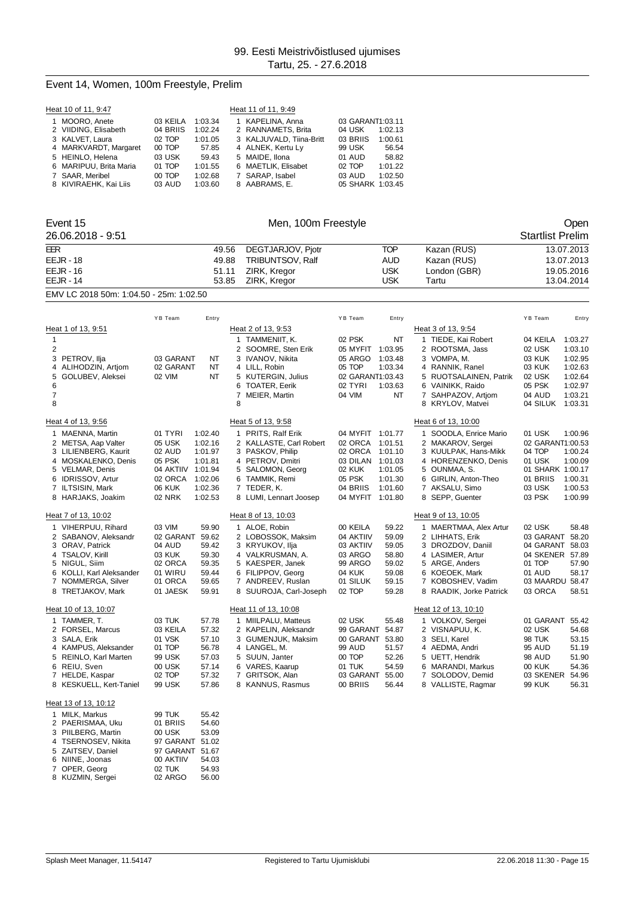# 99. Eesti Meistrivõistlused ujumises
Tartu, 25. - 27.6.2018

## Event 14, Women, 100m Freestyle, Prelim

**Heat 10 of 11, 9:47**

| Lane | Name | YB Team | Entry |
|---|---|---|---|
| 1 | MOORO, Anete | 03 KEILA | 1:03.34 |
| 2 | VIIDING, Elisabeth | 04 BRIIS | 1:02.24 |
| 3 | KALVET, Laura | 02 TOP | 1:01.05 |
| 4 | MARKVARDT, Margaret | 00 TOP | 57.85 |
| 5 | HEINLO, Helena | 03 USK | 59.43 |
| 6 | MARIPUU, Brita Maria | 01 TOP | 1:01.55 |
| 7 | SAAR, Meribel | 00 TOP | 1:02.68 |
| 8 | KIVIRAEHK, Kai Liis | 03 AUD | 1:03.60 |

**Heat 11 of 11, 9:49**

| Lane | Name | YB Team | Entry |
|---|---|---|---|
| 1 | KAPELINA, Anna | 03 GARANT | 1:03.11 |
| 2 | RANNAMETS, Brita | 04 USK | 1:02.13 |
| 3 | KALJUVALD, Tiina-Britt | 03 BRIIS | 1:00.61 |
| 4 | ALNEK, Kertu Ly | 99 USK | 56.54 |
| 5 | MAIDE, Ilona | 01 AUD | 58.82 |
| 6 | MAETLIK, Elisabet | 02 TOP | 1:01.22 |
| 7 | SARAP, Isabel | 03 AUD | 1:02.50 |
| 8 | AABRAMS, E. | 05 SHARK | 1:03.45 |

## Event 15 — Men, 100m Freestyle — Open

26.06.2018 - 9:51 — Startlist Prelim

| Record | Time | Name | Team | Place | Date |
|---|---|---|---|---|---|
| EER | 49.56 | DEGTJARJOV, Pjotr | TOP | Kazan (RUS) | 13.07.2013 |
| EEJR - 18 | 49.88 | TRIBUNTSOV, Ralf | AUD | Kazan (RUS) | 13.07.2013 |
| EEJR - 16 | 51.11 | ZIRK, Kregor | USK | London (GBR) | 19.05.2016 |
| EEJR - 14 | 53.85 | ZIRK, Kregor | USK | Tartu | 13.04.2014 |

EMV LC 2018 50m: 1:04.50 - 25m: 1:02.50

**Heat 1 of 13, 9:51**

| Lane | Name | YB Team | Entry |
|---|---|---|---|
| 1 | | | |
| 2 | | | |
| 3 | PETROV, Ilja | 03 GARANT | NT |
| 4 | ALIHODZIN, Artjom | 02 GARANT | NT |
| 5 | GOLUBEV, Aleksei | 02 VIM | NT |
| 6 | | | |
| 7 | | | |
| 8 | | | |

**Heat 2 of 13, 9:53**

| Lane | Name | YB Team | Entry |
|---|---|---|---|
| 1 | TAMMENIIT, K. | 02 PSK | NT |
| 2 | SOOMRE, Sten Erik | 05 MYFIT | 1:03.95 |
| 3 | IVANOV, Nikita | 05 ARGO | 1:03.48 |
| 4 | LILL, Robin | 05 TOP | 1:03.34 |
| 5 | KUTERGIN, Julius | 02 GARANT | 1:03.43 |
| 6 | TOATER, Eerik | 02 TYRI | 1:03.63 |
| 7 | MEIER, Martin | 04 VIM | NT |
| 8 | | | |

**Heat 3 of 13, 9:54**

| Lane | Name | YB Team | Entry |
|---|---|---|---|
| 1 | TIEDE, Kai Robert | 04 KEILA | 1:03.27 |
| 2 | ROOTSMA, Jass | 02 USK | 1:03.10 |
| 3 | VOMPA, M. | 03 KUK | 1:02.95 |
| 4 | RANNIK, Ranel | 03 KUK | 1:02.63 |
| 5 | RUOTSALAINEN, Patrik | 02 USK | 1:02.64 |
| 6 | VAINIKK, Raido | 05 PSK | 1:02.97 |
| 7 | SAHPAZOV, Artjom | 04 AUD | 1:03.21 |
| 8 | KRYLOV, Matvei | 04 SILUK | 1:03.31 |

**Heat 4 of 13, 9:56**

| Lane | Name | YB Team | Entry |
|---|---|---|---|
| 1 | MAENNA, Martin | 01 TYRI | 1:02.40 |
| 2 | METSA, Aap Valter | 05 USK | 1:02.16 |
| 3 | LILIENBERG, Kaurit | 02 AUD | 1:01.97 |
| 4 | MOSKALENKO, Denis | 05 PSK | 1:01.81 |
| 5 | VELMAR, Denis | 04 AKTIIV | 1:01.94 |
| 6 | IDRISSOV, Artur | 02 ORCA | 1:02.06 |
| 7 | ILTSISIN, Mark | 06 KUK | 1:02.36 |
| 8 | HARJAKS, Joakim | 02 NRK | 1:02.53 |

**Heat 5 of 13, 9:58**

| Lane | Name | YB Team | Entry |
|---|---|---|---|
| 1 | PRITS, Ralf Erik | 04 MYFIT | 1:01.77 |
| 2 | KALLASTE, Carl Robert | 02 ORCA | 1:01.51 |
| 3 | PASKOV, Philip | 02 ORCA | 1:01.10 |
| 4 | PETROV, Dmitri | 03 DILAN | 1:01.03 |
| 5 | SALOMON, Georg | 02 KUK | 1:01.05 |
| 6 | TAMMIK, Remi | 05 PSK | 1:01.30 |
| 7 | TEDER, K. | 04 BRIIS | 1:01.60 |
| 8 | LUMI, Lennart Joosep | 04 MYFIT | 1:01.80 |

**Heat 6 of 13, 10:00**

| Lane | Name | YB Team | Entry |
|---|---|---|---|
| 1 | SOODLA, Enrice Mario | 01 USK | 1:00.96 |
| 2 | MAKAROV, Sergei | 02 GARANT | 1:00.53 |
| 3 | KUULPAK, Hans-Mikk | 04 TOP | 1:00.24 |
| 4 | HORENZENKO, Denis | 01 USK | 1:00.09 |
| 5 | OUNMAA, S. | 01 SHARK | 1:00.17 |
| 6 | GIRLIN, Anton-Theo | 01 BRIIS | 1:00.31 |
| 7 | AKSALU, Simo | 03 USK | 1:00.53 |
| 8 | SEPP, Guenter | 03 PSK | 1:00.99 |

**Heat 7 of 13, 10:02**

| Lane | Name | YB Team | Entry |
|---|---|---|---|
| 1 | VIHERPUU, Rihard | 03 VIM | 59.90 |
| 2 | SABANOV, Aleksandr | 02 GARANT | 59.62 |
| 3 | ORAV, Patrick | 04 AUD | 59.42 |
| 4 | TSALOV, Kirill | 03 KUK | 59.30 |
| 5 | NIGUL, Siim | 02 ORCA | 59.35 |
| 6 | KOLLI, Karl Aleksander | 01 WIRU | 59.44 |
| 7 | NOMMERGA, Silver | 01 ORCA | 59.65 |
| 8 | TRETJAKOV, Mark | 01 JAESK | 59.91 |

**Heat 8 of 13, 10:03**

| Lane | Name | YB Team | Entry |
|---|---|---|---|
| 1 | ALOE, Robin | 00 KEILA | 59.22 |
| 2 | LOBOSSOK, Maksim | 04 AKTIIV | 59.09 |
| 3 | KRYUKOV, Ilja | 03 AKTIIV | 59.05 |
| 4 | VALKRUSMAN, A. | 03 ARGO | 58.80 |
| 5 | KAESPER, Janek | 99 ARGO | 59.02 |
| 6 | FILIPPOV, Georg | 04 KUK | 59.08 |
| 7 | ANDREEV, Ruslan | 01 SILUK | 59.15 |
| 8 | SUUROJA, Carl-Joseph | 02 TOP | 59.28 |

**Heat 9 of 13, 10:05**

| Lane | Name | YB Team | Entry |
|---|---|---|---|
| 1 | MAERTMAA, Alex Artur | 02 USK | 58.48 |
| 2 | LIHHATS, Erik | 03 GARANT | 58.20 |
| 3 | DROZDOV, Daniil | 04 GARANT | 58.03 |
| 4 | LASIMER, Artur | 04 SKENER | 57.89 |
| 5 | ARGE, Anders | 01 TOP | 57.90 |
| 6 | KOEOEK, Mark | 01 AUD | 58.17 |
| 7 | KOBOSHEV, Vadim | 03 MAARDU | 58.47 |
| 8 | RAADIK, Jorke Patrick | 03 ORCA | 58.51 |

**Heat 10 of 13, 10:07**

| Lane | Name | YB Team | Entry |
|---|---|---|---|
| 1 | TAMMER, T. | 03 TUK | 57.78 |
| 2 | FORSEL, Marcus | 03 KEILA | 57.32 |
| 3 | SALA, Erik | 01 VSK | 57.10 |
| 4 | KAMPUS, Aleksander | 01 TOP | 56.78 |
| 5 | REINLO, Karl Marten | 99 USK | 57.03 |
| 6 | REIU, Sven | 00 USK | 57.14 |
| 7 | HELDE, Kaspar | 02 TOP | 57.32 |
| 8 | KESKUELL, Kert-Taniel | 99 USK | 57.86 |

**Heat 11 of 13, 10:08**

| Lane | Name | YB Team | Entry |
|---|---|---|---|
| 1 | MIILPALU, Matteus | 02 USK | 55.48 |
| 2 | KAPELIN, Aleksandr | 99 GARANT | 54.87 |
| 3 | GUMENJUK, Maksim | 00 GARANT | 53.80 |
| 4 | LANGEL, M. | 99 AUD | 51.57 |
| 5 | SUUN, Janter | 00 TOP | 52.26 |
| 6 | VARES, Kaarup | 01 TUK | 54.59 |
| 7 | GRITSOK, Alan | 03 GARANT | 55.00 |
| 8 | KANNUS, Rasmus | 00 BRIIS | 56.44 |

**Heat 12 of 13, 10:10**

| Lane | Name | YB Team | Entry |
|---|---|---|---|
| 1 | VOLKOV, Sergei | 01 GARANT | 55.42 |
| 2 | VISNAPUU, K. | 02 USK | 54.68 |
| 3 | SELI, Karel | 98 TUK | 53.15 |
| 4 | AEDMA, Andri | 95 AUD | 51.19 |
| 5 | UETT, Hendrik | 98 AUD | 51.90 |
| 6 | MARANDI, Markus | 00 KUK | 54.36 |
| 7 | SOLODOV, Demid | 03 SKENER | 54.96 |
| 8 | VALLISTE, Ragmar | 99 KUK | 56.31 |

**Heat 13 of 13, 10:12**

| Lane | Name | YB Team | Entry |
|---|---|---|---|
| 1 | MILK, Markus | 99 TUK | 55.42 |
| 2 | PAERISMAA, Uku | 01 BRIIS | 54.60 |
| 3 | PIILBERG, Martin | 00 USK | 53.09 |
| 4 | TSERNOSEV, Nikita | 97 GARANT | 51.02 |
| 5 | ZAITSEV, Daniel | 97 GARANT | 51.67 |
| 6 | NIINE, Joonas | 00 AKTIIV | 54.03 |
| 7 | OPER, Georg | 02 TUK | 54.93 |
| 8 | KUZMIN, Sergei | 02 ARGO | 56.00 |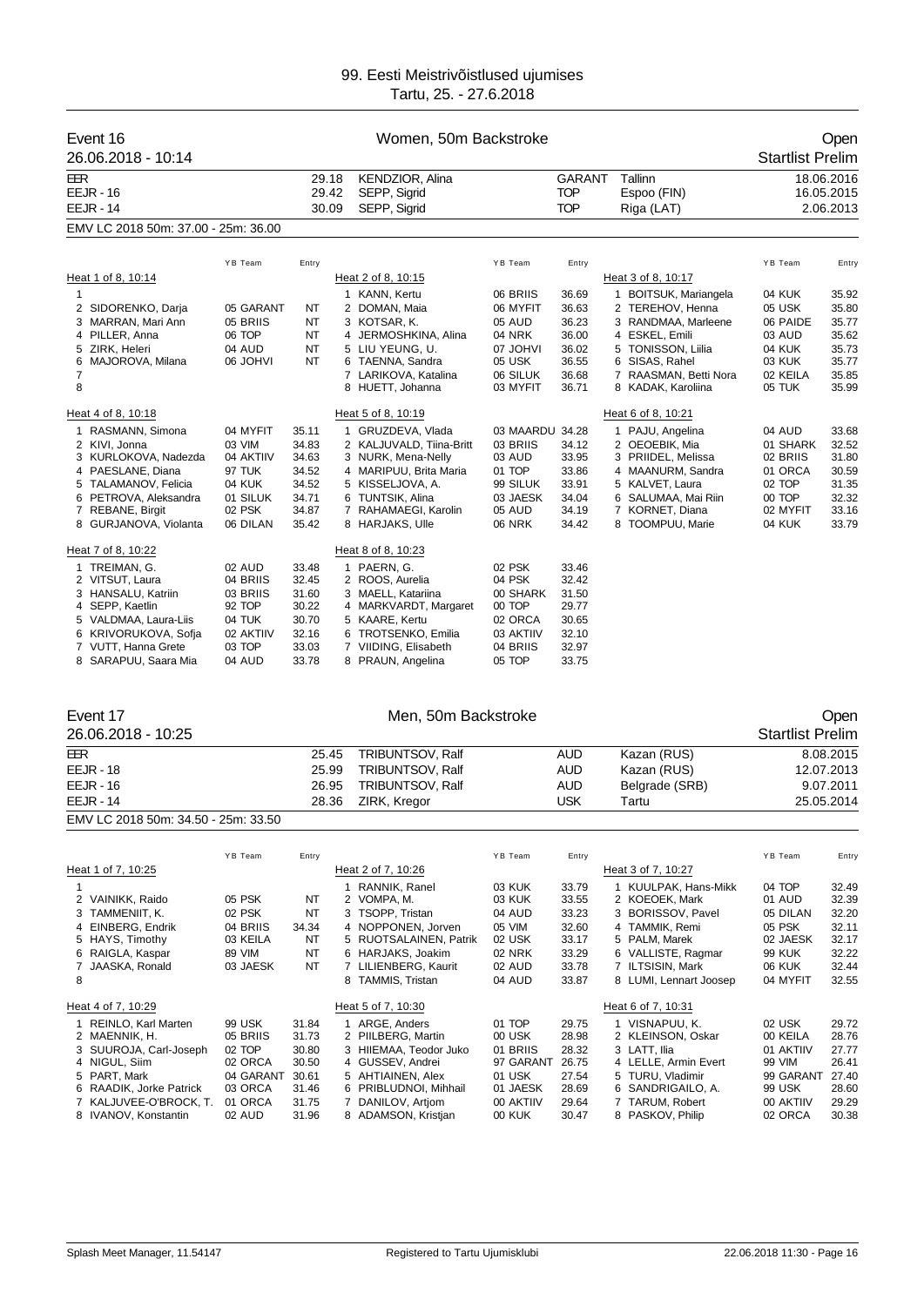# 99. Eesti Meistrivõistlused ujumises

Tartu, 25. - 27.6.2018

## Event 16 — Women, 50m Backstroke — Open

26.06.2018 - 10:14 — Startlist Prelim

| | | | | | |
|---|---|---|---|---|---|
| EER | 29.18 | KENDZIOR, Alina | GARANT | Tallinn | 18.06.2016 |
| EEJR - 16 | 29.42 | SEPP, Sigrid | TOP | Espoo (FIN) | 16.05.2015 |
| EEJR - 14 | 30.09 | SEPP, Sigrid | TOP | Riga (LAT) | 2.06.2013 |

EMV LC 2018 50m: 37.00 - 25m: 36.00

### Heat 1 of 8, 10:14

| Lane | Name | YB Team | Entry |
|---|---|---|---|
| 1 | | | |
| 2 | SIDORENKO, Darja | 05 GARANT | NT |
| 3 | MARRAN, Mari Ann | 05 BRIIS | NT |
| 4 | PILLER, Anna | 06 TOP | NT |
| 5 | ZIRK, Heleri | 04 AUD | NT |
| 6 | MAJOROVA, Milana | 06 JOHVI | NT |
| 7 | | | |
| 8 | | | |

### Heat 2 of 8, 10:15

| Lane | Name | YB Team | Entry |
|---|---|---|---|
| 1 | KANN, Kertu | 06 BRIIS | 36.69 |
| 2 | DOMAN, Maia | 06 MYFIT | 36.63 |
| 3 | KOTSAR, K. | 05 AUD | 36.23 |
| 4 | JERMOSHKINA, Alina | 04 NRK | 36.00 |
| 5 | LIU YEUNG, U. | 07 JOHVI | 36.02 |
| 6 | TAENNA, Sandra | 05 USK | 36.55 |
| 7 | LARIKOVA, Katalina | 06 SILUK | 36.68 |
| 8 | HUETT, Johanna | 03 MYFIT | 36.71 |

### Heat 3 of 8, 10:17

| Lane | Name | YB Team | Entry |
|---|---|---|---|
| 1 | BOITSUK, Mariangela | 04 KUK | 35.92 |
| 2 | TEREHOV, Henna | 05 USK | 35.80 |
| 3 | RANDMAA, Marleene | 06 PAIDE | 35.77 |
| 4 | ESKEL, Emili | 03 AUD | 35.62 |
| 5 | TONISSON, Liilia | 04 KUK | 35.73 |
| 6 | SISAS, Rahel | 03 KUK | 35.77 |
| 7 | RAASMAN, Betti Nora | 02 KEILA | 35.85 |
| 8 | KADAK, Karoliina | 05 TUK | 35.99 |

### Heat 4 of 8, 10:18

| Lane | Name | YB Team | Entry |
|---|---|---|---|
| 1 | RASMANN, Simona | 04 MYFIT | 35.11 |
| 2 | KIVI, Jonna | 03 VIM | 34.83 |
| 3 | KURLOKOVA, Nadezda | 04 AKTIIV | 34.63 |
| 4 | PAESLANE, Diana | 97 TUK | 34.52 |
| 5 | TALAMANOV, Felicia | 04 KUK | 34.52 |
| 6 | PETROVA, Aleksandra | 01 SILUK | 34.71 |
| 7 | REBANE, Birgit | 02 PSK | 34.87 |
| 8 | GURJANOVA, Violanta | 06 DILAN | 35.42 |

### Heat 5 of 8, 10:19

| Lane | Name | YB Team | Entry |
|---|---|---|---|
| 1 | GRUZDEVA, Vlada | 03 MAARDU | 34.28 |
| 2 | KALJUVALD, Tiina-Britt | 03 BRIIS | 34.12 |
| 3 | NURK, Mena-Nelly | 03 AUD | 33.95 |
| 4 | MARIPUU, Brita Maria | 01 TOP | 33.86 |
| 5 | KISSELJOVA, A. | 99 SILUK | 33.91 |
| 6 | TUNTSIK, Alina | 03 JAESK | 34.04 |
| 7 | RAHAMAEGI, Karolin | 05 AUD | 34.19 |
| 8 | HARJAKS, Ulle | 06 NRK | 34.42 |

### Heat 6 of 8, 10:21

| Lane | Name | YB Team | Entry |
|---|---|---|---|
| 1 | PAJU, Angelina | 04 AUD | 33.68 |
| 2 | OEOEBIK, Mia | 01 SHARK | 32.52 |
| 3 | PRIIDEL, Melissa | 02 BRIIS | 31.80 |
| 4 | MAANURM, Sandra | 01 ORCA | 30.59 |
| 5 | KALVET, Laura | 02 TOP | 31.35 |
| 6 | SALUMAA, Mai Riin | 00 TOP | 32.32 |
| 7 | KORNET, Diana | 02 MYFIT | 33.16 |
| 8 | TOOMPUU, Marie | 04 KUK | 33.79 |

### Heat 7 of 8, 10:22

| Lane | Name | YB Team | Entry |
|---|---|---|---|
| 1 | TREIMAN, G. | 02 AUD | 33.48 |
| 2 | VITSUT, Laura | 04 BRIIS | 32.45 |
| 3 | HANSALU, Katriin | 03 BRIIS | 31.60 |
| 4 | SEPP, Kaetlin | 92 TOP | 30.22 |
| 5 | VALDMAA, Laura-Liis | 04 TUK | 30.70 |
| 6 | KRIVORUKOVA, Sofja | 02 AKTIIV | 32.16 |
| 7 | VUTT, Hanna Grete | 03 TOP | 33.03 |
| 8 | SARAPUU, Saara Mia | 04 AUD | 33.78 |

### Heat 8 of 8, 10:23

| Lane | Name | YB Team | Entry |
|---|---|---|---|
| 1 | PAERN, G. | 02 PSK | 33.46 |
| 2 | ROOS, Aurelia | 04 PSK | 32.42 |
| 3 | MAELL, Katariina | 00 SHARK | 31.50 |
| 4 | MARKVARDT, Margaret | 00 TOP | 29.77 |
| 5 | KAARE, Kertu | 02 ORCA | 30.65 |
| 6 | TROTSENKO, Emilia | 03 AKTIIV | 32.10 |
| 7 | VIIDING, Elisabeth | 04 BRIIS | 32.97 |
| 8 | PRAUN, Angelina | 05 TOP | 33.75 |

## Event 17 — Men, 50m Backstroke — Open

26.06.2018 - 10:25 — Startlist Prelim

| | | | | | |
|---|---|---|---|---|---|
| EER | 25.45 | TRIBUNTSOV, Ralf | AUD | Kazan (RUS) | 8.08.2015 |
| EEJR - 18 | 25.99 | TRIBUNTSOV, Ralf | AUD | Kazan (RUS) | 12.07.2013 |
| EEJR - 16 | 26.95 | TRIBUNTSOV, Ralf | AUD | Belgrade (SRB) | 9.07.2011 |
| EEJR - 14 | 28.36 | ZIRK, Kregor | USK | Tartu | 25.05.2014 |

EMV LC 2018 50m: 34.50 - 25m: 33.50

### Heat 1 of 7, 10:25

| Lane | Name | YB Team | Entry |
|---|---|---|---|
| 1 | | | |
| 2 | VAINIKK, Raido | 05 PSK | NT |
| 3 | TAMMENIIT, K. | 02 PSK | NT |
| 4 | EINBERG, Endrik | 04 BRIIS | 34.34 |
| 5 | HAYS, Timothy | 03 KEILA | NT |
| 6 | RAIGLA, Kaspar | 89 VIM | NT |
| 7 | JAASKA, Ronald | 03 JAESK | NT |
| 8 | | | |

### Heat 2 of 7, 10:26

| Lane | Name | YB Team | Entry |
|---|---|---|---|
| 1 | RANNIK, Ranel | 03 KUK | 33.79 |
| 2 | VOMPA, M. | 03 KUK | 33.55 |
| 3 | TSOPP, Tristan | 04 AUD | 33.23 |
| 4 | NOPPONEN, Jorven | 05 VIM | 32.60 |
| 5 | RUOTSALAINEN, Patrik | 02 USK | 33.17 |
| 6 | HARJAKS, Joakim | 02 NRK | 33.29 |
| 7 | LILIENBERG, Kaurit | 02 AUD | 33.78 |
| 8 | TAMMIS, Tristan | 04 AUD | 33.87 |

### Heat 3 of 7, 10:27

| Lane | Name | YB Team | Entry |
|---|---|---|---|
| 1 | KUULPAK, Hans-Mikk | 04 TOP | 32.49 |
| 2 | KOEOEK, Mark | 01 AUD | 32.39 |
| 3 | BORISSOV, Pavel | 05 DILAN | 32.20 |
| 4 | TAMMIK, Remi | 05 PSK | 32.11 |
| 5 | PALM, Marek | 02 JAESK | 32.17 |
| 6 | VALLISTE, Ragmar | 99 KUK | 32.22 |
| 7 | ILTSISIN, Mark | 06 KUK | 32.44 |
| 8 | LUMI, Lennart Joosep | 04 MYFIT | 32.55 |

### Heat 4 of 7, 10:29

| Lane | Name | YB Team | Entry |
|---|---|---|---|
| 1 | REINLO, Karl Marten | 99 USK | 31.84 |
| 2 | MAENNIK, H. | 05 BRIIS | 31.73 |
| 3 | SUUROJA, Carl-Joseph | 02 TOP | 30.80 |
| 4 | NIGUL, Siim | 02 ORCA | 30.50 |
| 5 | PART, Mark | 04 GARANT | 30.61 |
| 6 | RAADIK, Jorke Patrick | 03 ORCA | 31.46 |
| 7 | KALJUVEE-O'BROCK, T. | 01 ORCA | 31.75 |
| 8 | IVANOV, Konstantin | 02 AUD | 31.96 |

### Heat 5 of 7, 10:30

| Lane | Name | YB Team | Entry |
|---|---|---|---|
| 1 | ARGE, Anders | 01 TOP | 29.75 |
| 2 | PIILBERG, Martin | 00 USK | 28.98 |
| 3 | HIIEMAA, Teodor Juko | 01 BRIIS | 28.32 |
| 4 | GUSSEV, Andrei | 97 GARANT | 26.75 |
| 5 | AHTIAINEN, Alex | 01 USK | 27.54 |
| 6 | PRIBLUDNOI, Mihhail | 01 JAESK | 28.69 |
| 7 | DANILOV, Artjom | 00 AKTIIV | 29.64 |
| 8 | ADAMSON, Kristjan | 00 KUK | 30.47 |

### Heat 6 of 7, 10:31

| Lane | Name | YB Team | Entry |
|---|---|---|---|
| 1 | VISNAPUU, K. | 02 USK | 29.72 |
| 2 | KLEINSON, Oskar | 00 KEILA | 28.76 |
| 3 | LATT, Ilia | 01 AKTIIV | 27.77 |
| 4 | LELLE, Armin Evert | 99 VIM | 26.41 |
| 5 | TURU, Vladimir | 99 GARANT | 27.40 |
| 6 | SANDRIGAILO, A. | 99 USK | 28.60 |
| 7 | TARUM, Robert | 00 AKTIIV | 29.29 |
| 8 | PASKOV, Philip | 02 ORCA | 30.38 |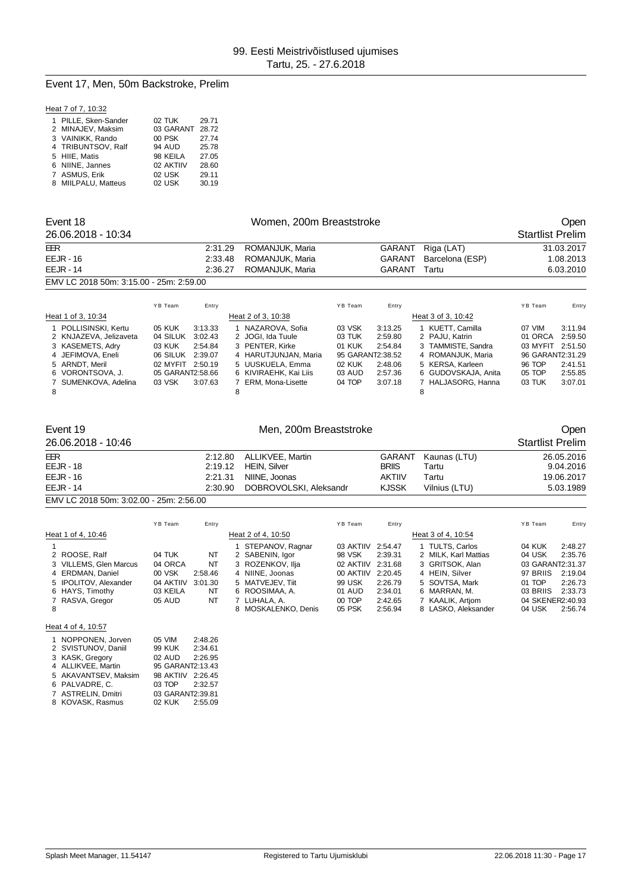# 99. Eesti Meistrivõistlused ujumises
Tartu, 25. - 27.6.2018

## Event 17, Men, 50m Backstroke, Prelim

Heat 7 of 7, 10:32

| | Name | YB Team | Entry |
|---|---|---|---|
| 1 | PILLE, Sken-Sander | 02 TUK | 29.71 |
| 2 | MINAJEV, Maksim | 03 GARANT | 28.72 |
| 3 | VAINIKK, Rando | 00 PSK | 27.74 |
| 4 | TRIBUNTSOV, Ralf | 94 AUD | 25.78 |
| 5 | HIIE, Matis | 98 KEILA | 27.05 |
| 6 | NIINE, Jannes | 02 AKTIIV | 28.60 |
| 7 | ASMUS, Erik | 02 USK | 29.11 |
| 8 | MIILPALU, Matteus | 02 USK | 30.19 |

## Event 18 — Women, 200m Breaststroke — Open

26.06.2018 - 10:34 — Startlist Prelim

| | | | | | |
|---|---|---|---|---|---|
| EER | 2:31.29 | ROMANJUK, Maria | GARANT | Riga (LAT) | 31.03.2017 |
| EEJR - 16 | 2:33.48 | ROMANJUK, Maria | GARANT | Barcelona (ESP) | 1.08.2013 |
| EEJR - 14 | 2:36.27 | ROMANJUK, Maria | GARANT | Tartu | 6.03.2010 |

EMV LC 2018 50m: 3:15.00 - 25m: 2:59.00

Heat 1 of 3, 10:34

| | Name | YB Team | Entry |
|---|---|---|---|
| 1 | POLLISINSKI, Kertu | 05 KUK | 3:13.33 |
| 2 | KNJAZEVA, Jelizaveta | 04 SILUK | 3:02.43 |
| 3 | KASEMETS, Adry | 03 KUK | 2:54.84 |
| 4 | JEFIMOVA, Eneli | 06 SILUK | 2:39.07 |
| 5 | ARNDT, Meril | 02 MYFIT | 2:50.19 |
| 6 | VORONTSOVA, J. | 05 GARANT | 2:58.66 |
| 7 | SUMENKOVA, Adelina | 03 VSK | 3:07.63 |
| 8 | | | |

Heat 2 of 3, 10:38

| | Name | YB Team | Entry |
|---|---|---|---|
| 1 | NAZAROVA, Sofia | 03 VSK | 3:13.25 |
| 2 | JOGI, Ida Tuule | 03 TUK | 2:59.80 |
| 3 | PENTER, Kirke | 01 KUK | 2:54.84 |
| 4 | HARUTJUNJAN, Maria | 95 GARANT | 2:38.52 |
| 5 | UUSKUELA, Emma | 02 KUK | 2:48.06 |
| 6 | KIVIRAEHK, Kai Liis | 03 AUD | 2:57.36 |
| 7 | ERM, Mona-Lisette | 04 TOP | 3:07.18 |
| 8 | | | |

Heat 3 of 3, 10:42

| | Name | YB Team | Entry |
|---|---|---|---|
| 1 | KUETT, Camilla | 07 VIM | 3:11.94 |
| 2 | PAJU, Katrin | 01 ORCA | 2:59.50 |
| 3 | TAMMISTE, Sandra | 03 MYFIT | 2:51.50 |
| 4 | ROMANJUK, Maria | 96 GARANT | 2:31.29 |
| 5 | KERSA, Karleen | 96 TOP | 2:41.51 |
| 6 | GUDOVSKAJA, Anita | 05 TOP | 2:55.85 |
| 7 | HALJASORG, Hanna | 03 TUK | 3:07.01 |
| 8 | | | |

## Event 19 — Men, 200m Breaststroke — Open

26.06.2018 - 10:46 — Startlist Prelim

| | | | | | |
|---|---|---|---|---|---|
| EER | 2:12.80 | ALLIKVEE, Martin | GARANT | Kaunas (LTU) | 26.05.2016 |
| EEJR - 18 | 2:19.12 | HEIN, Silver | BRIIS | Tartu | 9.04.2016 |
| EEJR - 16 | 2:21.31 | NIINE, Joonas | AKTIIV | Tartu | 19.06.2017 |
| EEJR - 14 | 2:30.90 | DOBROVOLSKI, Aleksandr | KJSSK | Vilnius (LTU) | 5.03.1989 |

EMV LC 2018 50m: 3:02.00 - 25m: 2:56.00

Heat 1 of 4, 10:46

| | Name | YB Team | Entry |
|---|---|---|---|
| 1 | | | |
| 2 | ROOSE, Ralf | 04 TUK | NT |
| 3 | VILLEMS, Glen Marcus | 04 ORCA | NT |
| 4 | ERDMAN, Daniel | 00 VSK | 2:58.46 |
| 5 | IPOLITOV, Alexander | 04 AKTIIV | 3:01.30 |
| 6 | HAYS, Timothy | 03 KEILA | NT |
| 7 | RASVA, Gregor | 05 AUD | NT |
| 8 | | | |

Heat 2 of 4, 10:50

| | Name | YB Team | Entry |
|---|---|---|---|
| 1 | STEPANOV, Ragnar | 03 AKTIIV | 2:54.47 |
| 2 | SABENIN, Igor | 98 VSK | 2:39.31 |
| 3 | ROZENKOV, Ilja | 02 AKTIIV | 2:31.68 |
| 4 | NIINE, Joonas | 00 AKTIIV | 2:20.45 |
| 5 | MATVEJEV, Tiit | 99 USK | 2:26.79 |
| 6 | ROOSIMAA, A. | 01 AUD | 2:34.01 |
| 7 | LUHALA, A. | 00 TOP | 2:42.65 |
| 8 | MOSKALENKO, Denis | 05 PSK | 2:56.94 |

Heat 3 of 4, 10:54

| | Name | YB Team | Entry |
|---|---|---|---|
| 1 | TULTS, Carlos | 04 KUK | 2:48.27 |
| 2 | MILK, Karl Mattias | 04 USK | 2:35.76 |
| 3 | GRITSOK, Alan | 03 GARANT | 2:31.37 |
| 4 | HEIN, Silver | 97 BRIIS | 2:19.04 |
| 5 | SOVTSA, Mark | 01 TOP | 2:26.73 |
| 6 | MARRAN, M. | 03 BRIIS | 2:33.73 |
| 7 | KAALIK, Artjom | 04 SKENER | 2:40.93 |
| 8 | LASKO, Aleksander | 04 USK | 2:56.74 |

Heat 4 of 4, 10:57

| | Name | YB Team | Entry |
|---|---|---|---|
| 1 | NOPPONEN, Jorven | 05 VIM | 2:48.26 |
| 2 | SVISTUNOV, Daniil | 99 KUK | 2:34.61 |
| 3 | KASK, Gregory | 02 AUD | 2:26.95 |
| 4 | ALLIKVEE, Martin | 95 GARANT | 2:13.43 |
| 5 | AKAVANTSEV, Maksim | 98 AKTIIV | 2:26.45 |
| 6 | PALVADRE, C. | 03 TOP | 2:32.57 |
| 7 | ASTRELIN, Dmitri | 03 GARANT | 2:39.81 |
| 8 | KOVASK, Rasmus | 02 KUK | 2:55.09 |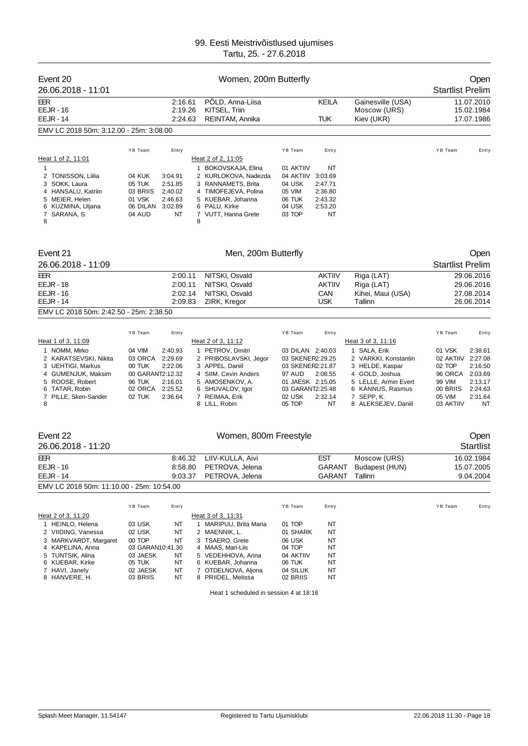# 99. Eesti Meistrivõistlused ujumises

Tartu, 25. - 27.6.2018

## Event 20 — Women, 200m Butterfly — Open

26.06.2018 - 11:01 — Startlist Prelim

| | | | | | |
|---|---|---|---|---|---|
| EER | 2:16.61 | PÕLD, Anna-Liisa | KEILA | Gainesville (USA) | 11.07.2010 |
| EEJR - 16 | 2:19.26 | KITSEL, Triin | | Moscow (URS) | 15.02.1984 |
| EEJR - 14 | 2:24.63 | REINTAM, Annika | TUK | Kiev (UKR) | 17.07.1986 |

EMV LC 2018 50m: 3:12.00 - 25m: 3:08.00

**Heat 1 of 2, 11:01**

| Lane | Name | YB | Team | Entry |
|---|---|---|---|---|
| 1 | | | | |
| 2 | TONISSON, Liilia | 04 | KUK | 3:04.91 |
| 3 | SOKK, Laura | 05 | TUK | 2:51.85 |
| 4 | HANSALU, Katriin | 03 | BRIIS | 2:40.02 |
| 5 | MEIER, Helen | 01 | VSK | 2:46.63 |
| 6 | KUZMINA, Uljana | 06 | DILAN | 3:02.89 |
| 7 | SARANA, S. | 04 | AUD | NT |
| 8 | | | | |

**Heat 2 of 2, 11:05**

| Lane | Name | YB | Team | Entry |
|---|---|---|---|---|
| 1 | BOKOVSKAJA, Elina | 01 | AKTIIV | NT |
| 2 | KURLOKOVA, Nadezda | 04 | AKTIIV | 3:03.69 |
| 3 | RANNAMETS, Brita | 04 | USK | 2:47.71 |
| 4 | TIMOFEJEVA, Polina | 05 | VIM | 2:36.80 |
| 5 | KUEBAR, Johanna | 06 | TUK | 2:43.32 |
| 6 | PALU, Kirke | 04 | USK | 2:53.20 |
| 7 | VUTT, Hanna Grete | 03 | TOP | NT |
| 8 | | | | |

## Event 21 — Men, 200m Butterfly — Open

26.06.2018 - 11:09 — Startlist Prelim

| | | | | | |
|---|---|---|---|---|---|
| EER | 2:00.11 | NITSKI, Osvald | AKTIIV | Riga (LAT) | 29.06.2016 |
| EEJR - 18 | 2:00.11 | NITSKI, Osvald | AKTIIV | Riga (LAT) | 29.06.2016 |
| EEJR - 16 | 2:02.14 | NITSKI, Osvald | CAN | Kihei, Maui (USA) | 27.08.2014 |
| EEJR - 14 | 2:09.83 | ZIRK, Kregor | USK | Tallinn | 26.06.2014 |

EMV LC 2018 50m: 2:42.50 - 25m: 2:38.50

**Heat 1 of 3, 11:09**

| Lane | Name | YB | Team | Entry |
|---|---|---|---|---|
| 1 | NOMM, Mirko | 04 | VIM | 2:40.93 |
| 2 | KARATSEVSKI, Nikita | 03 | ORCA | 2:29.69 |
| 3 | UEHTIGI, Markus | 00 | TUK | 2:22.06 |
| 4 | GUMENJUK, Maksim | 00 | GARANT | 2:12.32 |
| 5 | ROOSE, Robert | 96 | TUK | 2:16.01 |
| 6 | TATAR, Robin | 02 | ORCA | 2:25.52 |
| 7 | PILLE, Sken-Sander | 02 | TUK | 2:36.64 |
| 8 | | | | |

**Heat 2 of 3, 11:12**

| Lane | Name | YB | Team | Entry |
|---|---|---|---|---|
| 1 | PETROV, Dmitri | 03 | DILAN | 2:40.03 |
| 2 | PRIBOSLAVSKI, Jegor | 03 | SKENER | 2:29.25 |
| 3 | APPEL, Daniil | 03 | SKENER | 2:21.87 |
| 4 | SIIM, Cevin Anders | 97 | AUD | 2:08.55 |
| 5 | AMOSENKOV, A. | 01 | JAESK | 2:15.05 |
| 6 | SHUVALOV, Igor | 03 | GARANT | 2:25.48 |
| 7 | REIMAA, Erik | 02 | USK | 2:32.14 |
| 8 | LILL, Robin | 05 | TOP | NT |

**Heat 3 of 3, 11:16**

| Lane | Name | YB | Team | Entry |
|---|---|---|---|---|
| 1 | SALA, Erik | 01 | VSK | 2:38.61 |
| 2 | VARKKI, Konstantin | 02 | AKTIIV | 2:27.08 |
| 3 | HELDE, Kaspar | 02 | TOP | 2:16.50 |
| 4 | GOLD, Joshua | 96 | ORCA | 2:03.69 |
| 5 | LELLE, Armin Evert | 99 | VIM | 2:13.17 |
| 6 | KANNUS, Rasmus | 00 | BRIIS | 2:24.63 |
| 7 | SEPP, K. | 05 | VIM | 2:31.64 |
| 8 | ALEKSEJEV, Daniil | 03 | AKTIIV | NT |

## Event 22 — Women, 800m Freestyle — Open

26.06.2018 - 11:20 — Startlist

| | | | | | |
|---|---|---|---|---|---|
| EER | 8:46.32 | LIIV-KULLA, Aivi | EST | Moscow (URS) | 16.02.1984 |
| EEJR - 16 | 8:58.80 | PETROVA, Jelena | GARANT | Budapest (HUN) | 15.07.2005 |
| EEJR - 14 | 9:03.37 | PETROVA, Jelena | GARANT | Tallinn | 9.04.2004 |

EMV LC 2018 50m: 11:10.00 - 25m: 10:54.00

**Heat 2 of 3, 11:20**

| Lane | Name | YB | Team | Entry |
|---|---|---|---|---|
| 1 | HEINLO, Helena | 03 | USK | NT |
| 2 | VIIDING, Vanessa | 02 | USK | NT |
| 3 | MARKVARDT, Margaret | 00 | TOP | NT |
| 4 | KAPELINA, Anna | 03 | GARAN | 10:41.30 |
| 5 | TUNTSIK, Alina | 03 | JAESK | NT |
| 6 | KUEBAR, Kirke | 05 | TUK | NT |
| 7 | HAVI, Janely | 02 | JAESK | NT |
| 8 | HANVERE, H. | 03 | BRIIS | NT |

**Heat 3 of 3, 11:31**

| Lane | Name | YB | Team | Entry |
|---|---|---|---|---|
| 1 | MARIPUU, Brita Maria | 01 | TOP | NT |
| 2 | MAENNIK, L. | 01 | SHARK | NT |
| 3 | TSAERO, Grete | 06 | USK | NT |
| 4 | MAAS, Mari-Liis | 04 | TOP | NT |
| 5 | VEDEHHOVA, Arina | 04 | AKTIIV | NT |
| 6 | KUEBAR, Johanna | 06 | TUK | NT |
| 7 | OTDELNOVA, Aljona | 04 | SILUK | NT |
| 8 | PRIIDEL, Melissa | 02 | BRIIS | NT |

Heat 1 scheduled in session 4 at 18:16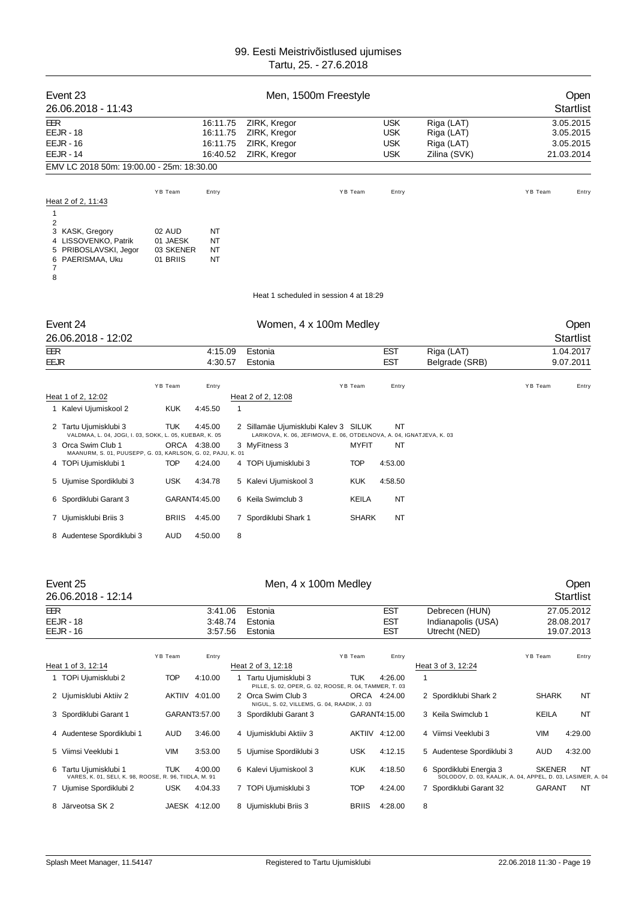# 99. Eesti Meistrivõistlused ujumises
Tartu, 25. - 27.6.2018

## Event 23 — Men, 1500m Freestyle — Open
26.06.2018 - 11:43 — Startlist

| | Time | Name | Club | Place | Date |
|---|---|---|---|---|---|
| EER | 16:11.75 | ZIRK, Kregor | USK | Riga (LAT) | 3.05.2015 |
| EEJR - 18 | 16:11.75 | ZIRK, Kregor | USK | Riga (LAT) | 3.05.2015 |
| EEJR - 16 | 16:11.75 | ZIRK, Kregor | USK | Riga (LAT) | 3.05.2015 |
| EEJR - 14 | 16:40.52 | ZIRK, Kregor | USK | Zilina (SVK) | 21.03.2014 |

EMV LC 2018 50m: 19:00.00 - 25m: 18:30.00

Heat 2 of 2, 11:43

| Lane | Name | YB | Team | Entry |
|---|---|---|---|---|
| 1 | | | | |
| 2 | | | | |
| 3 | KASK, Gregory | 02 | AUD | NT |
| 4 | LISSOVENKO, Patrik | 01 | JAESK | NT |
| 5 | PRIBOSLAVSKI, Jegor | 03 | SKENER | NT |
| 6 | PAERISMAA, Uku | 01 | BRIIS | NT |
| 7 | | | | |
| 8 | | | | |

Heat 1 scheduled in session 4 at 18:29

## Event 24 — Women, 4 x 100m Medley — Open
26.06.2018 - 12:02 — Startlist

| | Time | Name | Club | Place | Date |
|---|---|---|---|---|---|
| EER | 4:15.09 | Estonia | EST | Riga (LAT) | 1.04.2017 |
| EEJR | 4:30.57 | Estonia | EST | Belgrade (SRB) | 9.07.2011 |

Heat 1 of 2, 12:02

| Lane | Team | Code | Entry |
|---|---|---|---|
| 1 | Kalevi Ujumiskool 2 | KUK | 4:45.50 |
| 2 | Tartu Ujumisklubi 3 (VALDMAA, L. 04, JOGI, I. 03, SOKK, L. 05, KUEBAR, K. 05) | TUK | 4:45.00 |
| 3 | Orca Swim Club 1 (MAANURM, S. 01, PUUSEPP, G. 03, KARLSON, G. 02, PAJU, K. 01) | ORCA | 4:38.00 |
| 4 | TOPi Ujumisklubi 1 | TOP | 4:24.00 |
| 5 | Ujumise Spordiklubi 3 | USK | 4:34.78 |
| 6 | Spordiklubi Garant 3 | GARANT | 4:45.00 |
| 7 | Ujumisklubi Briis 3 | BRIIS | 4:45.00 |
| 8 | Audentese Spordiklubi 3 | AUD | 4:50.00 |

Heat 2 of 2, 12:08

| Lane | Team | Code | Entry |
|---|---|---|---|
| 1 | | | |
| 2 | Sillamäe Ujumisklubi Kalev 3 (LARIKOVA, K. 06, JEFIMOVA, E. 06, OTDELNOVA, A. 04, IGNATJEVA, K. 03) | SILUK | NT |
| 3 | MyFitness 3 | MYFIT | NT |
| 4 | TOPi Ujumisklubi 3 | TOP | 4:53.00 |
| 5 | Kalevi Ujumiskool 3 | KUK | 4:58.50 |
| 6 | Keila Swimclub 3 | KEILA | NT |
| 7 | Spordiklubi Shark 1 | SHARK | NT |
| 8 | | | |

## Event 25 — Men, 4 x 100m Medley — Open
26.06.2018 - 12:14 — Startlist

| | Time | Name | Club | Place | Date |
|---|---|---|---|---|---|
| EER | 3:41.06 | Estonia | EST | Debrecen (HUN) | 27.05.2012 |
| EEJR - 18 | 3:48.74 | Estonia | EST | Indianapolis (USA) | 28.08.2017 |
| EEJR - 16 | 3:57.56 | Estonia | EST | Utrecht (NED) | 19.07.2013 |

Heat 1 of 3, 12:14

| Lane | Team | Code | Entry |
|---|---|---|---|
| 1 | TOPi Ujumisklubi 2 | TOP | 4:10.00 |
| 2 | Ujumisklubi Aktiiv 2 | AKTIIV | 4:01.00 |
| 3 | Spordiklubi Garant 1 | GARANT | 3:57.00 |
| 4 | Audentese Spordiklubi 1 | AUD | 3:46.00 |
| 5 | Viimsi Veeklubi 1 | VIM | 3:53.00 |
| 6 | Tartu Ujumisklubi 1 (VARES, K. 01, SELI, K. 98, ROOSE, R. 96, TIIDLA, M. 91) | TUK | 4:00.00 |
| 7 | Ujumise Spordiklubi 2 | USK | 4:04.33 |
| 8 | Järveotsa SK 2 | JAESK | 4:12.00 |

Heat 2 of 3, 12:18

| Lane | Team | Code | Entry |
|---|---|---|---|
| 1 | Tartu Ujumisklubi 3 (PILLE, S. 02, OPER, G. 02, ROOSE, R. 04, TAMMER, T. 03) | TUK | 4:26.00 |
| 2 | Orca Swim Club 3 (NIGUL, S. 02, VILLEMS, G. 04, RAADIK, J. 03) | ORCA | 4:24.00 |
| 3 | Spordiklubi Garant 3 | GARANT | 4:15.00 |
| 4 | Ujumisklubi Aktiiv 3 | AKTIIV | 4:12.00 |
| 5 | Ujumise Spordiklubi 3 | USK | 4:12.15 |
| 6 | Kalevi Ujumiskool 3 | KUK | 4:18.50 |
| 7 | TOPi Ujumisklubi 3 | TOP | 4:24.00 |
| 8 | Ujumisklubi Briis 3 | BRIIS | 4:28.00 |

Heat 3 of 3, 12:24

| Lane | Team | Code | Entry |
|---|---|---|---|
| 1 | | | |
| 2 | Spordiklubi Shark 2 | SHARK | NT |
| 3 | Keila Swimclub 1 | KEILA | NT |
| 4 | Viimsi Veeklubi 3 | VIM | 4:29.00 |
| 5 | Audentese Spordiklubi 3 | AUD | 4:32.00 |
| 6 | Spordiklubi Energia 3 (SOLODOV, D. 03, KAALIK, A. 04, APPEL, D. 03, LASIMER, A. 04) | SKENER | NT |
| 7 | Spordiklubi Garant 32 | GARANT | NT |
| 8 | | | |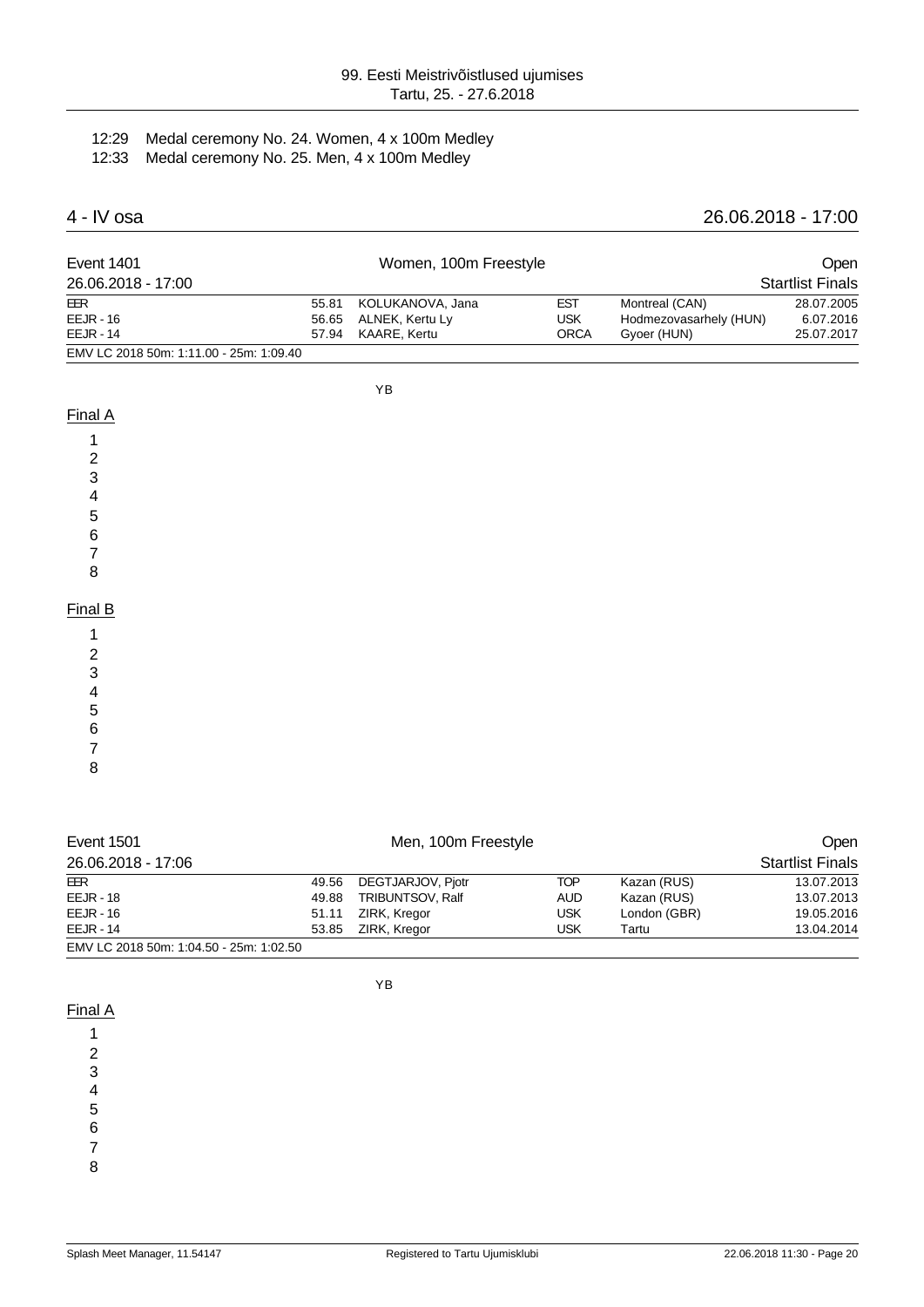12:29 Medal ceremony No. 24. Women, 4 x 100m Medley
12:33 Medal ceremony No. 25. Men, 4 x 100m Medley

## 4 - IV osa — 26.06.2018 - 17:00

### Event 1401 — Women, 100m Freestyle — Open
26.06.2018 - 17:00 — Startlist Finals

| | | | | | |
|---|---|---|---|---|---|
| EER | 55.81 | KOLUKANOVA, Jana | EST | Montreal (CAN) | 28.07.2005 |
| EEJR - 16 | 56.65 | ALNEK, Kertu Ly | USK | Hodmezovasarhely (HUN) | 6.07.2016 |
| EEJR - 14 | 57.94 | KAARE, Kertu | ORCA | Gyoer (HUN) | 25.07.2017 |

EMV LC 2018 50m: 1:11.00 - 25m: 1:09.40

YB

**Final A**

1
2
3
4
5
6
7
8

**Final B**

1
2
3
4
5
6
7
8

### Event 1501 — Men, 100m Freestyle — Open
26.06.2018 - 17:06 — Startlist Finals

| | | | | | |
|---|---|---|---|---|---|
| EER | 49.56 | DEGTJARJOV, Pjotr | TOP | Kazan (RUS) | 13.07.2013 |
| EEJR - 18 | 49.88 | TRIBUNTSOV, Ralf | AUD | Kazan (RUS) | 13.07.2013 |
| EEJR - 16 | 51.11 | ZIRK, Kregor | USK | London (GBR) | 19.05.2016 |
| EEJR - 14 | 53.85 | ZIRK, Kregor | USK | Tartu | 13.04.2014 |

EMV LC 2018 50m: 1:04.50 - 25m: 1:02.50

YB

**Final A**

1
2
3
4
5
6
7
8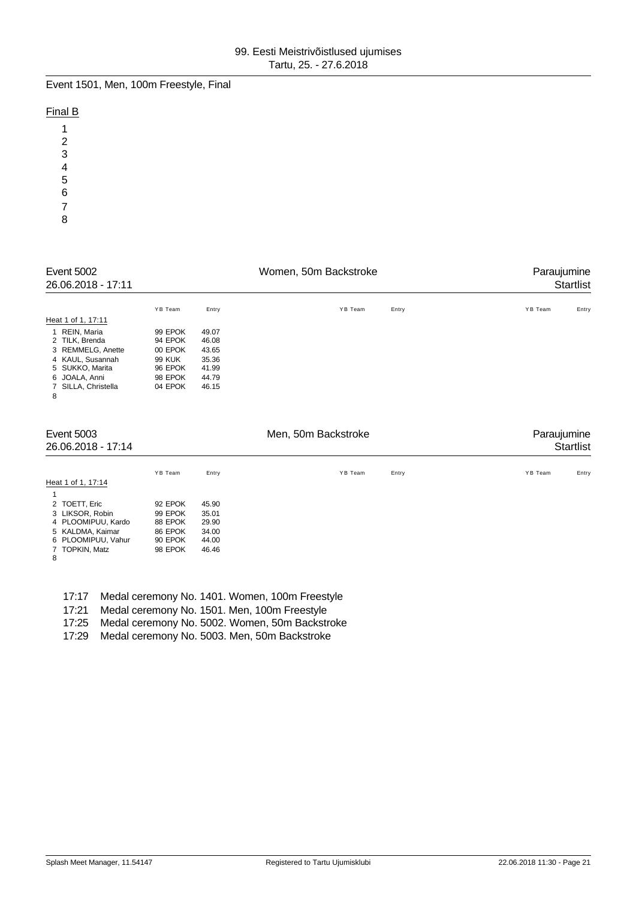Event 1501, Men, 100m Freestyle, Final

Final B

1
2
3
4
5
6
7
8

## Event 5002 — Women, 50m Backstroke — Paraujumine

26.06.2018 - 17:11 — Startlist

Heat 1 of 1, 17:11

| Lane | Name | YB | Team | Entry |
|---|---|---|---|---|
| 1 | REIN, Maria | 99 | EPOK | 49.07 |
| 2 | TILK, Brenda | 94 | EPOK | 46.08 |
| 3 | REMMELG, Anette | 00 | EPOK | 43.65 |
| 4 | KAUL, Susannah | 99 | KUK | 35.36 |
| 5 | SUKKO, Marita | 96 | EPOK | 41.99 |
| 6 | JOALA, Anni | 98 | EPOK | 44.79 |
| 7 | SILLA, Christella | 04 | EPOK | 46.15 |
| 8 | | | | |

## Event 5003 — Men, 50m Backstroke — Paraujumine

26.06.2018 - 17:14 — Startlist

Heat 1 of 1, 17:14

| Lane | Name | YB | Team | Entry |
|---|---|---|---|---|
| 1 | | | | |
| 2 | TOETT, Eric | 92 | EPOK | 45.90 |
| 3 | LIKSOR, Robin | 99 | EPOK | 35.01 |
| 4 | PLOOMIPUU, Kardo | 88 | EPOK | 29.90 |
| 5 | KALDMA, Kaimar | 86 | EPOK | 34.00 |
| 6 | PLOOMIPUU, Vahur | 90 | EPOK | 44.00 |
| 7 | TOPKIN, Matz | 98 | EPOK | 46.46 |
| 8 | | | | |

17:17 Medal ceremony No. 1401. Women, 100m Freestyle
17:21 Medal ceremony No. 1501. Men, 100m Freestyle
17:25 Medal ceremony No. 5002. Women, 50m Backstroke
17:29 Medal ceremony No. 5003. Men, 50m Backstroke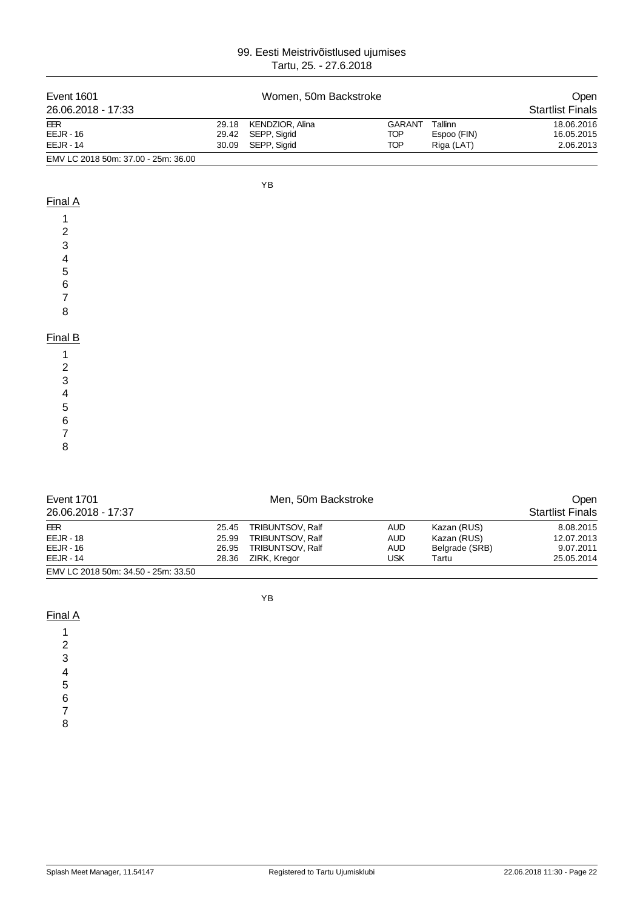# 99. Eesti Meistrivõistlused ujumises
Tartu, 25. - 27.6.2018

## Event 1601 — Women, 50m Backstroke — Open

26.06.2018 - 17:33 — Startlist Finals

| | | | | | |
|---|---|---|---|---|---|
| EER | 29.18 | KENDZIOR, Alina | GARANT | Tallinn | 18.06.2016 |
| EEJR - 16 | 29.42 | SEPP, Sigrid | TOP | Espoo (FIN) | 16.05.2015 |
| EEJR - 14 | 30.09 | SEPP, Sigrid | TOP | Riga (LAT) | 2.06.2013 |

EMV LC 2018 50m: 37.00 - 25m: 36.00

YB

### Final A

1
2
3
4
5
6
7
8

### Final B

1
2
3
4
5
6
7
8

## Event 1701 — Men, 50m Backstroke — Open

26.06.2018 - 17:37 — Startlist Finals

| | | | | | |
|---|---|---|---|---|---|
| EER | 25.45 | TRIBUNTSOV, Ralf | AUD | Kazan (RUS) | 8.08.2015 |
| EEJR - 18 | 25.99 | TRIBUNTSOV, Ralf | AUD | Kazan (RUS) | 12.07.2013 |
| EEJR - 16 | 26.95 | TRIBUNTSOV, Ralf | AUD | Belgrade (SRB) | 9.07.2011 |
| EEJR - 14 | 28.36 | ZIRK, Kregor | USK | Tartu | 25.05.2014 |

EMV LC 2018 50m: 34.50 - 25m: 33.50

YB

### Final A

1
2
3
4
5
6
7
8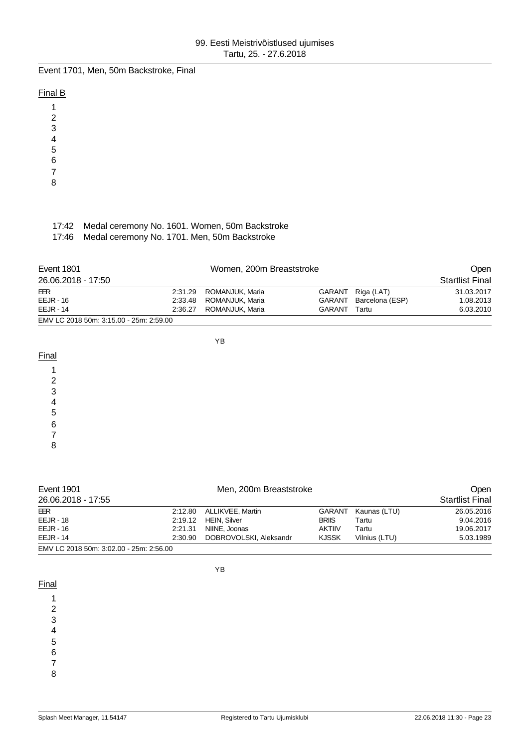Event 1701, Men, 50m Backstroke, Final

Final B

1
2
3
4
5
6
7
8

17:42 Medal ceremony No. 1601. Women, 50m Backstroke
17:46 Medal ceremony No. 1701. Men, 50m Backstroke

## Event 1801 — Women, 200m Breaststroke — Open

26.06.2018 - 17:50 — Startlist Final

| | | | | | |
|---|---|---|---|---|---|
| EER | 2:31.29 | ROMANJUK, Maria | GARANT | Riga (LAT) | 31.03.2017 |
| EEJR - 16 | 2:33.48 | ROMANJUK, Maria | GARANT | Barcelona (ESP) | 1.08.2013 |
| EEJR - 14 | 2:36.27 | ROMANJUK, Maria | GARANT | Tartu | 6.03.2010 |

EMV LC 2018 50m: 3:15.00 - 25m: 2:59.00

YB

Final

1
2
3
4
5
6
7
8

## Event 1901 — Men, 200m Breaststroke — Open

26.06.2018 - 17:55 — Startlist Final

| | | | | | |
|---|---|---|---|---|---|
| EER | 2:12.80 | ALLIKVEE, Martin | GARANT | Kaunas (LTU) | 26.05.2016 |
| EEJR - 18 | 2:19.12 | HEIN, Silver | BRIIS | Tartu | 9.04.2016 |
| EEJR - 16 | 2:21.31 | NIINE, Joonas | AKTIIV | Tartu | 19.06.2017 |
| EEJR - 14 | 2:30.90 | DOBROVOLSKI, Aleksandr | KJSSK | Vilnius (LTU) | 5.03.1989 |

EMV LC 2018 50m: 3:02.00 - 25m: 2:56.00

YB

Final

1
2
3
4
5
6
7
8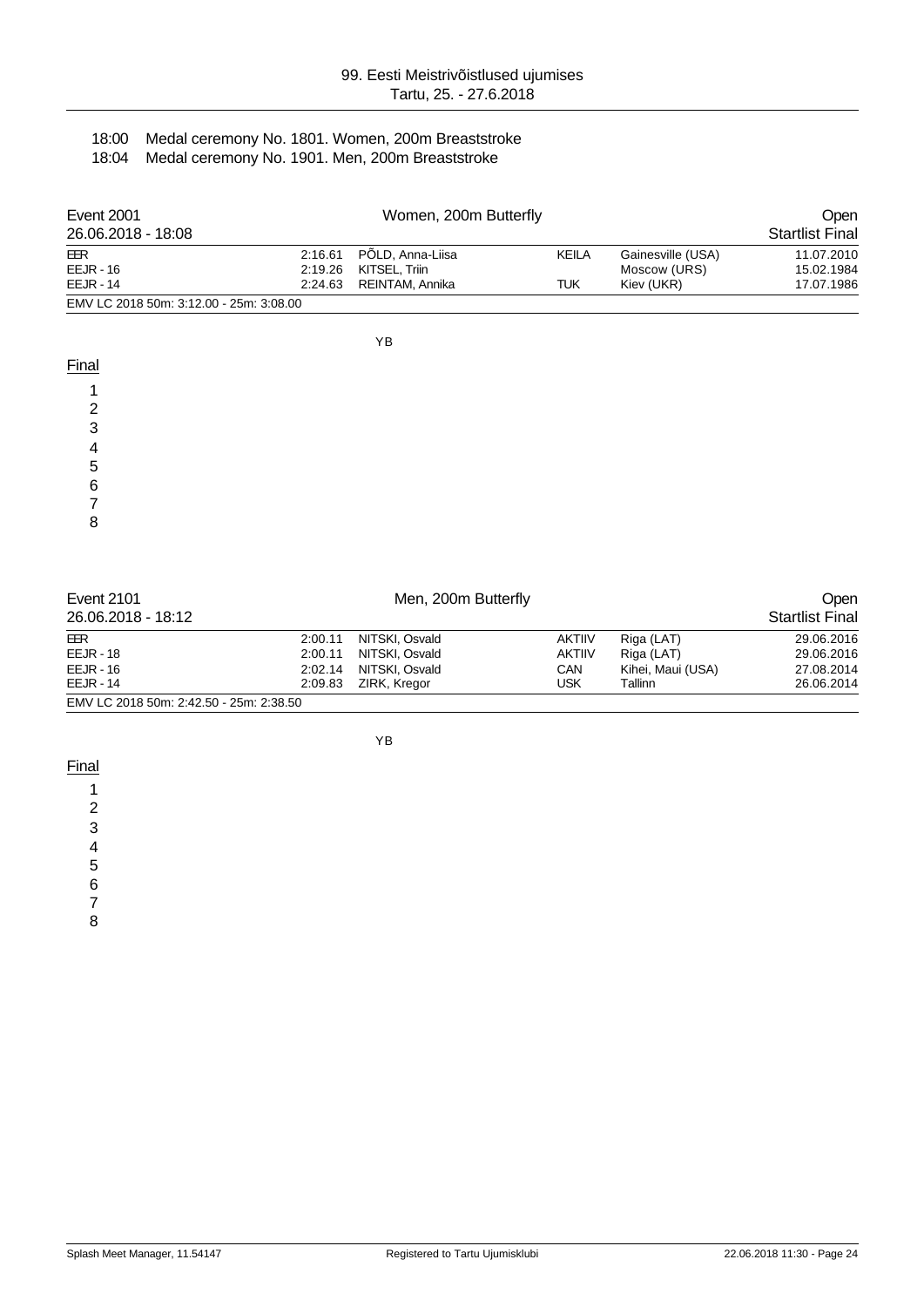18:00 Medal ceremony No. 1801. Women, 200m Breaststroke

18:04 Medal ceremony No. 1901. Men, 200m Breaststroke

## Event 2001 — Women, 200m Butterfly — Open

26.06.2018 - 18:08 — Startlist Final

| | | | | | |
|---|---|---|---|---|---|
| EER | 2:16.61 | PÕLD, Anna-Liisa | KEILA | Gainesville (USA) | 11.07.2010 |
| EEJR - 16 | 2:19.26 | KITSEL, Triin | | Moscow (URS) | 15.02.1984 |
| EEJR - 14 | 2:24.63 | REINTAM, Annika | TUK | Kiev (UKR) | 17.07.1986 |

EMV LC 2018 50m: 3:12.00 - 25m: 3:08.00

YB

**Final**

1
2
3
4
5
6
7
8

## Event 2101 — Men, 200m Butterfly — Open

26.06.2018 - 18:12 — Startlist Final

| | | | | | |
|---|---|---|---|---|---|
| EER | 2:00.11 | NITSKI, Osvald | AKTIIV | Riga (LAT) | 29.06.2016 |
| EEJR - 18 | 2:00.11 | NITSKI, Osvald | AKTIIV | Riga (LAT) | 29.06.2016 |
| EEJR - 16 | 2:02.14 | NITSKI, Osvald | CAN | Kihei, Maui (USA) | 27.08.2014 |
| EEJR - 14 | 2:09.83 | ZIRK, Kregor | USK | Tallinn | 26.06.2014 |

EMV LC 2018 50m: 2:42.50 - 25m: 2:38.50

YB

**Final**

1
2
3
4
5
6
7
8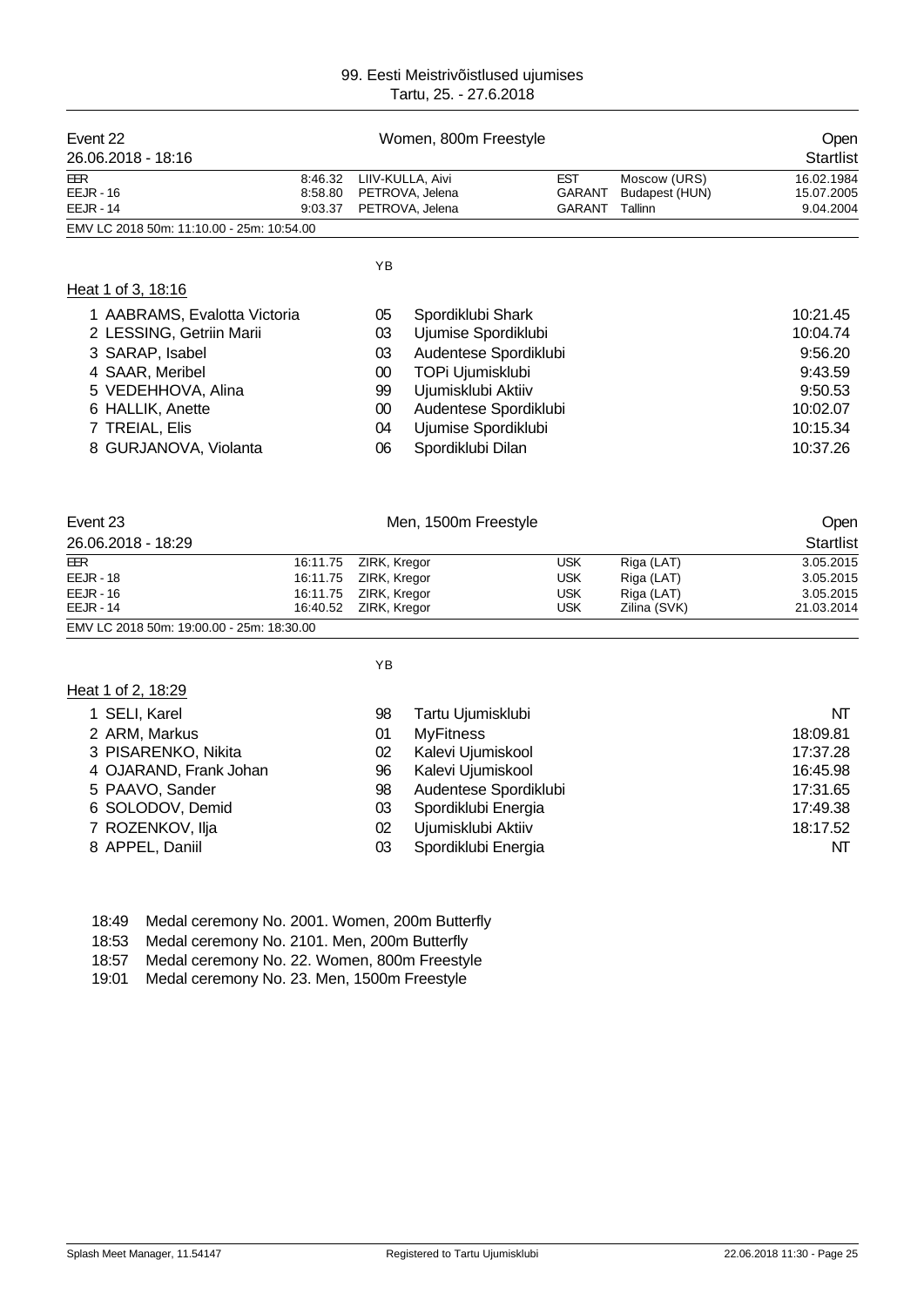99. Eesti Meistrivõistlused ujumises
Tartu, 25. - 27.6.2018

## Event 22 — Women, 800m Freestyle — Open

26.06.2018 - 18:16 — Startlist

| | | | | | |
|---|---|---|---|---|---|
| EER | 8:46.32 | LIIV-KULLA, Aivi | EST | Moscow (URS) | 16.02.1984 |
| EEJR - 16 | 8:58.80 | PETROVA, Jelena | GARANT | Budapest (HUN) | 15.07.2005 |
| EEJR - 14 | 9:03.37 | PETROVA, Jelena | GARANT | Tallinn | 9.04.2004 |

EMV LC 2018 50m: 11:10.00 - 25m: 10:54.00

### Heat 1 of 3, 18:16

| | Name | YB | Club | Time |
|---|---|---|---|---|
| 1 | AABRAMS, Evalotta Victoria | 05 | Spordiklubi Shark | 10:21.45 |
| 2 | LESSING, Getriin Marii | 03 | Ujumise Spordiklubi | 10:04.74 |
| 3 | SARAP, Isabel | 03 | Audentese Spordiklubi | 9:56.20 |
| 4 | SAAR, Meribel | 00 | TOPi Ujumisklubi | 9:43.59 |
| 5 | VEDEHHOVA, Alina | 99 | Ujumisklubi Aktiiv | 9:50.53 |
| 6 | HALLIK, Anette | 00 | Audentese Spordiklubi | 10:02.07 |
| 7 | TREIAL, Elis | 04 | Ujumise Spordiklubi | 10:15.34 |
| 8 | GURJANOVA, Violanta | 06 | Spordiklubi Dilan | 10:37.26 |

## Event 23 — Men, 1500m Freestyle — Open

26.06.2018 - 18:29 — Startlist

| | | | | | |
|---|---|---|---|---|---|
| EER | 16:11.75 | ZIRK, Kregor | USK | Riga (LAT) | 3.05.2015 |
| EEJR - 18 | 16:11.75 | ZIRK, Kregor | USK | Riga (LAT) | 3.05.2015 |
| EEJR - 16 | 16:11.75 | ZIRK, Kregor | USK | Riga (LAT) | 3.05.2015 |
| EEJR - 14 | 16:40.52 | ZIRK, Kregor | USK | Zilina (SVK) | 21.03.2014 |

EMV LC 2018 50m: 19:00.00 - 25m: 18:30.00

### Heat 1 of 2, 18:29

| | Name | YB | Club | Time |
|---|---|---|---|---|
| 1 | SELI, Karel | 98 | Tartu Ujumisklubi | NT |
| 2 | ARM, Markus | 01 | MyFitness | 18:09.81 |
| 3 | PISARENKO, Nikita | 02 | Kalevi Ujumiskool | 17:37.28 |
| 4 | OJARAND, Frank Johan | 96 | Kalevi Ujumiskool | 16:45.98 |
| 5 | PAAVO, Sander | 98 | Audentese Spordiklubi | 17:31.65 |
| 6 | SOLODOV, Demid | 03 | Spordiklubi Energia | 17:49.38 |
| 7 | ROZENKOV, Ilja | 02 | Ujumisklubi Aktiiv | 18:17.52 |
| 8 | APPEL, Daniil | 03 | Spordiklubi Energia | NT |

18:49 Medal ceremony No. 2001. Women, 200m Butterfly
18:53 Medal ceremony No. 2101. Men, 200m Butterfly
18:57 Medal ceremony No. 22. Women, 800m Freestyle
19:01 Medal ceremony No. 23. Men, 1500m Freestyle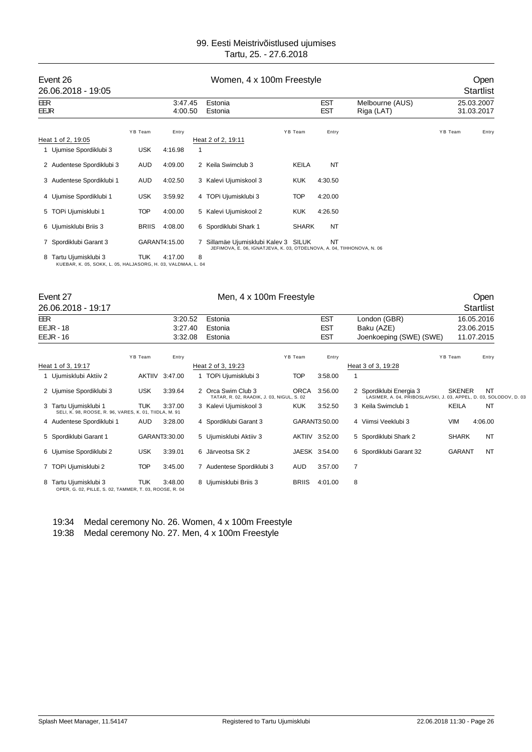# 99. Eesti Meistrivõistlused ujumises

Tartu, 25. - 27.6.2018

## Event 26 — Women, 4 x 100m Freestyle — Open

26.06.2018 - 19:05 — Startlist

| | | | | | |
|---|---|---|---|---|---|
| EER | 3:47.45 | Estonia | EST | Melbourne (AUS) | 25.03.2007 |
| EEJR | 4:00.50 | Estonia | EST | Riga (LAT) | 31.03.2017 |

**Heat 1 of 2, 19:05**

| | YB Team | Entry |
|---|---|---|
| 1 Ujumise Spordiklubi 3 | USK | 4:16.98 |
| 2 Audentese Spordiklubi 3 | AUD | 4:09.00 |
| 3 Audentese Spordiklubi 1 | AUD | 4:02.50 |
| 4 Ujumise Spordiklubi 1 | USK | 3:59.92 |
| 5 TOPi Ujumisklubi 1 | TOP | 4:00.00 |
| 6 Ujumisklubi Briis 3 | BRIIS | 4:08.00 |
| 7 Spordiklubi Garant 3 | GARANT | 4:15.00 |
| 8 Tartu Ujumisklubi 3 (KUEBAR, K. 05, SOKK, L. 05, HALJASORG, H. 03, VALDMAA, L. 04) | TUK | 4:17.00 |

**Heat 2 of 2, 19:11**

| | YB Team | Entry |
|---|---|---|
| 1 | | |
| 2 Keila Swimclub 3 | KEILA | NT |
| 3 Kalevi Ujumiskool 3 | KUK | 4:30.50 |
| 4 TOPi Ujumisklubi 3 | TOP | 4:20.00 |
| 5 Kalevi Ujumiskool 2 | KUK | 4:26.50 |
| 6 Spordiklubi Shark 1 | SHARK | NT |
| 7 Sillamäe Ujumisklubi Kalev 3 (JEFIMOVA, E. 06, IGNATJEVA, K. 03, OTDELNOVA, A. 04, TIHHONOVA, N. 06) | SILUK | NT |
| 8 | | |

## Event 27 — Men, 4 x 100m Freestyle — Open

26.06.2018 - 19:17 — Startlist

| | | | | | |
|---|---|---|---|---|---|
| EER | 3:20.52 | Estonia | EST | London (GBR) | 16.05.2016 |
| EEJR - 18 | 3:27.40 | Estonia | EST | Baku (AZE) | 23.06.2015 |
| EEJR - 16 | 3:32.08 | Estonia | EST | Joenkoeping (SWE) (SWE) | 11.07.2015 |

**Heat 1 of 3, 19:17**

| | YB Team | Entry |
|---|---|---|
| 1 Ujumisklubi Aktiiv 2 | AKTIIV | 3:47.00 |
| 2 Ujumise Spordiklubi 3 | USK | 3:39.64 |
| 3 Tartu Ujumisklubi 1 (SELI, K. 98, ROOSE, R. 96, VARES, K. 01, TIIDLA, M. 91) | TUK | 3:37.00 |
| 4 Audentese Spordiklubi 1 | AUD | 3:28.00 |
| 5 Spordiklubi Garant 1 | GARANT | 3:30.00 |
| 6 Ujumise Spordiklubi 2 | USK | 3:39.01 |
| 7 TOPi Ujumisklubi 2 | TOP | 3:45.00 |
| 8 Tartu Ujumisklubi 3 (OPER, G. 02, PILLE, S. 02, TAMMER, T. 03, ROOSE, R. 04) | TUK | 3:48.00 |

**Heat 2 of 3, 19:23**

| | YB Team | Entry |
|---|---|---|
| 1 TOPi Ujumisklubi 3 | TOP | 3:58.00 |
| 2 Orca Swim Club 3 (TATAR, R. 02, RAADIK, J. 03, NIGUL, S. 02) | ORCA | 3:56.00 |
| 3 Kalevi Ujumiskool 3 | KUK | 3:52.50 |
| 4 Spordiklubi Garant 3 | GARANT | 3:50.00 |
| 5 Ujumisklubi Aktiiv 3 | AKTIIV | 3:52.00 |
| 6 Järveotsa SK 2 | JAESK | 3:54.00 |
| 7 Audentese Spordiklubi 3 | AUD | 3:57.00 |
| 8 Ujumisklubi Briis 3 | BRIIS | 4:01.00 |

**Heat 3 of 3, 19:28**

| | YB Team | Entry |
|---|---|---|
| 1 | | |
| 2 Spordiklubi Energia 3 (LASIMER, A. 04, PRIBOSLAVSKI, J. 03, APPEL, D. 03, SOLODOV, D. 03) | SKENER | NT |
| 3 Keila Swimclub 1 | KEILA | NT |
| 4 Viimsi Veeklubi 3 | VIM | 4:06.00 |
| 5 Spordiklubi Shark 2 | SHARK | NT |
| 6 Spordiklubi Garant 32 | GARANT | NT |
| 7 | | |
| 8 | | |

19:34 Medal ceremony No. 26. Women, 4 x 100m Freestyle

19:38 Medal ceremony No. 27. Men, 4 x 100m Freestyle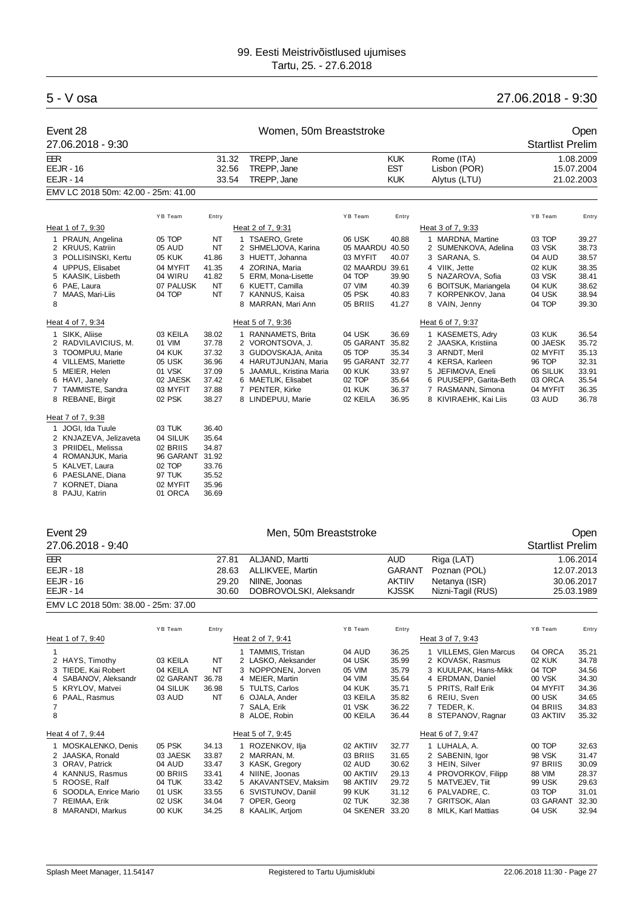## 99. Eesti Meistrivõistlused ujumises
Tartu, 25. - 27.6.2018

## 5 - V osa — 27.06.2018 - 9:30

### Event 28 — Women, 50m Breaststroke — Open
27.06.2018 - 9:30 — Startlist Prelim

| | | | | | |
|---|---|---|---|---|---|
| EER | 31.32 | TREPP, Jane | KUK | Rome (ITA) | 1.08.2009 |
| EEJR - 16 | 32.56 | TREPP, Jane | EST | Lisbon (POR) | 15.07.2004 |
| EEJR - 14 | 33.54 | TREPP, Jane | KUK | Alytus (LTU) | 21.02.2003 |

EMV LC 2018 50m: 42.00 - 25m: 41.00

**Heat 1 of 7, 9:30**

| | Name | YB Team | Entry |
|---|---|---|---|
| 1 | PRAUN, Angelina | 05 TOP | NT |
| 2 | KRUUS, Katriin | 05 AUD | NT |
| 3 | POLLISINSKI, Kertu | 05 KUK | 41.86 |
| 4 | UPPUS, Elisabet | 04 MYFIT | 41.35 |
| 5 | KAASIK, Liisbeth | 04 WIRU | 41.82 |
| 6 | PAE, Laura | 07 PALUSK | NT |
| 7 | MAAS, Mari-Liis | 04 TOP | NT |
| 8 | | | |

**Heat 2 of 7, 9:31**

| | Name | YB Team | Entry |
|---|---|---|---|
| 1 | TSAERO, Grete | 06 USK | 40.88 |
| 2 | SHMELJOVA, Karina | 05 MAARDU | 40.50 |
| 3 | HUETT, Johanna | 03 MYFIT | 40.07 |
| 4 | ZORINA, Maria | 02 MAARDU | 39.61 |
| 5 | ERM, Mona-Lisette | 04 TOP | 39.90 |
| 6 | KUETT, Camilla | 07 VIM | 40.39 |
| 7 | KANNUS, Kaisa | 05 PSK | 40.83 |
| 8 | MARRAN, Mari Ann | 05 BRIIS | 41.27 |

**Heat 3 of 7, 9:33**

| | Name | YB Team | Entry |
|---|---|---|---|
| 1 | MARDNA, Martine | 03 TOP | 39.27 |
| 2 | SUMENKOVA, Adelina | 03 VSK | 38.73 |
| 3 | SARANA, S. | 04 AUD | 38.57 |
| 4 | VIIK, Jette | 02 KUK | 38.35 |
| 5 | NAZAROVA, Sofia | 03 VSK | 38.41 |
| 6 | BOITSUK, Mariangela | 04 KUK | 38.62 |
| 7 | KORPENKOV, Jana | 04 USK | 38.94 |
| 8 | VAIN, Jenny | 04 TOP | 39.30 |

**Heat 4 of 7, 9:34**

| | Name | YB Team | Entry |
|---|---|---|---|
| 1 | SIKK, Aliise | 03 KEILA | 38.02 |
| 2 | RADVILAVICIUS, M. | 01 VIM | 37.78 |
| 3 | TOOMPUU, Marie | 04 KUK | 37.32 |
| 4 | VILLEMS, Mariette | 05 USK | 36.96 |
| 5 | MEIER, Helen | 01 VSK | 37.09 |
| 6 | HAVI, Janely | 02 JAESK | 37.42 |
| 7 | TAMMISTE, Sandra | 03 MYFIT | 37.88 |
| 8 | REBANE, Birgit | 02 PSK | 38.27 |

**Heat 5 of 7, 9:36**

| | Name | YB Team | Entry |
|---|---|---|---|
| 1 | RANNAMETS, Brita | 04 USK | 36.69 |
| 2 | VORONTSOVA, J. | 05 GARANT | 35.82 |
| 3 | GUDOVSKAJA, Anita | 05 TOP | 35.34 |
| 4 | HARUTJUNJAN, Maria | 95 GARANT | 32.77 |
| 5 | JAAMUL, Kristina Maria | 00 KUK | 33.97 |
| 6 | MAETLIK, Elisabet | 02 TOP | 35.64 |
| 7 | PENTER, Kirke | 01 KUK | 36.37 |
| 8 | LINDEPUU, Marie | 02 KEILA | 36.95 |

**Heat 6 of 7, 9:37**

| | Name | YB Team | Entry |
|---|---|---|---|
| 1 | KASEMETS, Adry | 03 KUK | 36.54 |
| 2 | JAASKA, Kristiina | 00 JAESK | 35.72 |
| 3 | ARNDT, Meril | 02 MYFIT | 35.13 |
| 4 | KERSA, Karleen | 96 TOP | 32.31 |
| 5 | JEFIMOVA, Eneli | 06 SILUK | 33.91 |
| 6 | PUUSEPP, Garita-Beth | 03 ORCA | 35.54 |
| 7 | RASMANN, Simona | 04 MYFIT | 36.35 |
| 8 | KIVIRAEHK, Kai Liis | 03 AUD | 36.78 |

**Heat 7 of 7, 9:38**

| | Name | YB Team | Entry |
|---|---|---|---|
| 1 | JOGI, Ida Tuule | 03 TUK | 36.40 |
| 2 | KNJAZEVA, Jelizaveta | 04 SILUK | 35.64 |
| 3 | PRIIDEL, Melissa | 02 BRIIS | 34.87 |
| 4 | ROMANJUK, Maria | 96 GARANT | 31.92 |
| 5 | KALVET, Laura | 02 TOP | 33.76 |
| 6 | PAESLANE, Diana | 97 TUK | 35.52 |
| 7 | KORNET, Diana | 02 MYFIT | 35.96 |
| 8 | PAJU, Katrin | 01 ORCA | 36.69 |

### Event 29 — Men, 50m Breaststroke — Open
27.06.2018 - 9:40 — Startlist Prelim

| | | | | | |
|---|---|---|---|---|---|
| EER | 27.81 | ALJAND, Martti | AUD | Riga (LAT) | 1.06.2014 |
| EEJR - 18 | 28.63 | ALLIKVEE, Martin | GARANT | Poznan (POL) | 12.07.2013 |
| EEJR - 16 | 29.20 | NIINE, Joonas | AKTIIV | Netanya (ISR) | 30.06.2017 |
| EEJR - 14 | 30.60 | DOBROVOLSKI, Aleksandr | KJSSK | Nizni-Tagil (RUS) | 25.03.1989 |

EMV LC 2018 50m: 38.00 - 25m: 37.00

**Heat 1 of 7, 9:40**

| | Name | YB Team | Entry |
|---|---|---|---|
| 1 | | | |
| 2 | HAYS, Timothy | 03 KEILA | NT |
| 3 | TIEDE, Kai Robert | 04 KEILA | NT |
| 4 | SABANOV, Aleksandr | 02 GARANT | 36.78 |
| 5 | KRYLOV, Matvei | 04 SILUK | 36.98 |
| 6 | PAAL, Rasmus | 03 AUD | NT |
| 7 | | | |
| 8 | | | |

**Heat 2 of 7, 9:41**

| | Name | YB Team | Entry |
|---|---|---|---|
| 1 | TAMMIS, Tristan | 04 AUD | 36.25 |
| 2 | LASKO, Aleksander | 04 USK | 35.99 |
| 3 | NOPPONEN, Jorven | 05 VIM | 35.79 |
| 4 | MEIER, Martin | 04 VIM | 35.64 |
| 5 | TULTS, Carlos | 04 KUK | 35.71 |
| 6 | OJALA, Ander | 03 KEILA | 35.82 |
| 7 | SALA, Erik | 01 VSK | 36.22 |
| 8 | ALOE, Robin | 00 KEILA | 36.44 |

**Heat 3 of 7, 9:43**

| | Name | YB Team | Entry |
|---|---|---|---|
| 1 | VILLEMS, Glen Marcus | 04 ORCA | 35.21 |
| 2 | KOVASK, Rasmus | 02 KUK | 34.78 |
| 3 | KUULPAK, Hans-Mikk | 04 TOP | 34.56 |
| 4 | ERDMAN, Daniel | 00 VSK | 34.30 |
| 5 | PRITS, Ralf Erik | 04 MYFIT | 34.36 |
| 6 | REIU, Sven | 00 USK | 34.65 |
| 7 | TEDER, K. | 04 BRIIS | 34.83 |
| 8 | STEPANOV, Ragnar | 03 AKTIIV | 35.32 |

**Heat 4 of 7, 9:44**

| | Name | YB Team | Entry |
|---|---|---|---|
| 1 | MOSKALENKO, Denis | 05 PSK | 34.13 |
| 2 | JAASKA, Ronald | 03 JAESK | 33.87 |
| 3 | ORAV, Patrick | 04 AUD | 33.47 |
| 4 | KANNUS, Rasmus | 00 BRIIS | 33.41 |
| 5 | ROOSE, Ralf | 04 TUK | 33.42 |
| 6 | SOODLA, Enrice Mario | 01 USK | 33.55 |
| 7 | REIMAA, Erik | 02 USK | 34.04 |
| 8 | MARANDI, Markus | 00 KUK | 34.25 |

**Heat 5 of 7, 9:45**

| | Name | YB Team | Entry |
|---|---|---|---|
| 1 | ROZENKOV, Ilja | 02 AKTIIV | 32.77 |
| 2 | MARRAN, M. | 03 BRIIS | 31.65 |
| 3 | KASK, Gregory | 02 AUD | 30.62 |
| 4 | NIINE, Joonas | 00 AKTIIV | 29.13 |
| 5 | AKAVANTSEV, Maksim | 98 AKTIIV | 29.72 |
| 6 | SVISTUNOV, Daniil | 99 KUK | 31.12 |
| 7 | OPER, Georg | 02 TUK | 32.38 |
| 8 | KAALIK, Artjom | 04 SKENER | 33.20 |

**Heat 6 of 7, 9:47**

| | Name | YB Team | Entry |
|---|---|---|---|
| 1 | LUHALA, A. | 00 TOP | 32.63 |
| 2 | SABENIN, Igor | 98 VSK | 31.47 |
| 3 | HEIN, Silver | 97 BRIIS | 30.09 |
| 4 | PROVORKOV, Filipp | 88 VIM | 28.37 |
| 5 | MATVEJEV, Tiit | 99 USK | 29.63 |
| 6 | PALVADRE, C. | 03 TOP | 31.01 |
| 7 | GRITSOK, Alan | 03 GARANT | 32.30 |
| 8 | MILK, Karl Mattias | 04 USK | 32.94 |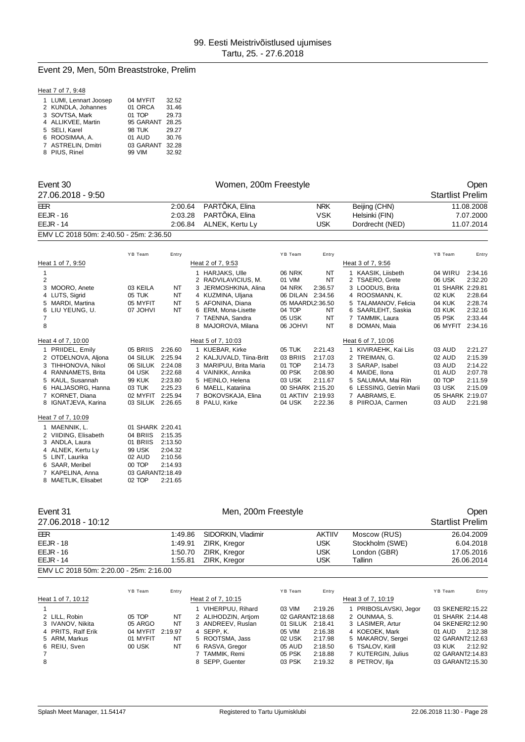# 99. Eesti Meistrivõistlused ujumises
Tartu, 25. - 27.6.2018

## Event 29, Men, 50m Breaststroke, Prelim

Heat 7 of 7, 9:48

| Lane | Name | YB Team | Entry |
|---|---|---|---|
| 1 | LUMI, Lennart Joosep | 04 MYFIT | 32.52 |
| 2 | KUNDLA, Johannes | 01 ORCA | 31.46 |
| 3 | SOVTSA, Mark | 01 TOP | 29.73 |
| 4 | ALLIKVEE, Martin | 95 GARANT | 28.25 |
| 5 | SELI, Karel | 98 TUK | 29.27 |
| 6 | ROOSIMAA, A. | 01 AUD | 30.76 |
| 7 | ASTRELIN, Dmitri | 03 GARANT | 32.28 |
| 8 | PIUS, Rinel | 99 VIM | 32.92 |

## Event 30 — Women, 200m Freestyle — Open

27.06.2018 - 9:50 — Startlist Prelim

| | | | | | |
|---|---|---|---|---|---|
| EER | 2:00.64 | PARTÕKA, Elina | NRK | Beijing (CHN) | 11.08.2008 |
| EEJR - 16 | 2:03.28 | PARTÕKA, Elina | VSK | Helsinki (FIN) | 7.07.2000 |
| EEJR - 14 | 2:06.84 | ALNEK, Kertu Ly | USK | Dordrecht (NED) | 11.07.2014 |

EMV LC 2018 50m: 2:40.50 - 25m: 2:36.50

Heat 1 of 7, 9:50

| Lane | Name | YB Team | Entry |
|---|---|---|---|
| 1 | | | |
| 2 | | | |
| 3 | MOORO, Anete | 03 KEILA | NT |
| 4 | LUTS, Sigrid | 05 TUK | NT |
| 5 | MARDI, Martina | 05 MYFIT | NT |
| 6 | LIU YEUNG, U. | 07 JOHVI | NT |
| 7 | | | |
| 8 | | | |

Heat 2 of 7, 9:53

| Lane | Name | YB Team | Entry |
|---|---|---|---|
| 1 | HARJAKS, Ulle | 06 NRK | NT |
| 2 | RADVILAVICIUS, M. | 01 VIM | NT |
| 3 | JERMOSHKINA, Alina | 04 NRK | 2:36.57 |
| 4 | KUZMINA, Uljana | 06 DILAN | 2:34.56 |
| 5 | AFONINA, Diana | 05 MAARDL | 2:36.50 |
| 6 | ERM, Mona-Lisette | 04 TOP | NT |
| 7 | TAENNA, Sandra | 05 USK | NT |
| 8 | MAJOROVA, Milana | 06 JOHVI | NT |

Heat 3 of 7, 9:56

| Lane | Name | YB Team | Entry |
|---|---|---|---|
| 1 | KAASIK, Liisbeth | 04 WIRU | 2:34.16 |
| 2 | TSAERO, Grete | 06 USK | 2:32.20 |
| 3 | LOODUS, Brita | 01 SHARK | 2:29.81 |
| 4 | ROOSMANN, K. | 02 KUK | 2:28.64 |
| 5 | TALAMANOV, Felicia | 04 KUK | 2:28.74 |
| 6 | SAARLEHT, Saskia | 03 KUK | 2:32.16 |
| 7 | TAMMIK, Laura | 05 PSK | 2:33.44 |
| 8 | DOMAN, Maia | 06 MYFIT | 2:34.16 |

Heat 4 of 7, 10:00

| Lane | Name | YB Team | Entry |
|---|---|---|---|
| 1 | PRIIDEL, Emily | 05 BRIIS | 2:26.60 |
| 2 | OTDELNOVA, Aljona | 04 SILUK | 2:25.94 |
| 3 | TIHHONOVA, Nikol | 06 SILUK | 2:24.08 |
| 4 | RANNAMETS, Brita | 04 USK | 2:22.68 |
| 5 | KAUL, Susannah | 99 KUK | 2:23.80 |
| 6 | HALJASORG, Hanna | 03 TUK | 2:25.23 |
| 7 | KORNET, Diana | 02 MYFIT | 2:25.94 |
| 8 | IGNATJEVA, Karina | 03 SILUK | 2:26.65 |

Heat 5 of 7, 10:03

| Lane | Name | YB Team | Entry |
|---|---|---|---|
| 1 | KUEBAR, Kirke | 05 TUK | 2:21.43 |
| 2 | KALJUVALD, Tiina-Britt | 03 BRIIS | 2:17.03 |
| 3 | MARIPUU, Brita Maria | 01 TOP | 2:14.73 |
| 4 | VAINIKK, Annika | 00 PSK | 2:08.90 |
| 5 | HEINLO, Helena | 03 USK | 2:11.67 |
| 6 | MAELL, Katariina | 00 SHARK | 2:15.20 |
| 7 | BOKOVSKAJA, Elina | 01 AKTIIV | 2:19.93 |
| 8 | PALU, Kirke | 04 USK | 2:22.36 |

Heat 6 of 7, 10:06

| Lane | Name | YB Team | Entry |
|---|---|---|---|
| 1 | KIVIRAEHK, Kai Liis | 03 AUD | 2:21.27 |
| 2 | TREIMAN, G. | 02 AUD | 2:15.39 |
| 3 | SARAP, Isabel | 03 AUD | 2:14.22 |
| 4 | MAIDE, Ilona | 01 AUD | 2:07.78 |
| 5 | SALUMAA, Mai Riin | 00 TOP | 2:11.59 |
| 6 | LESSING, Getriin Marii | 03 USK | 2:15.09 |
| 7 | AABRAMS, E. | 05 SHARK | 2:19.07 |
| 8 | PIIROJA, Carmen | 03 AUD | 2:21.98 |

Heat 7 of 7, 10:09

| Lane | Name | YB Team | Entry |
|---|---|---|---|
| 1 | MAENNIK, L. | 01 SHARK | 2:20.41 |
| 2 | VIIDING, Elisabeth | 04 BRIIS | 2:15.35 |
| 3 | ANDLA, Laura | 01 BRIIS | 2:13.50 |
| 4 | ALNEK, Kertu Ly | 99 USK | 2:04.32 |
| 5 | LINT, Laurika | 02 AUD | 2:10.56 |
| 6 | SAAR, Meribel | 00 TOP | 2:14.93 |
| 7 | KAPELINA, Anna | 03 GARANT | 2:18.49 |
| 8 | MAETLIK, Elisabet | 02 TOP | 2:21.65 |

## Event 31 — Men, 200m Freestyle — Open

27.06.2018 - 10:12 — Startlist Prelim

| | | | | | |
|---|---|---|---|---|---|
| EER | 1:49.86 | SIDORKIN, Vladimir | AKTIIV | Moscow (RUS) | 26.04.2009 |
| EEJR - 18 | 1:49.91 | ZIRK, Kregor | USK | Stockholm (SWE) | 6.04.2018 |
| EEJR - 16 | 1:50.70 | ZIRK, Kregor | USK | London (GBR) | 17.05.2016 |
| EEJR - 14 | 1:55.81 | ZIRK, Kregor | USK | Tallinn | 26.06.2014 |

EMV LC 2018 50m: 2:20.00 - 25m: 2:16.00

Heat 1 of 7, 10:12

| Lane | Name | YB Team | Entry |
|---|---|---|---|
| 1 | | | |
| 2 | LILL, Robin | 05 TOP | NT |
| 3 | IVANOV, Nikita | 05 ARGO | NT |
| 4 | PRITS, Ralf Erik | 04 MYFIT | 2:19.97 |
| 5 | ARM, Markus | 01 MYFIT | NT |
| 6 | REIU, Sven | 00 USK | NT |
| 7 | | | |
| 8 | | | |

Heat 2 of 7, 10:15

| Lane | Name | YB Team | Entry |
|---|---|---|---|
| 1 | VIHERPUU, Rihard | 03 VIM | 2:19.26 |
| 2 | ALIHODZIN, Artjom | 02 GARANT | 2:18.68 |
| 3 | ANDREEV, Ruslan | 01 SILUK | 2:18.41 |
| 4 | SEPP, K. | 05 VIM | 2:16.38 |
| 5 | ROOTSMA, Jass | 02 USK | 2:17.98 |
| 6 | RASVA, Gregor | 05 AUD | 2:18.50 |
| 7 | TAMMIK, Remi | 05 PSK | 2:18.88 |
| 8 | SEPP, Guenter | 03 PSK | 2:19.32 |

Heat 3 of 7, 10:19

| Lane | Name | YB Team | Entry |
|---|---|---|---|
| 1 | PRIBOSLAVSKI, Jegor | 03 SKENER | 2:15.22 |
| 2 | OUNMAA, S. | 01 SHARK | 2:14.48 |
| 3 | LASIMER, Artur | 04 SKENER | 2:12.90 |
| 4 | KOEOEK, Mark | 01 AUD | 2:12.38 |
| 5 | MAKAROV, Sergei | 02 GARANT | 2:12.63 |
| 6 | TSALOV, Kirill | 03 KUK | 2:12.92 |
| 7 | KUTERGIN, Julius | 02 GARANT | 2:14.83 |
| 8 | PETROV, Ilja | 03 GARANT | 2:15.30 |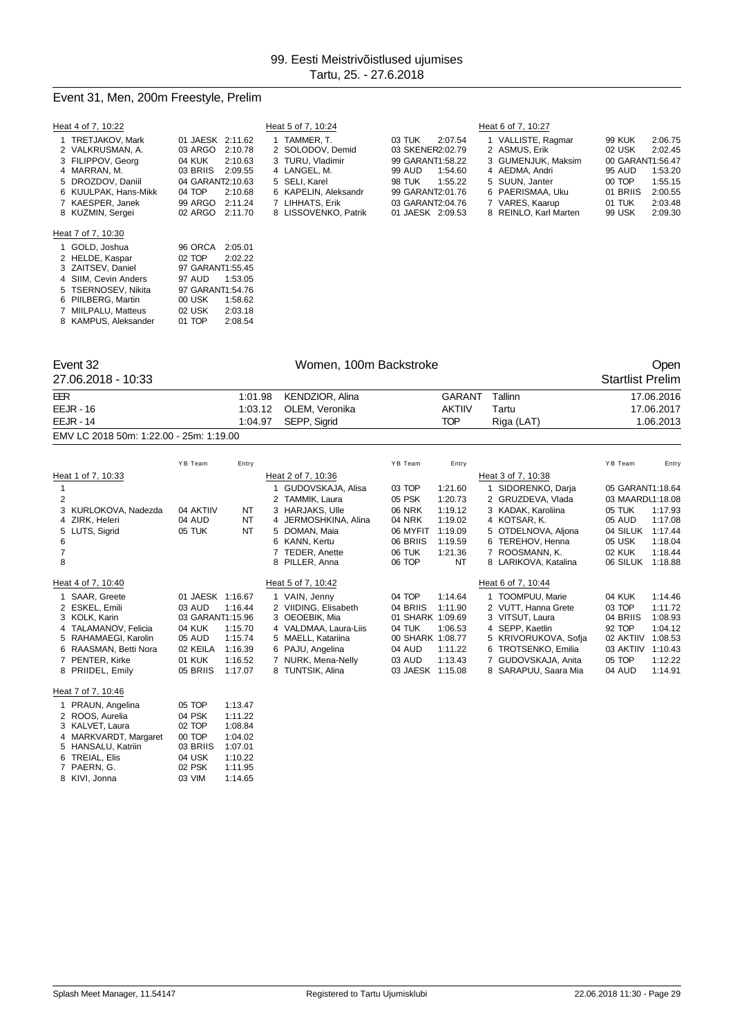99. Eesti Meistrivõistlused ujumises
Tartu, 25. - 27.6.2018

## Event 31, Men, 200m Freestyle, Prelim

**Heat 4 of 7, 10:22**

| Lane | Name | YB | Team | Entry |
|---|---|---|---|---|
| 1 | TRETJAKOV, Mark | 01 | JAESK | 2:11.62 |
| 2 | VALKRUSMAN, A. | 03 | ARGO | 2:10.78 |
| 3 | FILIPPOV, Georg | 04 | KUK | 2:10.63 |
| 4 | MARRAN, M. | 03 | BRIIS | 2:09.55 |
| 5 | DROZDOV, Daniil | 04 | GARANT | 2:10.63 |
| 6 | KUULPAK, Hans-Mikk | 04 | TOP | 2:10.68 |
| 7 | KAESPER, Janek | 99 | ARGO | 2:11.24 |
| 8 | KUZMIN, Sergei | 02 | ARGO | 2:11.70 |

**Heat 5 of 7, 10:24**

| Lane | Name | YB | Team | Entry |
|---|---|---|---|---|
| 1 | TAMMER, T. | 03 | TUK | 2:07.54 |
| 2 | SOLODOV, Demid | 03 | SKENER | 2:02.79 |
| 3 | TURU, Vladimir | 99 | GARANT | 1:58.22 |
| 4 | LANGEL, M. | 99 | AUD | 1:54.60 |
| 5 | SELI, Karel | 98 | TUK | 1:55.22 |
| 6 | KAPELIN, Aleksandr | 99 | GARANT | 2:01.76 |
| 7 | LIHHATS, Erik | 03 | GARANT | 2:04.76 |
| 8 | LISSOVENKO, Patrik | 01 | JAESK | 2:09.53 |

**Heat 6 of 7, 10:27**

| Lane | Name | YB | Team | Entry |
|---|---|---|---|---|
| 1 | VALLISTE, Ragmar | 99 | KUK | 2:06.75 |
| 2 | ASMUS, Erik | 02 | USK | 2:02.45 |
| 3 | GUMENJUK, Maksim | 00 | GARANT | 1:56.47 |
| 4 | AEDMA, Andri | 95 | AUD | 1:53.20 |
| 5 | SUUN, Janter | 00 | TOP | 1:55.15 |
| 6 | PAERISMAA, Uku | 01 | BRIIS | 2:00.55 |
| 7 | VARES, Kaarup | 01 | TUK | 2:03.48 |
| 8 | REINLO, Karl Marten | 99 | USK | 2:09.30 |

**Heat 7 of 7, 10:30**

| Lane | Name | YB | Team | Entry |
|---|---|---|---|---|
| 1 | GOLD, Joshua | 96 | ORCA | 2:05.01 |
| 2 | HELDE, Kaspar | 02 | TOP | 2:02.22 |
| 3 | ZAITSEV, Daniel | 97 | GARANT | 1:55.45 |
| 4 | SIIM, Cevin Anders | 97 | AUD | 1:53.05 |
| 5 | TSERNOSEV, Nikita | 97 | GARANT | 1:54.76 |
| 6 | PIILBERG, Martin | 00 | USK | 1:58.62 |
| 7 | MIILPALU, Matteus | 02 | USK | 2:03.18 |
| 8 | KAMPUS, Aleksander | 01 | TOP | 2:08.54 |

## Event 32 — Women, 100m Backstroke — Open

27.06.2018 - 10:33 — Startlist Prelim

| | Time | Name | Team | Place | Date |
|---|---|---|---|---|---|
| EER | 1:01.98 | KENDZIOR, Alina | GARANT | Tallinn | 17.06.2016 |
| EEJR - 16 | 1:03.12 | OLEM, Veronika | AKTIIV | Tartu | 17.06.2017 |
| EEJR - 14 | 1:04.97 | SEPP, Sigrid | TOP | Riga (LAT) | 1.06.2013 |

EMV LC 2018 50m: 1:22.00 - 25m: 1:19.00

**Heat 1 of 7, 10:33**

| Lane | Name | YB | Team | Entry |
|---|---|---|---|---|
| 1 | | | | |
| 2 | | | | |
| 3 | KURLOKOVA, Nadezda | 04 | AKTIIV | NT |
| 4 | ZIRK, Heleri | 04 | AUD | NT |
| 5 | LUTS, Sigrid | 05 | TUK | NT |
| 6 | | | | |
| 7 | | | | |
| 8 | | | | |

**Heat 2 of 7, 10:36**

| Lane | Name | YB | Team | Entry |
|---|---|---|---|---|
| 1 | GUDOVSKAJA, Alisa | 03 | TOP | 1:21.60 |
| 2 | TAMMIK, Laura | 05 | PSK | 1:20.73 |
| 3 | HARJAKS, Ulle | 06 | NRK | 1:19.12 |
| 4 | JERMOSHKINA, Alina | 04 | NRK | 1:19.02 |
| 5 | DOMAN, Maia | 06 | MYFIT | 1:19.09 |
| 6 | KANN, Kertu | 06 | BRIIS | 1:19.59 |
| 7 | TEDER, Anette | 06 | TUK | 1:21.36 |
| 8 | PILLER, Anna | 06 | TOP | NT |

**Heat 3 of 7, 10:38**

| Lane | Name | YB | Team | Entry |
|---|---|---|---|---|
| 1 | SIDORENKO, Darja | 05 | GARANT | 1:18.64 |
| 2 | GRUZDEVA, Vlada | 03 | MAARDU | 1:18.08 |
| 3 | KADAK, Karoliina | 05 | TUK | 1:17.93 |
| 4 | KOTSAR, K. | 05 | AUD | 1:17.08 |
| 5 | OTDELNOVA, Aljona | 04 | SILUK | 1:17.44 |
| 6 | TEREHOV, Henna | 05 | USK | 1:18.04 |
| 7 | ROOSMANN, K. | 02 | KUK | 1:18.44 |
| 8 | LARIKOVA, Katalina | 06 | SILUK | 1:18.88 |

**Heat 4 of 7, 10:40**

| Lane | Name | YB | Team | Entry |
|---|---|---|---|---|
| 1 | SAAR, Greete | 01 | JAESK | 1:16.67 |
| 2 | ESKEL, Emili | 03 | AUD | 1:16.44 |
| 3 | KOLK, Karin | 03 | GARANT | 1:15.96 |
| 4 | TALAMANOV, Felicia | 04 | KUK | 1:15.70 |
| 5 | RAHAMAEGI, Karolin | 05 | AUD | 1:15.74 |
| 6 | RAASMAN, Betti Nora | 02 | KEILA | 1:16.39 |
| 7 | PENTER, Kirke | 01 | KUK | 1:16.52 |
| 8 | PRIIDEL, Emily | 05 | BRIIS | 1:17.07 |

**Heat 5 of 7, 10:42**

| Lane | Name | YB | Team | Entry |
|---|---|---|---|---|
| 1 | VAIN, Jenny | 04 | TOP | 1:14.64 |
| 2 | VIIDING, Elisabeth | 04 | BRIIS | 1:11.90 |
| 3 | OEOEBIK, Mia | 01 | SHARK | 1:09.69 |
| 4 | VALDMAA, Laura-Liis | 04 | TUK | 1:06.53 |
| 5 | MAELL, Katariina | 00 | SHARK | 1:08.77 |
| 6 | PAJU, Angelina | 04 | AUD | 1:11.22 |
| 7 | NURK, Mena-Nelly | 03 | AUD | 1:13.43 |
| 8 | TUNTSIK, Alina | 03 | JAESK | 1:15.08 |

**Heat 6 of 7, 10:44**

| Lane | Name | YB | Team | Entry |
|---|---|---|---|---|
| 1 | TOOMPUU, Marie | 04 | KUK | 1:14.46 |
| 2 | VUTT, Hanna Grete | 03 | TOP | 1:11.72 |
| 3 | VITSUT, Laura | 04 | BRIIS | 1:08.93 |
| 4 | SEPP, Kaetlin | 92 | TOP | 1:04.12 |
| 5 | KRIVORUKOVA, Sofja | 02 | AKTIIV | 1:08.53 |
| 6 | TROTSENKO, Emilia | 03 | AKTIIV | 1:10.43 |
| 7 | GUDOVSKAJA, Anita | 05 | TOP | 1:12.22 |
| 8 | SARAPUU, Saara Mia | 04 | AUD | 1:14.91 |

**Heat 7 of 7, 10:46**

| Lane | Name | YB | Team | Entry |
|---|---|---|---|---|
| 1 | PRAUN, Angelina | 05 | TOP | 1:13.47 |
| 2 | ROOS, Aurelia | 04 | PSK | 1:11.22 |
| 3 | KALVET, Laura | 02 | TOP | 1:08.84 |
| 4 | MARKVARDT, Margaret | 00 | TOP | 1:04.02 |
| 5 | HANSALU, Katriin | 03 | BRIIS | 1:07.01 |
| 6 | TREIAL, Elis | 04 | USK | 1:10.22 |
| 7 | PAERN, G. | 02 | PSK | 1:11.95 |
| 8 | KIVI, Jonna | 03 | VIM | 1:14.65 |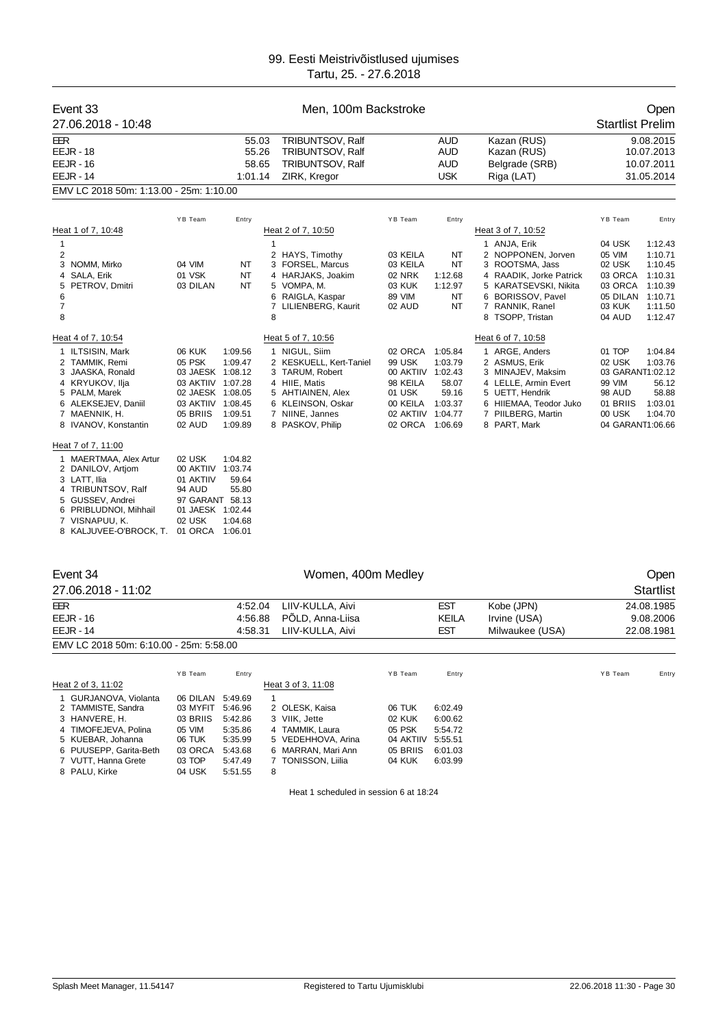# 99. Eesti Meistrivõistlused ujumises

Tartu, 25. - 27.6.2018

## Event 33 — Men, 100m Backstroke — Open

27.06.2018 - 10:48 — Startlist Prelim

| | | | | | |
|---|---|---|---|---|---|
| EER | 55.03 | TRIBUNTSOV, Ralf | AUD | Kazan (RUS) | 9.08.2015 |
| EEJR - 18 | 55.26 | TRIBUNTSOV, Ralf | AUD | Kazan (RUS) | 10.07.2013 |
| EEJR - 16 | 58.65 | TRIBUNTSOV, Ralf | AUD | Belgrade (SRB) | 10.07.2011 |
| EEJR - 14 | 1:01.14 | ZIRK, Kregor | USK | Riga (LAT) | 31.05.2014 |

EMV LC 2018 50m: 1:13.00 - 25m: 1:10.00

**Heat 1 of 7, 10:48**

| Lane | Name | YB | Team | Entry |
|---|---|---|---|---|
| 1 | | | | |
| 2 | | | | |
| 3 | NOMM, Mirko | 04 | VIM | NT |
| 4 | SALA, Erik | 01 | VSK | NT |
| 5 | PETROV, Dmitri | 03 | DILAN | NT |
| 6 | | | | |
| 7 | | | | |
| 8 | | | | |

**Heat 2 of 7, 10:50**

| Lane | Name | YB | Team | Entry |
|---|---|---|---|---|
| 1 | | | | |
| 2 | HAYS, Timothy | 03 | KEILA | NT |
| 3 | FORSEL, Marcus | 03 | KEILA | NT |
| 4 | HARJAKS, Joakim | 02 | NRK | 1:12.68 |
| 5 | VOMPA, M. | 03 | KUK | 1:12.97 |
| 6 | RAIGLA, Kaspar | 89 | VIM | NT |
| 7 | LILIENBERG, Kaurit | 02 | AUD | NT |
| 8 | | | | |

**Heat 3 of 7, 10:52**

| Lane | Name | YB | Team | Entry |
|---|---|---|---|---|
| 1 | ANJA, Erik | 04 | USK | 1:12.43 |
| 2 | NOPPONEN, Jorven | 05 | VIM | 1:10.71 |
| 3 | ROOTSMA, Jass | 02 | USK | 1:10.45 |
| 4 | RAADIK, Jorke Patrick | 03 | ORCA | 1:10.31 |
| 5 | KARATSEVSKI, Nikita | 03 | ORCA | 1:10.39 |
| 6 | BORISSOV, Pavel | 05 | DILAN | 1:10.71 |
| 7 | RANNIK, Ranel | 03 | KUK | 1:11.50 |
| 8 | TSOPP, Tristan | 04 | AUD | 1:12.47 |

**Heat 4 of 7, 10:54**

| Lane | Name | YB | Team | Entry |
|---|---|---|---|---|
| 1 | ILTSISIN, Mark | 06 | KUK | 1:09.56 |
| 2 | TAMMIK, Remi | 05 | PSK | 1:09.47 |
| 3 | JAASKA, Ronald | 03 | JAESK | 1:08.12 |
| 4 | KRYUKOV, Ilja | 03 | AKTIIV | 1:07.28 |
| 5 | PALM, Marek | 02 | JAESK | 1:08.05 |
| 6 | ALEKSEJEV, Daniil | 03 | AKTIIV | 1:08.45 |
| 7 | MAENNIK, H. | 05 | BRIIS | 1:09.51 |
| 8 | IVANOV, Konstantin | 02 | AUD | 1:09.89 |

**Heat 5 of 7, 10:56**

| Lane | Name | YB | Team | Entry |
|---|---|---|---|---|
| 1 | NIGUL, Siim | 02 | ORCA | 1:05.84 |
| 2 | KESKUELL, Kert-Taniel | 99 | USK | 1:03.79 |
| 3 | TARUM, Robert | 00 | AKTIIV | 1:02.43 |
| 4 | HIIE, Matis | 98 | KEILA | 58.07 |
| 5 | AHTIAINEN, Alex | 01 | USK | 59.16 |
| 6 | KLEINSON, Oskar | 00 | KEILA | 1:03.37 |
| 7 | NIINE, Jannes | 02 | AKTIIV | 1:04.77 |
| 8 | PASKOV, Philip | 02 | ORCA | 1:06.69 |

**Heat 6 of 7, 10:58**

| Lane | Name | YB | Team | Entry |
|---|---|---|---|---|
| 1 | ARGE, Anders | 01 | TOP | 1:04.84 |
| 2 | ASMUS, Erik | 02 | USK | 1:03.76 |
| 3 | MINAJEV, Maksim | 03 | GARANT | 1:02.12 |
| 4 | LELLE, Armin Evert | 99 | VIM | 56.12 |
| 5 | UETT, Hendrik | 98 | AUD | 58.88 |
| 6 | HIIEMAA, Teodor Juko | 01 | BRIIS | 1:03.01 |
| 7 | PIILBERG, Martin | 00 | USK | 1:04.70 |
| 8 | PART, Mark | 04 | GARANT | 1:06.66 |

**Heat 7 of 7, 11:00**

| Lane | Name | YB | Team | Entry |
|---|---|---|---|---|
| 1 | MAERTMAA, Alex Artur | 02 | USK | 1:04.82 |
| 2 | DANILOV, Artjom | 00 | AKTIIV | 1:03.74 |
| 3 | LATT, Ilia | 01 | AKTIIV | 59.64 |
| 4 | TRIBUNTSOV, Ralf | 94 | AUD | 55.80 |
| 5 | GUSSEV, Andrei | 97 | GARANT | 58.13 |
| 6 | PRIBLUDNOI, Mihhail | 01 | JAESK | 1:02.44 |
| 7 | VISNAPUU, K. | 02 | USK | 1:04.68 |
| 8 | KALJUVEE-O'BROCK, T. | 01 | ORCA | 1:06.01 |

## Event 34 — Women, 400m Medley — Open

27.06.2018 - 11:02 — Startlist

| | | | | | |
|---|---|---|---|---|---|
| EER | 4:52.04 | LIIV-KULLA, Aivi | EST | Kobe (JPN) | 24.08.1985 |
| EEJR - 16 | 4:56.88 | PÕLD, Anna-Liisa | KEILA | Irvine (USA) | 9.08.2006 |
| EEJR - 14 | 4:58.31 | LIIV-KULLA, Aivi | EST | Milwaukee (USA) | 22.08.1981 |

EMV LC 2018 50m: 6:10.00 - 25m: 5:58.00

**Heat 2 of 3, 11:02**

| Lane | Name | YB | Team | Entry |
|---|---|---|---|---|
| 1 | GURJANOVA, Violanta | 06 | DILAN | 5:49.69 |
| 2 | TAMMISTE, Sandra | 03 | MYFIT | 5:46.96 |
| 3 | HANVERE, H. | 03 | BRIIS | 5:42.86 |
| 4 | TIMOFEJEVA, Polina | 05 | VIM | 5:35.86 |
| 5 | KUEBAR, Johanna | 06 | TUK | 5:35.99 |
| 6 | PUUSEPP, Garita-Beth | 03 | ORCA | 5:43.68 |
| 7 | VUTT, Hanna Grete | 03 | TOP | 5:47.49 |
| 8 | PALU, Kirke | 04 | USK | 5:51.55 |

**Heat 3 of 3, 11:08**

| Lane | Name | YB | Team | Entry |
|---|---|---|---|---|
| 1 | | | | |
| 2 | OLESK, Kaisa | 06 | TUK | 6:02.49 |
| 3 | VIIK, Jette | 02 | KUK | 6:00.62 |
| 4 | TAMMIK, Laura | 05 | PSK | 5:54.72 |
| 5 | VEDEHHOVA, Arina | 04 | AKTIIV | 5:55.51 |
| 6 | MARRAN, Mari Ann | 05 | BRIIS | 6:01.03 |
| 7 | TONISSON, Liilia | 04 | KUK | 6:03.99 |
| 8 | | | | |

Heat 1 scheduled in session 6 at 18:24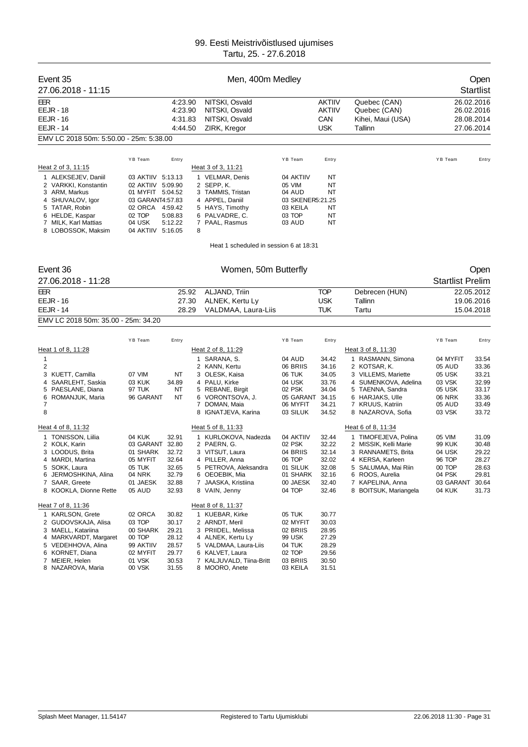# 99. Eesti Meistrivõistlused ujumises

Tartu, 25. - 27.6.2018

## Event 35 — Men, 400m Medley — Open

27.06.2018 - 11:15 — Startlist

| | | | | | |
|---|---|---|---|---|---|
| EER | 4:23.90 | NITSKI, Osvald | AKTIIV | Quebec (CAN) | 26.02.2016 |
| EEJR - 18 | 4:23.90 | NITSKI, Osvald | AKTIIV | Quebec (CAN) | 26.02.2016 |
| EEJR - 16 | 4:31.83 | NITSKI, Osvald | CAN | Kihei, Maui (USA) | 28.08.2014 |
| EEJR - 14 | 4:44.50 | ZIRK, Kregor | USK | Tallinn | 27.06.2014 |

EMV LC 2018 50m: 5:50.00 - 25m: 5:38.00

**Heat 2 of 3, 11:15**

| Lane | Name | YB | Team | Entry |
|---|---|---|---|---|
| 1 | ALEKSEJEV, Daniil | 03 | AKTIIV | 5:13.13 |
| 2 | VARKKI, Konstantin | 02 | AKTIIV | 5:09.90 |
| 3 | ARM, Markus | 01 | MYFIT | 5:04.52 |
| 4 | SHUVALOV, Igor | 03 | GARANT | 4:57.83 |
| 5 | TATAR, Robin | 02 | ORCA | 4:59.42 |
| 6 | HELDE, Kaspar | 02 | TOP | 5:08.83 |
| 7 | MILK, Karl Mattias | 04 | USK | 5:12.22 |
| 8 | LOBOSSOK, Maksim | 04 | AKTIIV | 5:16.05 |

**Heat 3 of 3, 11:21**

| Lane | Name | YB | Team | Entry |
|---|---|---|---|---|
| 1 | VELMAR, Denis | 04 | AKTIIV | NT |
| 2 | SEPP, K. | 05 | VIM | NT |
| 3 | TAMMIS, Tristan | 04 | AUD | NT |
| 4 | APPEL, Daniil | 03 | SKENER | 5:21.25 |
| 5 | HAYS, Timothy | 03 | KEILA | NT |
| 6 | PALVADRE, C. | 03 | TOP | NT |
| 7 | PAAL, Rasmus | 03 | AUD | NT |
| 8 | | | | |

Heat 1 scheduled in session 6 at 18:31

## Event 36 — Women, 50m Butterfly — Open

27.06.2018 - 11:28 — Startlist Prelim

| | | | | | |
|---|---|---|---|---|---|
| EER | 25.92 | ALJAND, Triin | TOP | Debrecen (HUN) | 22.05.2012 |
| EEJR - 16 | 27.30 | ALNEK, Kertu Ly | USK | Tallinn | 19.06.2016 |
| EEJR - 14 | 28.29 | VALDMAA, Laura-Liis | TUK | Tartu | 15.04.2018 |

EMV LC 2018 50m: 35.00 - 25m: 34.20

**Heat 1 of 8, 11:28**

| Lane | Name | YB | Team | Entry |
|---|---|---|---|---|
| 1 | | | | |
| 2 | | | | |
| 3 | KUETT, Camilla | 07 | VIM | NT |
| 4 | SAARLEHT, Saskia | 03 | KUK | 34.89 |
| 5 | PAESLANE, Diana | 97 | TUK | NT |
| 6 | ROMANJUK, Maria | 96 | GARANT | NT |
| 7 | | | | |
| 8 | | | | |

**Heat 2 of 8, 11:29**

| Lane | Name | YB | Team | Entry |
|---|---|---|---|---|
| 1 | SARANA, S. | 04 | AUD | 34.42 |
| 2 | KANN, Kertu | 06 | BRIIS | 34.16 |
| 3 | OLESK, Kaisa | 06 | TUK | 34.05 |
| 4 | PALU, Kirke | 04 | USK | 33.76 |
| 5 | REBANE, Birgit | 02 | PSK | 34.04 |
| 6 | VORONTSOVA, J. | 05 | GARANT | 34.15 |
| 7 | DOMAN, Maia | 06 | MYFIT | 34.21 |
| 8 | IGNATJEVA, Karina | 03 | SILUK | 34.52 |

**Heat 3 of 8, 11:30**

| Lane | Name | YB | Team | Entry |
|---|---|---|---|---|
| 1 | RASMANN, Simona | 04 | MYFIT | 33.54 |
| 2 | KOTSAR, K. | 05 | AUD | 33.36 |
| 3 | VILLEMS, Mariette | 05 | USK | 33.21 |
| 4 | SUMENKOVA, Adelina | 03 | VSK | 32.99 |
| 5 | TAENNA, Sandra | 05 | USK | 33.17 |
| 6 | HARJAKS, Ulle | 06 | NRK | 33.36 |
| 7 | KRUUS, Katriin | 05 | AUD | 33.49 |
| 8 | NAZAROVA, Sofia | 03 | VSK | 33.72 |

**Heat 4 of 8, 11:32**

| Lane | Name | YB | Team | Entry |
|---|---|---|---|---|
| 1 | TONISSON, Liilia | 04 | KUK | 32.91 |
| 2 | KOLK, Karin | 03 | GARANT | 32.80 |
| 3 | LOODUS, Brita | 01 | SHARK | 32.72 |
| 4 | MARDI, Martina | 05 | MYFIT | 32.64 |
| 5 | SOKK, Laura | 05 | TUK | 32.65 |
| 6 | JERMOSHKINA, Alina | 04 | NRK | 32.79 |
| 7 | SAAR, Greete | 01 | JAESK | 32.88 |
| 8 | KOOKLA, Dionne Rette | 05 | AUD | 32.93 |

**Heat 5 of 8, 11:33**

| Lane | Name | YB | Team | Entry |
|---|---|---|---|---|
| 1 | KURLOKOVA, Nadezda | 04 | AKTIIV | 32.44 |
| 2 | PAERN, G. | 02 | PSK | 32.22 |
| 3 | VITSUT, Laura | 04 | BRIIS | 32.14 |
| 4 | PILLER, Anna | 06 | TOP | 32.02 |
| 5 | PETROVA, Aleksandra | 01 | SILUK | 32.08 |
| 6 | OEOEBIK, Mia | 01 | SHARK | 32.16 |
| 7 | JAASKA, Kristiina | 00 | JAESK | 32.40 |
| 8 | VAIN, Jenny | 04 | TOP | 32.46 |

**Heat 6 of 8, 11:34**

| Lane | Name | YB | Team | Entry |
|---|---|---|---|---|
| 1 | TIMOFEJEVA, Polina | 05 | VIM | 31.09 |
| 2 | MISSIK, Kelli Marie | 99 | KUK | 30.48 |
| 3 | RANNAMETS, Brita | 04 | USK | 29.22 |
| 4 | KERSA, Karleen | 96 | TOP | 28.27 |
| 5 | SALUMAA, Mai Riin | 00 | TOP | 28.63 |
| 6 | ROOS, Aurelia | 04 | PSK | 29.81 |
| 7 | KAPELINA, Anna | 03 | GARANT | 30.64 |
| 8 | BOITSUK, Mariangela | 04 | KUK | 31.73 |

**Heat 7 of 8, 11:36**

| Lane | Name | YB | Team | Entry |
|---|---|---|---|---|
| 1 | KARLSON, Grete | 02 | ORCA | 30.82 |
| 2 | GUDOVSKAJA, Alisa | 03 | TOP | 30.17 |
| 3 | MAELL, Katariina | 00 | SHARK | 29.21 |
| 4 | MARKVARDT, Margaret | 00 | TOP | 28.12 |
| 5 | VEDEHHOVA, Alina | 99 | AKTIIV | 28.57 |
| 6 | KORNET, Diana | 02 | MYFIT | 29.77 |
| 7 | MEIER, Helen | 01 | VSK | 30.53 |
| 8 | NAZAROVA, Maria | 00 | VSK | 31.55 |

**Heat 8 of 8, 11:37**

| Lane | Name | YB | Team | Entry |
|---|---|---|---|---|
| 1 | KUEBAR, Kirke | 05 | TUK | 30.77 |
| 2 | ARNDT, Meril | 02 | MYFIT | 30.03 |
| 3 | PRIIDEL, Melissa | 02 | BRIIS | 28.95 |
| 4 | ALNEK, Kertu Ly | 99 | USK | 27.29 |
| 5 | VALDMAA, Laura-Liis | 04 | TUK | 28.29 |
| 6 | KALVET, Laura | 02 | TOP | 29.56 |
| 7 | KALJUVALD, Tiina-Britt | 03 | BRIIS | 30.50 |
| 8 | MOORO, Anete | 03 | KEILA | 31.51 |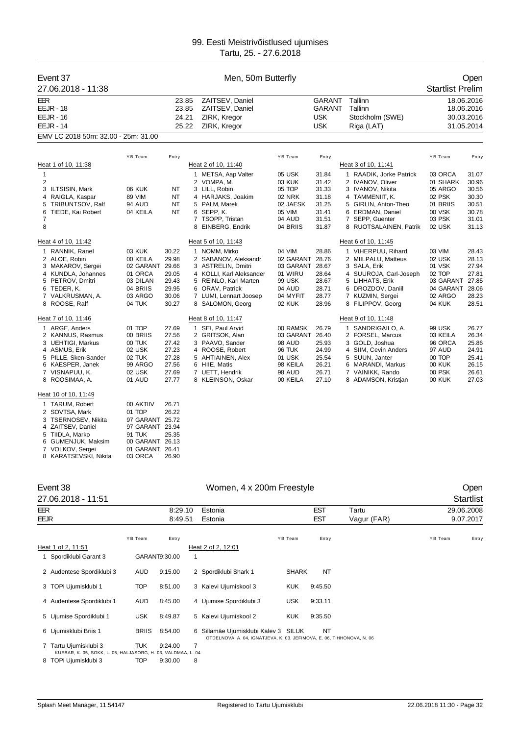# 99. Eesti Meistrivõistlused ujumises

Tartu, 25. - 27.6.2018

## Event 37 — Men, 50m Butterfly — Open

27.06.2018 - 11:38 — Startlist Prelim

| | | | | | |
|---|---|---|---|---|---|
| EER | 23.85 | ZAITSEV, Daniel | GARANT | Tallinn | 18.06.2016 |
| EEJR - 18 | 23.85 | ZAITSEV, Daniel | GARANT | Tallinn | 18.06.2016 |
| EEJR - 16 | 24.21 | ZIRK, Kregor | USK | Stockholm (SWE) | 30.03.2016 |
| EEJR - 14 | 25.22 | ZIRK, Kregor | USK | Riga (LAT) | 31.05.2014 |

EMV LC 2018 50m: 32.00 - 25m: 31.00

### Heat 1 of 10, 11:38

| Lane | Name | YB | Team | Entry |
|---|---|---|---|---|
| 1 | | | | |
| 2 | | | | |
| 3 | ILTSISIN, Mark | 06 | KUK | NT |
| 4 | RAIGLA, Kaspar | 89 | VIM | NT |
| 5 | TRIBUNTSOV, Ralf | 94 | AUD | NT |
| 6 | TIEDE, Kai Robert | 04 | KEILA | NT |
| 7 | | | | |
| 8 | | | | |

### Heat 2 of 10, 11:40

| Lane | Name | YB | Team | Entry |
|---|---|---|---|---|
| 1 | METSA, Aap Valter | 05 | USK | 31.84 |
| 2 | VOMPA, M. | 03 | KUK | 31.42 |
| 3 | LILL, Robin | 05 | TOP | 31.33 |
| 4 | HARJAKS, Joakim | 02 | NRK | 31.18 |
| 5 | PALM, Marek | 02 | JAESK | 31.25 |
| 6 | SEPP, K. | 05 | VIM | 31.41 |
| 7 | TSOPP, Tristan | 04 | AUD | 31.51 |
| 8 | EINBERG, Endrik | 04 | BRIIS | 31.87 |

### Heat 3 of 10, 11:41

| Lane | Name | YB | Team | Entry |
|---|---|---|---|---|
| 1 | RAADIK, Jorke Patrick | 03 | ORCA | 31.07 |
| 2 | IVANOV, Oliver | 01 | SHARK | 30.96 |
| 3 | IVANOV, Nikita | 05 | ARGO | 30.56 |
| 4 | TAMMENIIT, K. | 02 | PSK | 30.30 |
| 5 | GIRLIN, Anton-Theo | 01 | BRIIS | 30.51 |
| 6 | ERDMAN, Daniel | 00 | VSK | 30.78 |
| 7 | SEPP, Guenter | 03 | PSK | 31.01 |
| 8 | RUOTSALAINEN, Patrik | 02 | USK | 31.13 |

### Heat 4 of 10, 11:42

| Lane | Name | YB | Team | Entry |
|---|---|---|---|---|
| 1 | RANNIK, Ranel | 03 | KUK | 30.22 |
| 2 | ALOE, Robin | 00 | KEILA | 29.98 |
| 3 | MAKAROV, Sergei | 02 | GARANT | 29.66 |
| 4 | KUNDLA, Johannes | 01 | ORCA | 29.05 |
| 5 | PETROV, Dmitri | 03 | DILAN | 29.43 |
| 6 | TEDER, K. | 04 | BRIIS | 29.95 |
| 7 | VALKRUSMAN, A. | 03 | ARGO | 30.06 |
| 8 | ROOSE, Ralf | 04 | TUK | 30.27 |

### Heat 5 of 10, 11:43

| Lane | Name | YB | Team | Entry |
|---|---|---|---|---|
| 1 | NOMM, Mirko | 04 | VIM | 28.86 |
| 2 | SABANOV, Aleksandr | 02 | GARANT | 28.76 |
| 3 | ASTRELIN, Dmitri | 03 | GARANT | 28.67 |
| 4 | KOLLI, Karl Aleksander | 01 | WIRU | 28.64 |
| 5 | REINLO, Karl Marten | 99 | USK | 28.67 |
| 6 | ORAV, Patrick | 04 | AUD | 28.71 |
| 7 | LUMI, Lennart Joosep | 04 | MYFIT | 28.77 |
| 8 | SALOMON, Georg | 02 | KUK | 28.96 |

### Heat 6 of 10, 11:45

| Lane | Name | YB | Team | Entry |
|---|---|---|---|---|
| 1 | VIHERPUU, Rihard | 03 | VIM | 28.43 |
| 2 | MIILPALU, Matteus | 02 | USK | 28.13 |
| 3 | SALA, Erik | 01 | VSK | 27.94 |
| 4 | SUUROJA, Carl-Joseph | 02 | TOP | 27.81 |
| 5 | LIHHATS, Erik | 03 | GARANT | 27.85 |
| 6 | DROZDOV, Daniil | 04 | GARANT | 28.06 |
| 7 | KUZMIN, Sergei | 02 | ARGO | 28.23 |
| 8 | FILIPPOV, Georg | 04 | KUK | 28.51 |

### Heat 7 of 10, 11:46

| Lane | Name | YB | Team | Entry |
|---|---|---|---|---|
| 1 | ARGE, Anders | 01 | TOP | 27.69 |
| 2 | KANNUS, Rasmus | 00 | BRIIS | 27.56 |
| 3 | UEHTIGI, Markus | 00 | TUK | 27.42 |
| 4 | ASMUS, Erik | 02 | USK | 27.23 |
| 5 | PILLE, Sken-Sander | 02 | TUK | 27.28 |
| 6 | KAESPER, Janek | 99 | ARGO | 27.56 |
| 7 | VISNAPUU, K. | 02 | USK | 27.69 |
| 8 | ROOSIMAA, A. | 01 | AUD | 27.77 |

### Heat 8 of 10, 11:47

| Lane | Name | YB | Team | Entry |
|---|---|---|---|---|
| 1 | SEI, Paul Arvid | 00 | RAMSK | 26.79 |
| 2 | GRITSOK, Alan | 03 | GARANT | 26.40 |
| 3 | PAAVO, Sander | 98 | AUD | 25.93 |
| 4 | ROOSE, Robert | 96 | TUK | 24.99 |
| 5 | AHTIAINEN, Alex | 01 | USK | 25.54 |
| 6 | HIIE, Matis | 98 | KEILA | 26.21 |
| 7 | UETT, Hendrik | 98 | AUD | 26.71 |
| 8 | KLEINSON, Oskar | 00 | KEILA | 27.10 |

### Heat 9 of 10, 11:48

| Lane | Name | YB | Team | Entry |
|---|---|---|---|---|
| 1 | SANDRIGAILO, A. | 99 | USK | 26.77 |
| 2 | FORSEL, Marcus | 03 | KEILA | 26.34 |
| 3 | GOLD, Joshua | 96 | ORCA | 25.86 |
| 4 | SIIM, Cevin Anders | 97 | AUD | 24.91 |
| 5 | SUUN, Janter | 00 | TOP | 25.41 |
| 6 | MARANDI, Markus | 00 | KUK | 26.15 |
| 7 | VAINIKK, Rando | 00 | PSK | 26.61 |
| 8 | ADAMSON, Kristjan | 00 | KUK | 27.03 |

### Heat 10 of 10, 11:49

| Lane | Name | YB | Team | Entry |
|---|---|---|---|---|
| 1 | TARUM, Robert | 00 | AKTIIV | 26.71 |
| 2 | SOVTSA, Mark | 01 | TOP | 26.22 |
| 3 | TSERNOSEV, Nikita | 97 | GARANT | 25.72 |
| 4 | ZAITSEV, Daniel | 97 | GARANT | 23.94 |
| 5 | TIIDLA, Marko | 91 | TUK | 25.35 |
| 6 | GUMENJUK, Maksim | 00 | GARANT | 26.13 |
| 7 | VOLKOV, Sergei | 01 | GARANT | 26.41 |
| 8 | KARATSEVSKI, Nikita | 03 | ORCA | 26.90 |

## Event 38 — Women, 4 x 200m Freestyle — Open

27.06.2018 - 11:51 — Startlist

| | | | | | |
|---|---|---|---|---|---|
| EER | 8:29.10 | Estonia | EST | Tartu | 29.06.2008 |
| EEJR | 8:49.51 | Estonia | EST | Vagur (FAR) | 9.07.2017 |

### Heat 1 of 2, 11:51

| Lane | Team | Code | Entry |
|---|---|---|---|
| 1 | Spordiklubi Garant 3 | GARANT | 9:30.00 |
| 2 | Audentese Spordiklubi 3 | AUD | 9:15.00 |
| 3 | TOPi Ujumisklubi 1 | TOP | 8:51.00 |
| 4 | Audentese Spordiklubi 1 | AUD | 8:45.00 |
| 5 | Ujumise Spordiklubi 1 | USK | 8:49.87 |
| 6 | Ujumisklubi Briis 1 | BRIIS | 8:54.00 |
| 7 | Tartu Ujumisklubi 3 (KUEBAR, K. 05, SOKK, L. 05, HALJASORG, H. 03, VALDMAA, L. 04) | TUK | 9:24.00 |
| 8 | TOPi Ujumisklubi 3 | TOP | 9:30.00 |

### Heat 2 of 2, 12:01

| Lane | Team | Code | Entry |
|---|---|---|---|
| 1 | | | |
| 2 | Spordiklubi Shark 1 | SHARK | NT |
| 3 | Kalevi Ujumiskool 3 | KUK | 9:45.50 |
| 4 | Ujumise Spordiklubi 3 | USK | 9:33.11 |
| 5 | Kalevi Ujumiskool 2 | KUK | 9:35.50 |
| 6 | Sillamäe Ujumisklubi Kalev 3 (OTDELNOVA, A. 04, IGNATJEVA, K. 03, JEFIMOVA, E. 06, TIHHONOVA, N. 06) | SILUK | NT |
| 7 | | | |
| 8 | | | |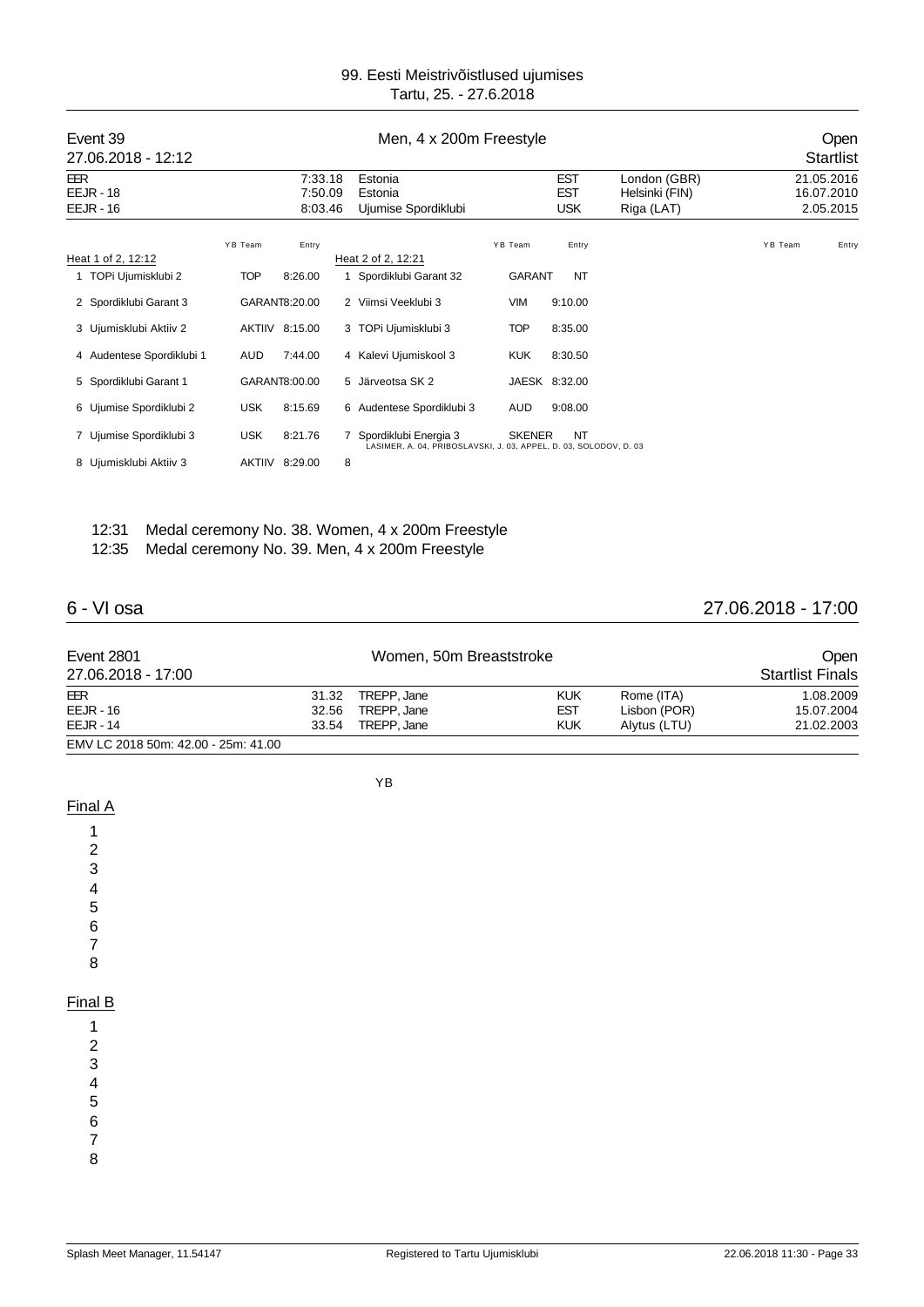99. Eesti Meistrivõistlused ujumises
Tartu, 25. - 27.6.2018

## Event 39 — Men, 4 x 200m Freestyle — Open

27.06.2018 - 12:12 — Startlist

| | | | | | |
|---|---|---|---|---|---|
| EER | 7:33.18 | Estonia | EST | London (GBR) | 21.05.2016 |
| EEJR - 18 | 7:50.09 | Estonia | EST | Helsinki (FIN) | 16.07.2010 |
| EEJR - 16 | 8:03.46 | Ujumise Spordiklubi | USK | Riga (LAT) | 2.05.2015 |

**Heat 1 of 2, 12:12**

| | | YB Team | Entry |
|---|---|---|---|
| 1 | TOPi Ujumisklubi 2 | TOP | 8:26.00 |
| 2 | Spordiklubi Garant 3 | GARANT | 8:20.00 |
| 3 | Ujumisklubi Aktiiv 2 | AKTIIV | 8:15.00 |
| 4 | Audentese Spordiklubi 1 | AUD | 7:44.00 |
| 5 | Spordiklubi Garant 1 | GARANT | 8:00.00 |
| 6 | Ujumise Spordiklubi 2 | USK | 8:15.69 |
| 7 | Ujumise Spordiklubi 3 | USK | 8:21.76 |
| 8 | Ujumisklubi Aktiiv 3 | AKTIIV | 8:29.00 |

**Heat 2 of 2, 12:21**

| | | YB Team | Entry |
|---|---|---|---|
| 1 | Spordiklubi Garant 32 | GARANT | NT |
| 2 | Viimsi Veeklubi 3 | VIM | 9:10.00 |
| 3 | TOPi Ujumisklubi 3 | TOP | 8:35.00 |
| 4 | Kalevi Ujumiskool 3 | KUK | 8:30.50 |
| 5 | Järveotsa SK 2 | JAESK | 8:32.00 |
| 6 | Audentese Spordiklubi 3 | AUD | 9:08.00 |
| 7 | Spordiklubi Energia 3 (LASIMER, A. 04, PRIBOSLAVSKI, J. 03, APPEL, D. 03, SOLODOV, D. 03) | SKENER | NT |
| 8 | | | |

12:31 Medal ceremony No. 38. Women, 4 x 200m Freestyle

12:35 Medal ceremony No. 39. Men, 4 x 200m Freestyle

# 6 - VI osa — 27.06.2018 - 17:00

## Event 2801 — Women, 50m Breaststroke — Open

27.06.2018 - 17:00 — Startlist Finals

| | | | | | |
|---|---|---|---|---|---|
| EER | 31.32 | TREPP, Jane | KUK | Rome (ITA) | 1.08.2009 |
| EEJR - 16 | 32.56 | TREPP, Jane | EST | Lisbon (POR) | 15.07.2004 |
| EEJR - 14 | 33.54 | TREPP, Jane | KUK | Alytus (LTU) | 21.02.2003 |

EMV LC 2018 50m: 42.00 - 25m: 41.00

YB

**Final A**

1
2
3
4
5
6
7
8

**Final B**

1
2
3
4
5
6
7
8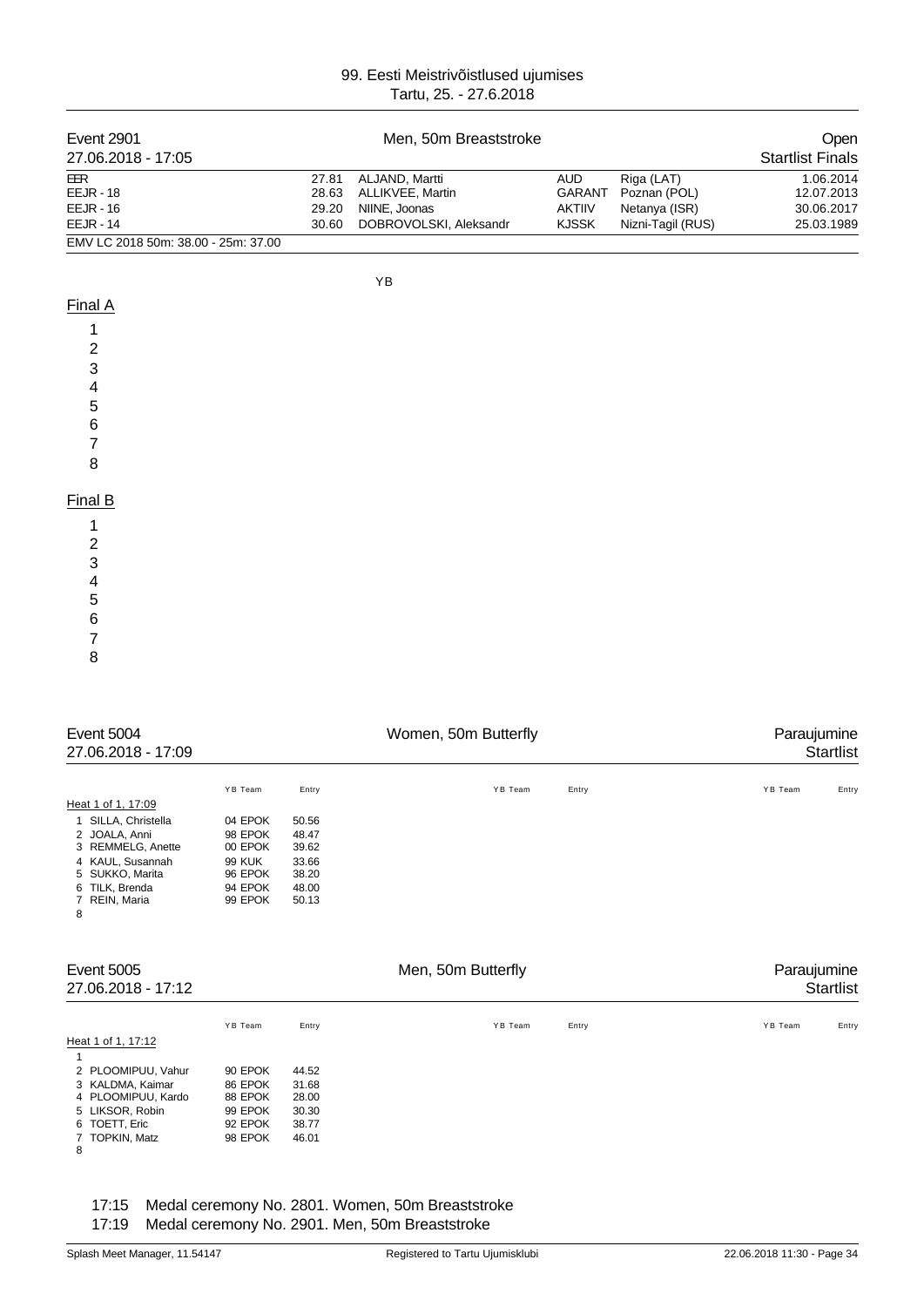99. Eesti Meistrivõistlused ujumises
Tartu, 25. - 27.6.2018

## Event 2901 — Men, 50m Breaststroke — Open

27.06.2018 - 17:05 — Startlist Finals

| | | | | | |
|---|---|---|---|---|---|
| EER | 27.81 | ALJAND, Martti | AUD | Riga (LAT) | 1.06.2014 |
| EEJR - 18 | 28.63 | ALLIKVEE, Martin | GARANT | Poznan (POL) | 12.07.2013 |
| EEJR - 16 | 29.20 | NIINE, Joonas | AKTIIV | Netanya (ISR) | 30.06.2017 |
| EEJR - 14 | 30.60 | DOBROVOLSKI, Aleksandr | KJSSK | Nizni-Tagil (RUS) | 25.03.1989 |

EMV LC 2018 50m: 38.00 - 25m: 37.00

YB

### Final A

1
2
3
4
5
6
7
8

### Final B

1
2
3
4
5
6
7
8

## Event 5004 — Women, 50m Butterfly — Paraujumine

27.06.2018 - 17:09 — Startlist

Heat 1 of 1, 17:09

| | Name | YB | Team | Entry |
|---|---|---|---|---|
| 1 | SILLA, Christella | 04 | EPOK | 50.56 |
| 2 | JOALA, Anni | 98 | EPOK | 48.47 |
| 3 | REMMELG, Anette | 00 | EPOK | 39.62 |
| 4 | KAUL, Susannah | 99 | KUK | 33.66 |
| 5 | SUKKO, Marita | 96 | EPOK | 38.20 |
| 6 | TILK, Brenda | 94 | EPOK | 48.00 |
| 7 | REIN, Maria | 99 | EPOK | 50.13 |
| 8 | | | | |

## Event 5005 — Men, 50m Butterfly — Paraujumine

27.06.2018 - 17:12 — Startlist

Heat 1 of 1, 17:12

| | Name | YB | Team | Entry |
|---|---|---|---|---|
| 1 | | | | |
| 2 | PLOOMIPUU, Vahur | 90 | EPOK | 44.52 |
| 3 | KALDMA, Kaimar | 86 | EPOK | 31.68 |
| 4 | PLOOMIPUU, Kardo | 88 | EPOK | 28.00 |
| 5 | LIKSOR, Robin | 99 | EPOK | 30.30 |
| 6 | TOETT, Eric | 92 | EPOK | 38.77 |
| 7 | TOPKIN, Matz | 98 | EPOK | 46.01 |
| 8 | | | | |

17:15 Medal ceremony No. 2801. Women, 50m Breaststroke
17:19 Medal ceremony No. 2901. Men, 50m Breaststroke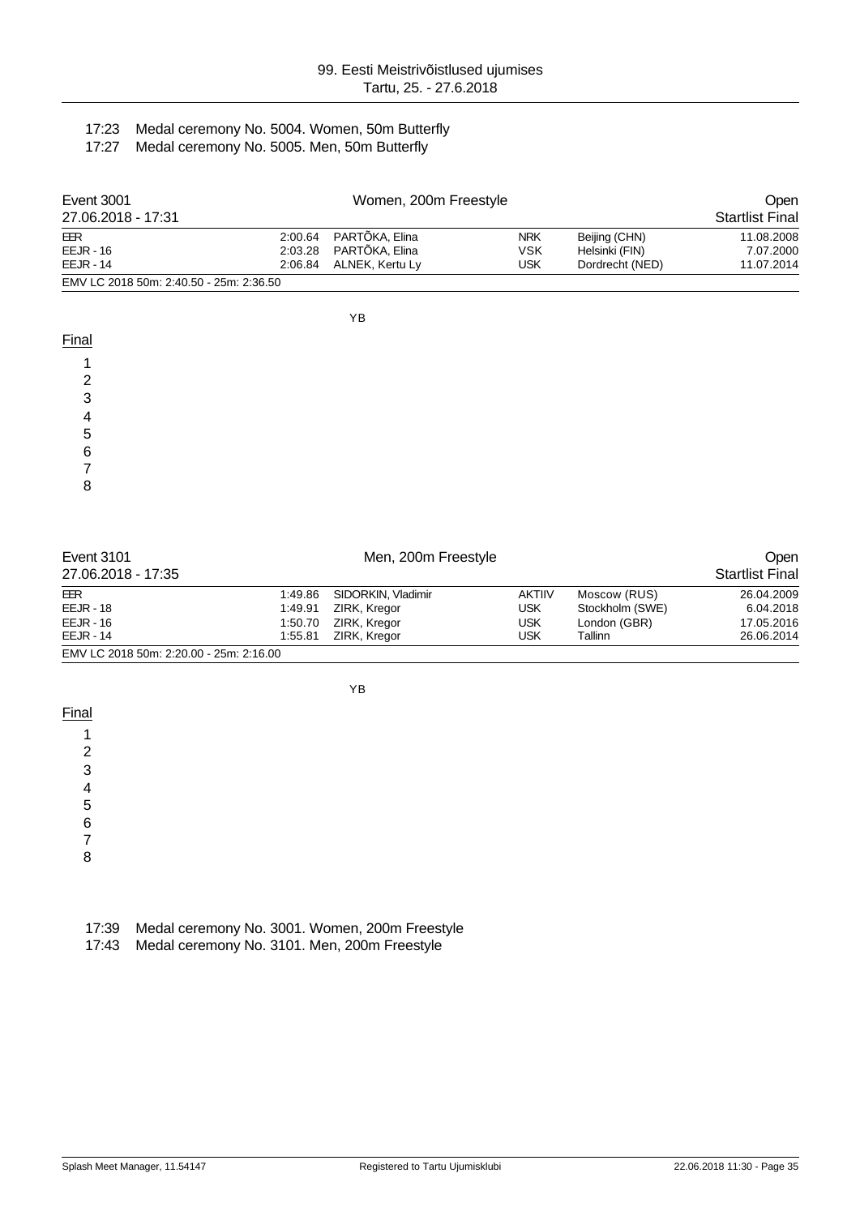17:23 Medal ceremony No. 5004. Women, 50m Butterfly
17:27 Medal ceremony No. 5005. Men, 50m Butterfly

## Event 3001 — Women, 200m Freestyle — Open

27.06.2018 - 17:31 — Startlist Final

| | | | | | |
|---|---|---|---|---|---|
| EER | 2:00.64 | PARTÕKA, Elina | NRK | Beijing (CHN) | 11.08.2008 |
| EEJR - 16 | 2:03.28 | PARTÕKA, Elina | VSK | Helsinki (FIN) | 7.07.2000 |
| EEJR - 14 | 2:06.84 | ALNEK, Kertu Ly | USK | Dordrecht (NED) | 11.07.2014 |

EMV LC 2018 50m: 2:40.50 - 25m: 2:36.50

YB

**Final**

1
2
3
4
5
6
7
8

## Event 3101 — Men, 200m Freestyle — Open

27.06.2018 - 17:35 — Startlist Final

| | | | | | |
|---|---|---|---|---|---|
| EER | 1:49.86 | SIDORKIN, Vladimir | AKTIIV | Moscow (RUS) | 26.04.2009 |
| EEJR - 18 | 1:49.91 | ZIRK, Kregor | USK | Stockholm (SWE) | 6.04.2018 |
| EEJR - 16 | 1:50.70 | ZIRK, Kregor | USK | London (GBR) | 17.05.2016 |
| EEJR - 14 | 1:55.81 | ZIRK, Kregor | USK | Tallinn | 26.06.2014 |

EMV LC 2018 50m: 2:20.00 - 25m: 2:16.00

YB

**Final**

1
2
3
4
5
6
7
8

17:39 Medal ceremony No. 3001. Women, 200m Freestyle
17:43 Medal ceremony No. 3101. Men, 200m Freestyle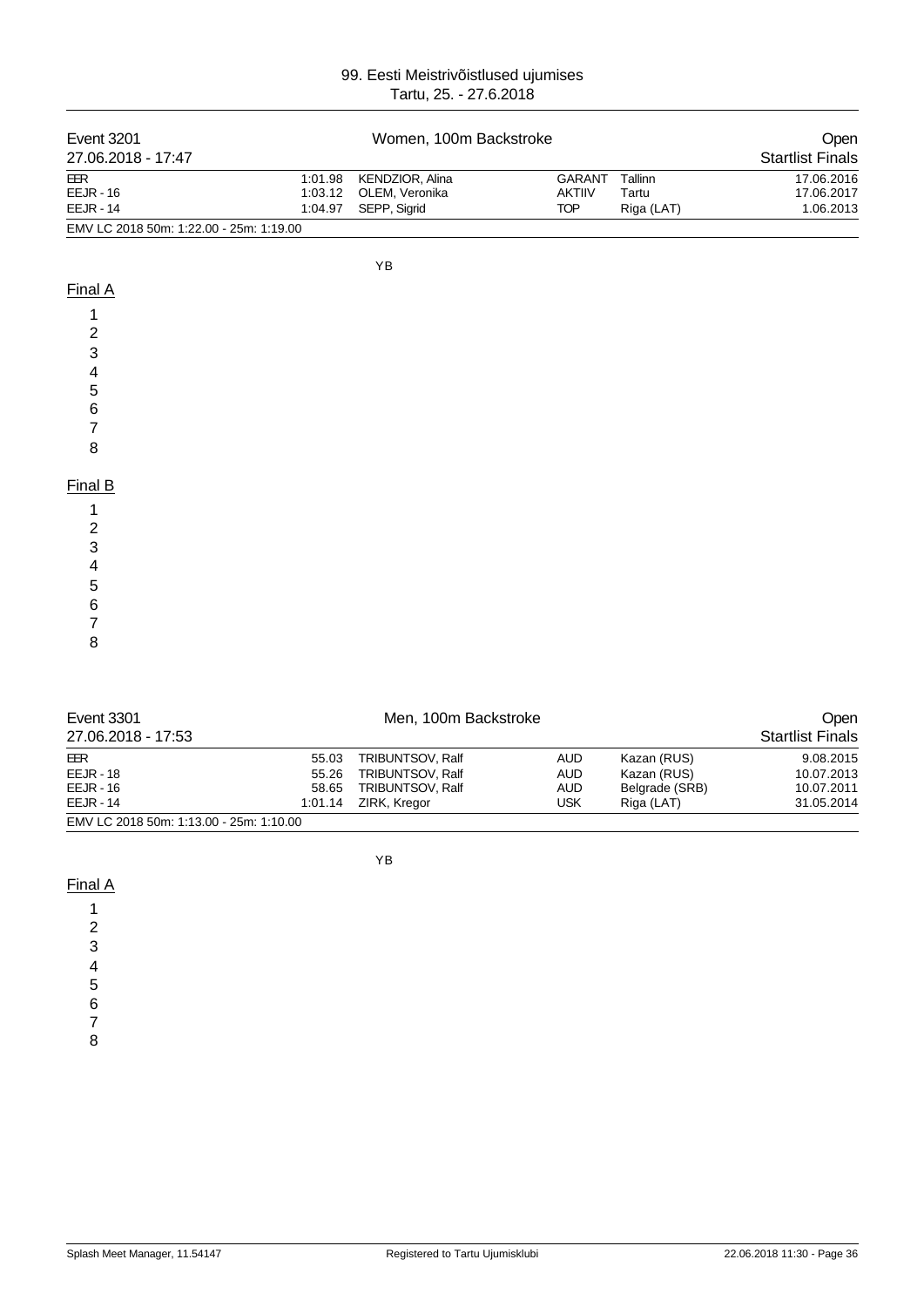# 99. Eesti Meistrivõistlused ujumises

Tartu, 25. - 27.6.2018

## Event 3201 — Women, 100m Backstroke — Open

27.06.2018 - 17:47 — Startlist Finals

| | | | | | |
|---|---|---|---|---|---|
| EER | 1:01.98 | KENDZIOR, Alina | GARANT | Tallinn | 17.06.2016 |
| EEJR - 16 | 1:03.12 | OLEM, Veronika | AKTIIV | Tartu | 17.06.2017 |
| EEJR - 14 | 1:04.97 | SEPP, Sigrid | TOP | Riga (LAT) | 1.06.2013 |

EMV LC 2018 50m: 1:22.00 - 25m: 1:19.00

YB

### Final A

1
2
3
4
5
6
7
8

### Final B

1
2
3
4
5
6
7
8

## Event 3301 — Men, 100m Backstroke — Open

27.06.2018 - 17:53 — Startlist Finals

| | | | | | |
|---|---|---|---|---|---|
| EER | 55.03 | TRIBUNTSOV, Ralf | AUD | Kazan (RUS) | 9.08.2015 |
| EEJR - 18 | 55.26 | TRIBUNTSOV, Ralf | AUD | Kazan (RUS) | 10.07.2013 |
| EEJR - 16 | 58.65 | TRIBUNTSOV, Ralf | AUD | Belgrade (SRB) | 10.07.2011 |
| EEJR - 14 | 1:01.14 | ZIRK, Kregor | USK | Riga (LAT) | 31.05.2014 |

EMV LC 2018 50m: 1:13.00 - 25m: 1:10.00

YB

### Final A

1
2
3
4
5
6
7
8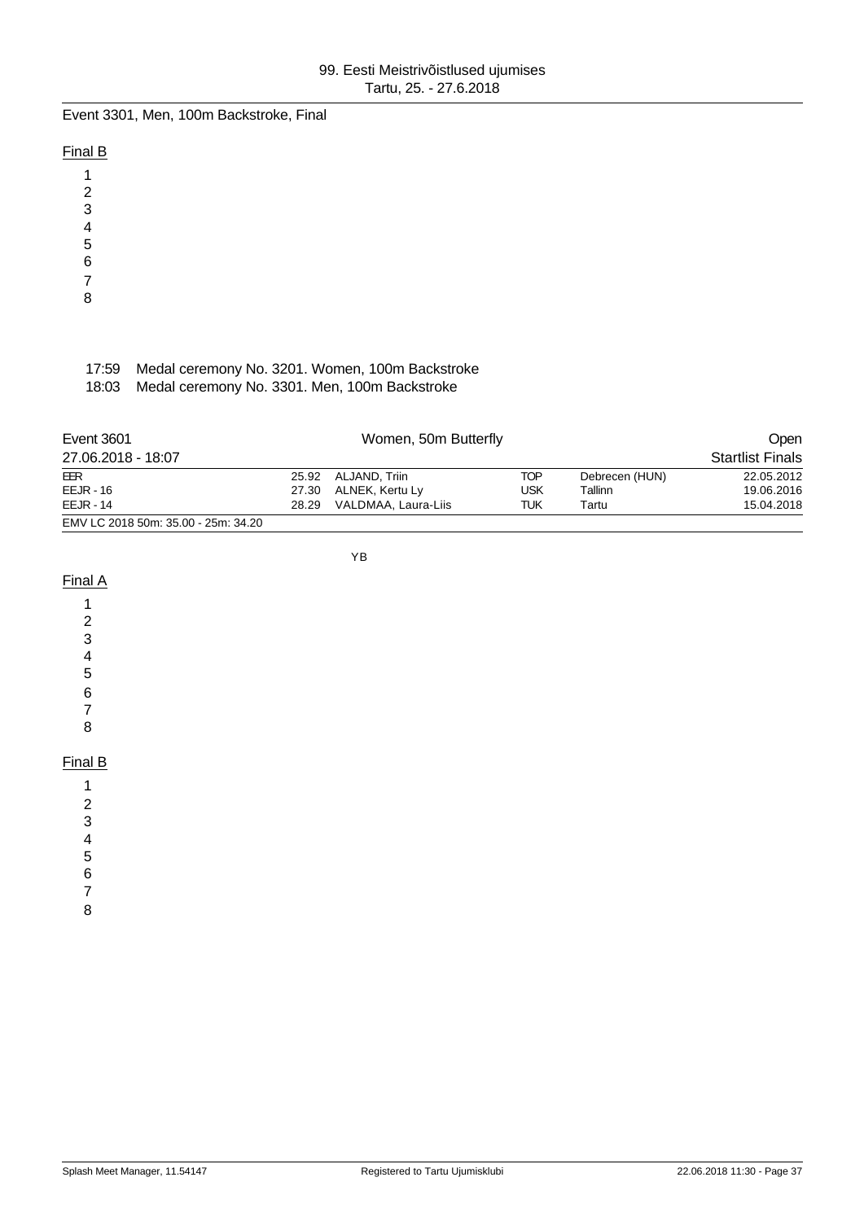Event 3301, Men, 100m Backstroke, Final

Final B

1
2
3
4
5
6
7
8

17:59 Medal ceremony No. 3201. Women, 100m Backstroke
18:03 Medal ceremony No. 3301. Men, 100m Backstroke

| Event 3601 | Women, 50m Butterfly | | | | Open |
|---|---|---|---|---|---|
| 27.06.2018 - 18:07 | | | | | Startlist Finals |
| EER | 25.92 | ALJAND, Triin | TOP | Debrecen (HUN) | 22.05.2012 |
| EEJR - 16 | 27.30 | ALNEK, Kertu Ly | USK | Tallinn | 19.06.2016 |
| EEJR - 14 | 28.29 | VALDMAA, Laura-Liis | TUK | Tartu | 15.04.2018 |
| EMV LC 2018 50m: 35.00 - 25m: 34.20 | | | | | |

YB

Final A

1
2
3
4
5
6
7
8

Final B

1
2
3
4
5
6
7
8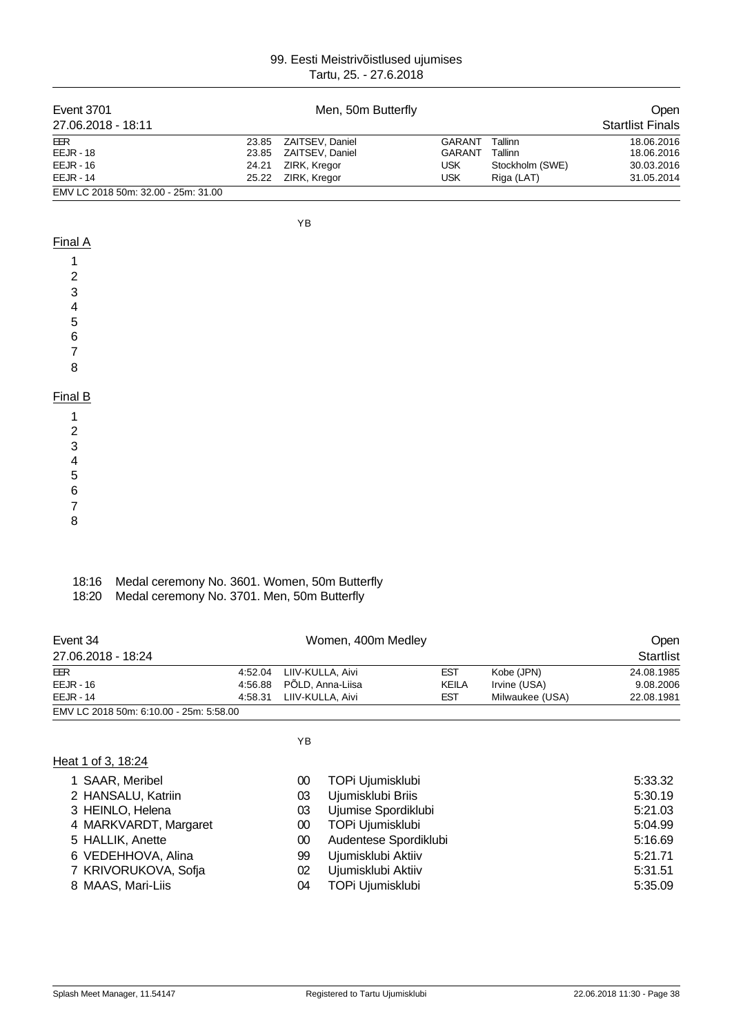99. Eesti Meistrivõistlused ujumises
Tartu, 25. - 27.6.2018

| Event 3701 | | Men, 50m Butterfly | | | Open |
|---|---|---|---|---|---|
| 27.06.2018 - 18:11 | | | | | Startlist Finals |
| EER | 23.85 | ZAITSEV, Daniel | GARANT | Tallinn | 18.06.2016 |
| EEJR - 18 | 23.85 | ZAITSEV, Daniel | GARANT | Tallinn | 18.06.2016 |
| EEJR - 16 | 24.21 | ZIRK, Kregor | USK | Stockholm (SWE) | 30.03.2016 |
| EEJR - 14 | 25.22 | ZIRK, Kregor | USK | Riga (LAT) | 31.05.2014 |

EMV LC 2018 50m: 32.00 - 25m: 31.00

YB

Final A

1
2
3
4
5
6
7
8

Final B

1
2
3
4
5
6
7
8

18:16 Medal ceremony No. 3601. Women, 50m Butterfly
18:20 Medal ceremony No. 3701. Men, 50m Butterfly

| Event 34 | | Women, 400m Medley | | | Open |
|---|---|---|---|---|---|
| 27.06.2018 - 18:24 | | | | | Startlist |
| EER | 4:52.04 | LIIV-KULLA, Aivi | EST | Kobe (JPN) | 24.08.1985 |
| EEJR - 16 | 4:56.88 | PÕLD, Anna-Liisa | KEILA | Irvine (USA) | 9.08.2006 |
| EEJR - 14 | 4:58.31 | LIIV-KULLA, Aivi | EST | Milwaukee (USA) | 22.08.1981 |

EMV LC 2018 50m: 6:10.00 - 25m: 5:58.00

Heat 1 of 3, 18:24

| Lane | Name | YB | Club | Entry time |
|---|---|---|---|---|
| 1 | SAAR, Meribel | 00 | TOPi Ujumisklubi | 5:33.32 |
| 2 | HANSALU, Katriin | 03 | Ujumisklubi Briis | 5:30.19 |
| 3 | HEINLO, Helena | 03 | Ujumise Spordiklubi | 5:21.03 |
| 4 | MARKVARDT, Margaret | 00 | TOPi Ujumisklubi | 5:04.99 |
| 5 | HALLIK, Anette | 00 | Audentese Spordiklubi | 5:16.69 |
| 6 | VEDEHHOVA, Alina | 99 | Ujumisklubi Aktiiv | 5:21.71 |
| 7 | KRIVORUKOVA, Sofja | 02 | Ujumisklubi Aktiiv | 5:31.51 |
| 8 | MAAS, Mari-Liis | 04 | TOPi Ujumisklubi | 5:35.09 |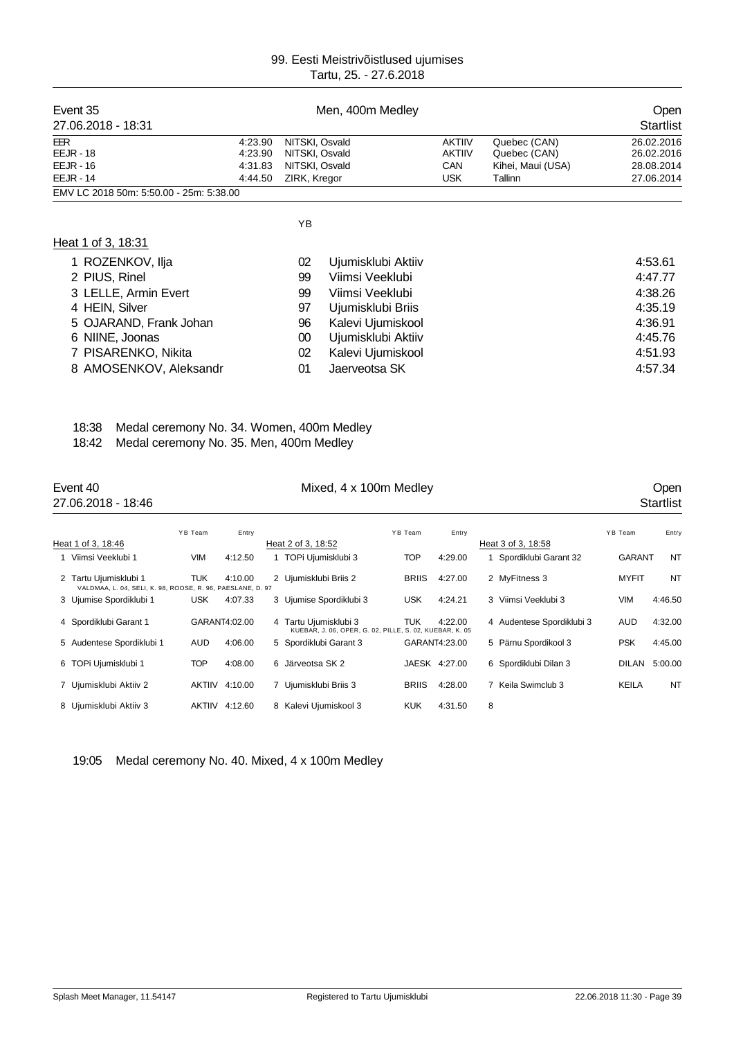99. Eesti Meistrivõistlused ujumises
Tartu, 25. - 27.6.2018

## Event 35 — Men, 400m Medley — Open

27.06.2018 - 18:31 — Startlist

| | | | | | | |
|---|---|---|---|---|---|---|
| EER | 4:23.90 | NITSKI, Osvald | AKTIIV | Quebec (CAN) | 26.02.2016 |
| EEJR - 18 | 4:23.90 | NITSKI, Osvald | AKTIIV | Quebec (CAN) | 26.02.2016 |
| EEJR - 16 | 4:31.83 | NITSKI, Osvald | CAN | Kihei, Maui (USA) | 28.08.2014 |
| EEJR - 14 | 4:44.50 | ZIRK, Kregor | USK | Tallinn | 27.06.2014 |

EMV LC 2018 50m: 5:50.00 - 25m: 5:38.00

Heat 1 of 3, 18:31

| | | YB | | |
|---|---|---|---|---|
| 1 | ROZENKOV, Ilja | 02 | Ujumisklubi Aktiiv | 4:53.61 |
| 2 | PIUS, Rinel | 99 | Viimsi Veeklubi | 4:47.77 |
| 3 | LELLE, Armin Evert | 99 | Viimsi Veeklubi | 4:38.26 |
| 4 | HEIN, Silver | 97 | Ujumisklubi Briis | 4:35.19 |
| 5 | OJARAND, Frank Johan | 96 | Kalevi Ujumiskool | 4:36.91 |
| 6 | NIINE, Joonas | 00 | Ujumisklubi Aktiiv | 4:45.76 |
| 7 | PISARENKO, Nikita | 02 | Kalevi Ujumiskool | 4:51.93 |
| 8 | AMOSENKOV, Aleksandr | 01 | Jaerveotsa SK | 4:57.34 |

18:38 Medal ceremony No. 34. Women, 400m Medley
18:42 Medal ceremony No. 35. Men, 400m Medley

## Event 40 — Mixed, 4 x 100m Medley — Open

27.06.2018 - 18:46 — Startlist

Heat 1 of 3, 18:46

| | Team | YB Team | Entry |
|---|---|---|---|
| 1 | Viimsi Veeklubi 1 | VIM | 4:12.50 |
| 2 | Tartu Ujumisklubi 1<br>VALDMAA, L. 04, SELI, K. 98, ROOSE, R. 96, PAESLANE, D. 97 | TUK | 4:10.00 |
| 3 | Ujumise Spordiklubi 1 | USK | 4:07.33 |
| 4 | Spordiklubi Garant 1 | GARANT | 4:02.00 |
| 5 | Audentese Spordiklubi 1 | AUD | 4:06.00 |
| 6 | TOPi Ujumisklubi 1 | TOP | 4:08.00 |
| 7 | Ujumisklubi Aktiiv 2 | AKTIIV | 4:10.00 |
| 8 | Ujumisklubi Aktiiv 3 | AKTIIV | 4:12.60 |

Heat 2 of 3, 18:52

| | Team | YB Team | Entry |
|---|---|---|---|
| 1 | TOPi Ujumisklubi 3 | TOP | 4:29.00 |
| 2 | Ujumisklubi Briis 2 | BRIIS | 4:27.00 |
| 3 | Ujumise Spordiklubi 3 | USK | 4:24.21 |
| 4 | Tartu Ujumisklubi 3<br>KUEBAR, J. 06, OPER, G. 02, PILLE, S. 02, KUEBAR, K. 05 | TUK | 4:22.00 |
| 5 | Spordiklubi Garant 3 | GARANT | 4:23.00 |
| 6 | Järveotsa SK 2 | JAESK | 4:27.00 |
| 7 | Ujumisklubi Briis 3 | BRIIS | 4:28.00 |
| 8 | Kalevi Ujumiskool 3 | KUK | 4:31.50 |

Heat 3 of 3, 18:58

| | Team | YB Team | Entry |
|---|---|---|---|
| 1 | Spordiklubi Garant 32 | GARANT | NT |
| 2 | MyFitness 3 | MYFIT | NT |
| 3 | Viimsi Veeklubi 3 | VIM | 4:46.50 |
| 4 | Audentese Spordiklubi 3 | AUD | 4:32.00 |
| 5 | Pärnu Spordikool 3 | PSK | 4:45.00 |
| 6 | Spordiklubi Dilan 3 | DILAN | 5:00.00 |
| 7 | Keila Swimclub 3 | KEILA | NT |
| 8 | | | |

19:05 Medal ceremony No. 40. Mixed, 4 x 100m Medley